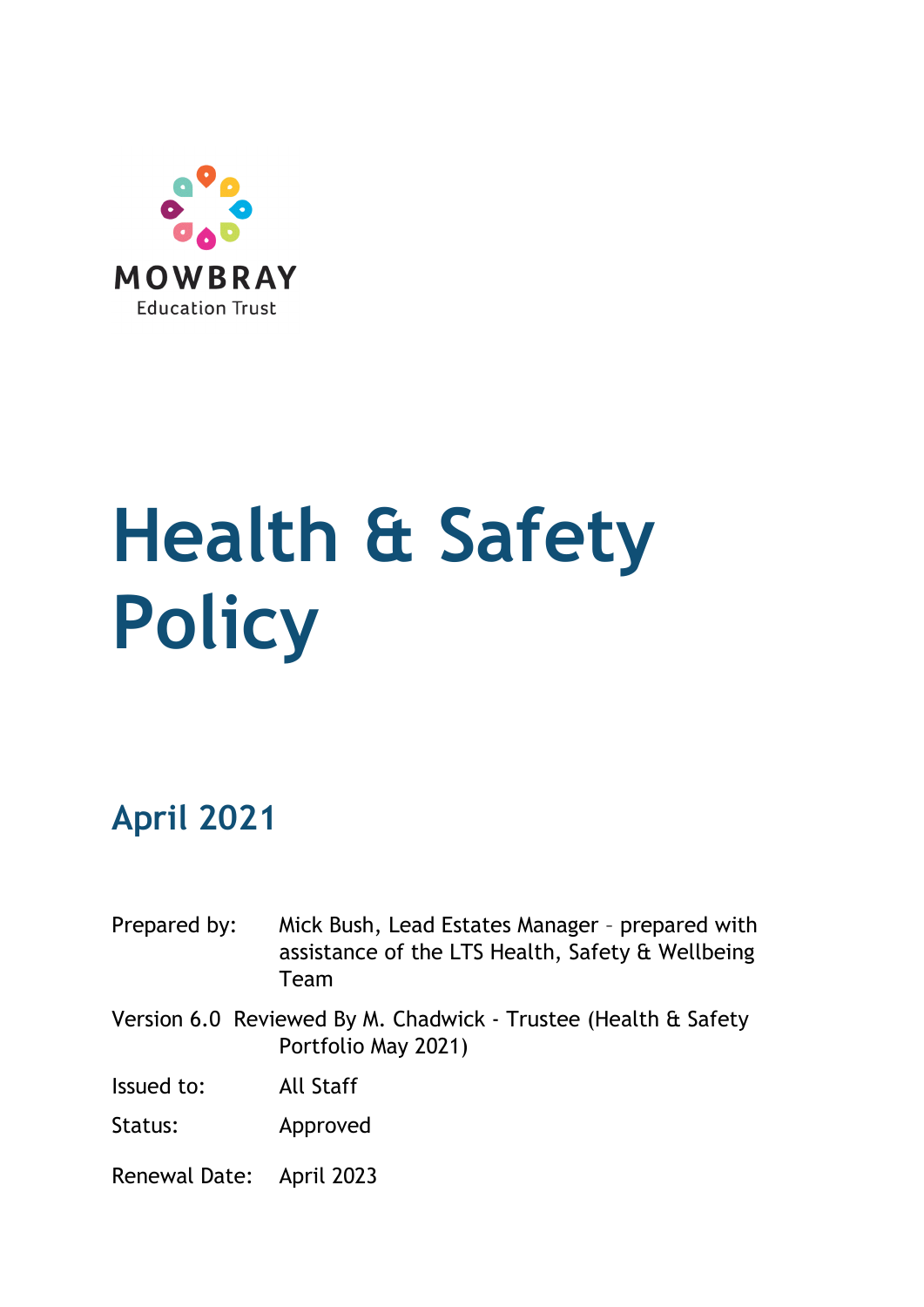MOWBRAY

Education Trust

# Health & Safety Policy

## April 2021

Prepared by: Mick Bush, Lead Estates Manager – prepared with assistance of the LTS Health, Safety & Wellbeing Team

Version 6.0 Reviewed By M. Chadwick - Trustee (Health & Safety Portfolio May 2021)

Issued to: All Staff

Status: Approved

Renewal Date: April 2023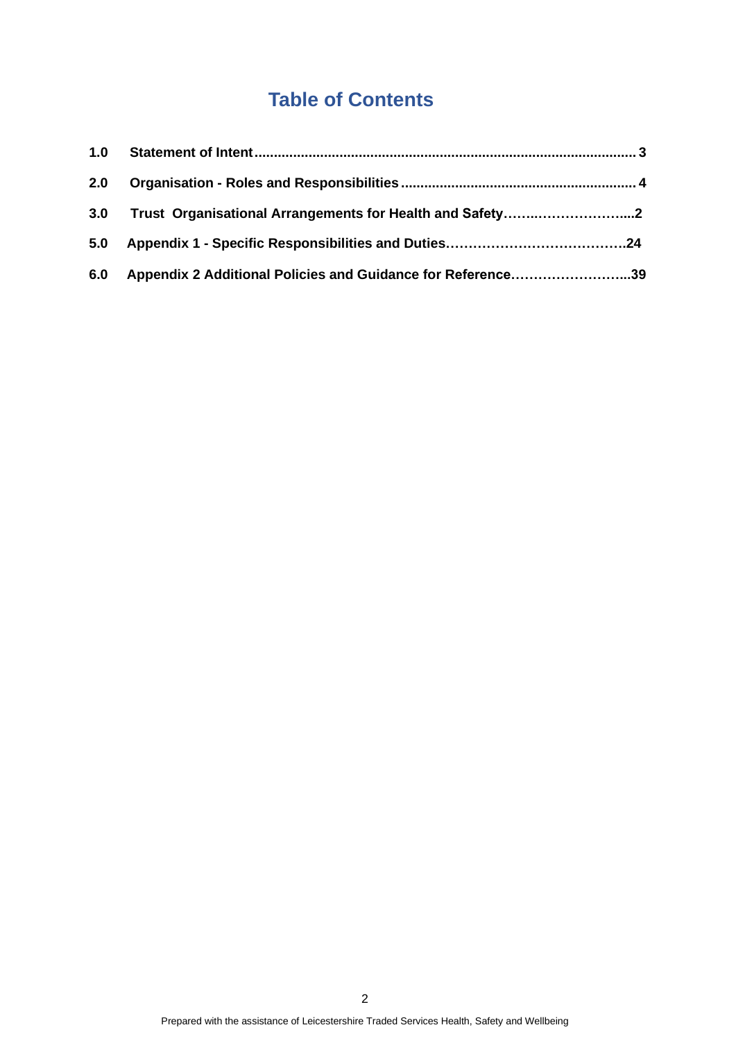# Table of Contents

**1.0 Statement of Intent ....................................................................................................... 3**

**2.0 Organisation - Roles and Responsibilities ............................................................ 4**

**3.0 Trust Organisational Arrangements for Health and Safety…….………………...2**

**5.0 Appendix 1 - Specific Responsibilities and Duties………………………………….24**

**6.0 Appendix 2 Additional Policies and Guidance for Reference……………………...39**

Prepared with the assistance of Leicestershire Traded Services Health, Safety and Wellbeing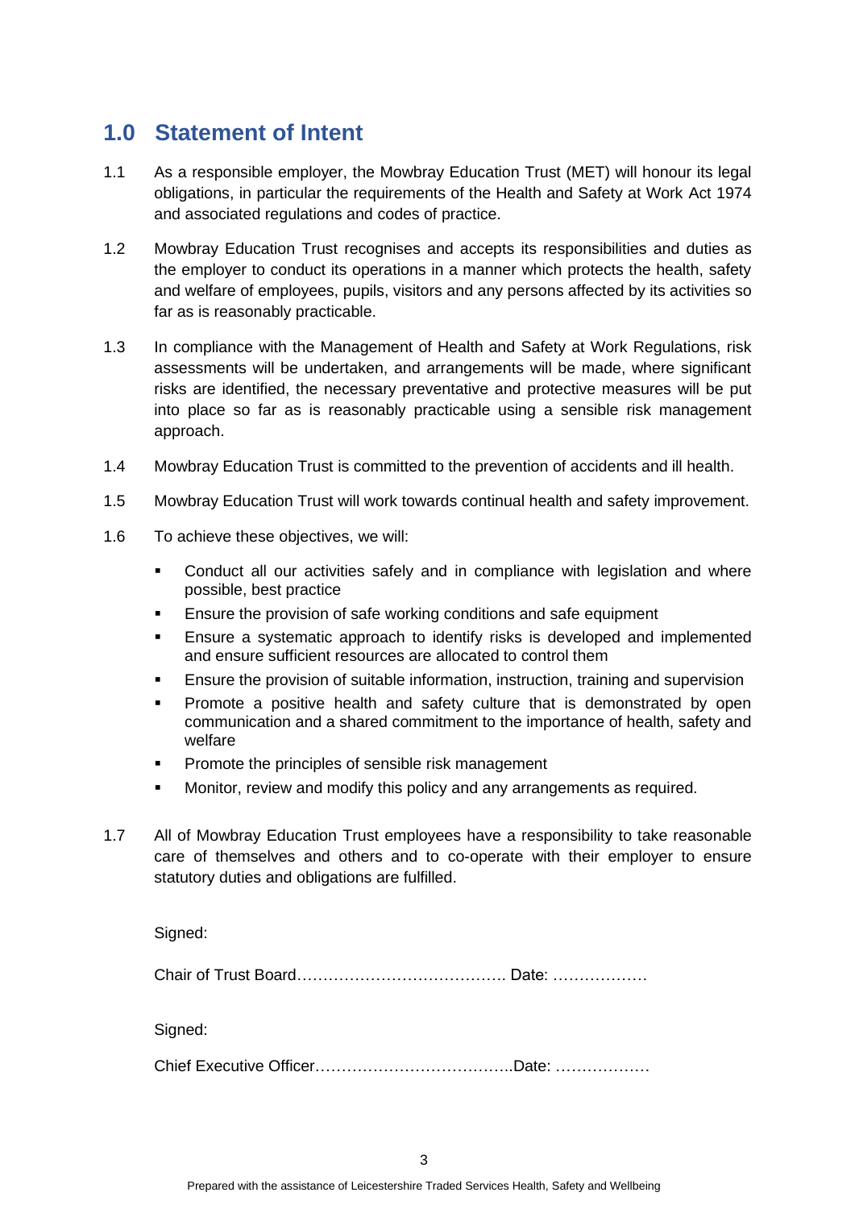## 1.0 Statement of Intent

1.1 As a responsible employer, the Mowbray Education Trust (MET) will honour its legal obligations, in particular the requirements of the Health and Safety at Work Act 1974 and associated regulations and codes of practice.

1.2 Mowbray Education Trust recognises and accepts its responsibilities and duties as the employer to conduct its operations in a manner which protects the health, safety and welfare of employees, pupils, visitors and any persons affected by its activities so far as is reasonably practicable.

1.3 In compliance with the Management of Health and Safety at Work Regulations, risk assessments will be undertaken, and arrangements will be made, where significant risks are identified, the necessary preventative and protective measures will be put into place so far as is reasonably practicable using a sensible risk management approach.

1.4 Mowbray Education Trust is committed to the prevention of accidents and ill health.

1.5 Mowbray Education Trust will work towards continual health and safety improvement.

1.6 To achieve these objectives, we will:

- Conduct all our activities safely and in compliance with legislation and where possible, best practice
- Ensure the provision of safe working conditions and safe equipment
- Ensure a systematic approach to identify risks is developed and implemented and ensure sufficient resources are allocated to control them
- Ensure the provision of suitable information, instruction, training and supervision
- Promote a positive health and safety culture that is demonstrated by open communication and a shared commitment to the importance of health, safety and welfare
- Promote the principles of sensible risk management
- Monitor, review and modify this policy and any arrangements as required.

1.7 All of Mowbray Education Trust employees have a responsibility to take reasonable care of themselves and others and to co-operate with their employer to ensure statutory duties and obligations are fulfilled.

Signed:

Chair of Trust Board…………………………………. Date: ………………

Signed:

Chief Executive Officer………………………………..Date: ………………

Prepared with the assistance of Leicestershire Traded Services Health, Safety and Wellbeing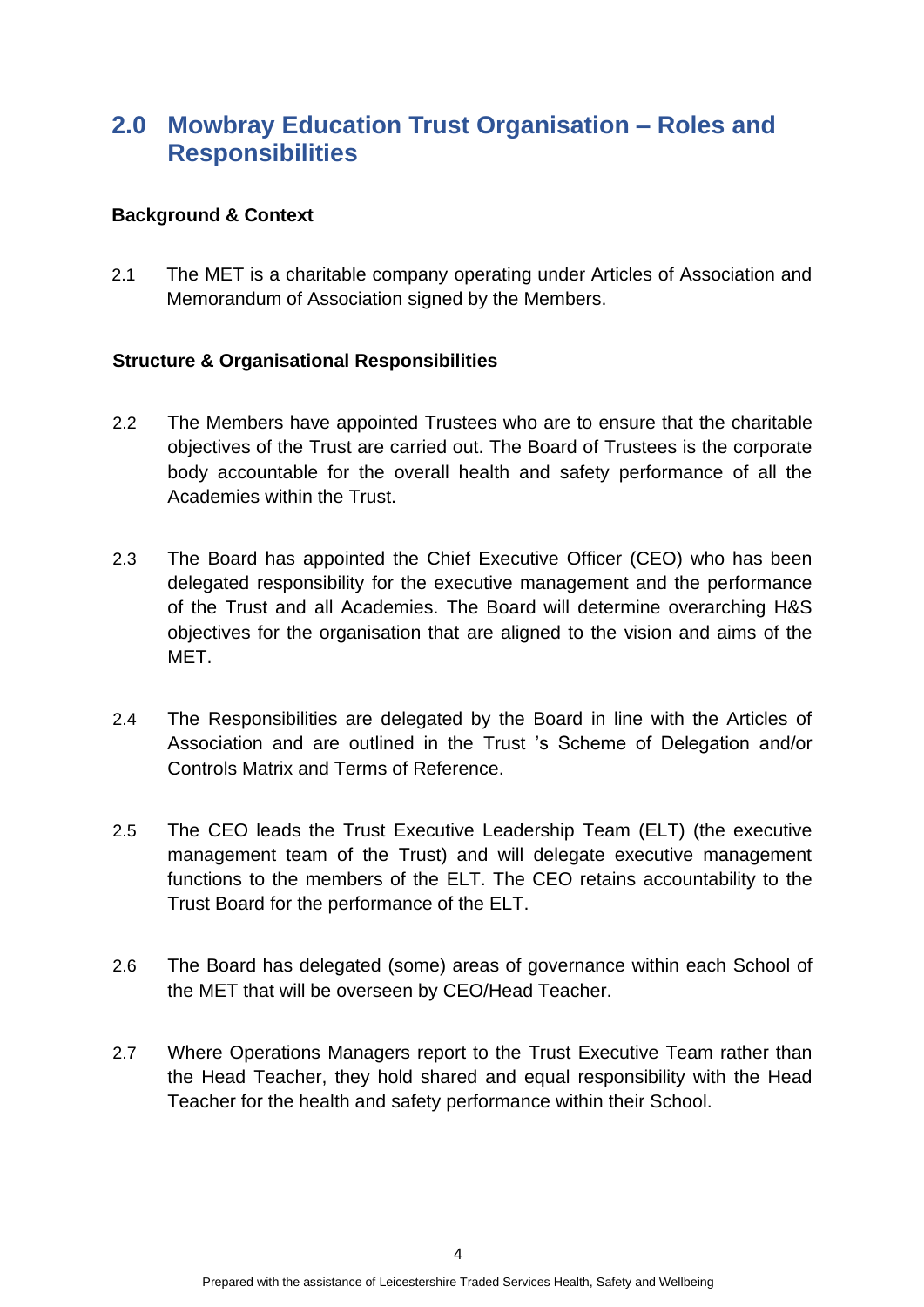## 2.0 Mowbray Education Trust Organisation – Roles and Responsibilities

**Background & Context**

2.1 The MET is a charitable company operating under Articles of Association and Memorandum of Association signed by the Members.

**Structure & Organisational Responsibilities**

2.2 The Members have appointed Trustees who are to ensure that the charitable objectives of the Trust are carried out. The Board of Trustees is the corporate body accountable for the overall health and safety performance of all the Academies within the Trust.

2.3 The Board has appointed the Chief Executive Officer (CEO) who has been delegated responsibility for the executive management and the performance of the Trust and all Academies. The Board will determine overarching H&S objectives for the organisation that are aligned to the vision and aims of the MET.

2.4 The Responsibilities are delegated by the Board in line with the Articles of Association and are outlined in the Trust 's Scheme of Delegation and/or Controls Matrix and Terms of Reference.

2.5 The CEO leads the Trust Executive Leadership Team (ELT) (the executive management team of the Trust) and will delegate executive management functions to the members of the ELT. The CEO retains accountability to the Trust Board for the performance of the ELT.

2.6 The Board has delegated (some) areas of governance within each School of the MET that will be overseen by CEO/Head Teacher.

2.7 Where Operations Managers report to the Trust Executive Team rather than the Head Teacher, they hold shared and equal responsibility with the Head Teacher for the health and safety performance within their School.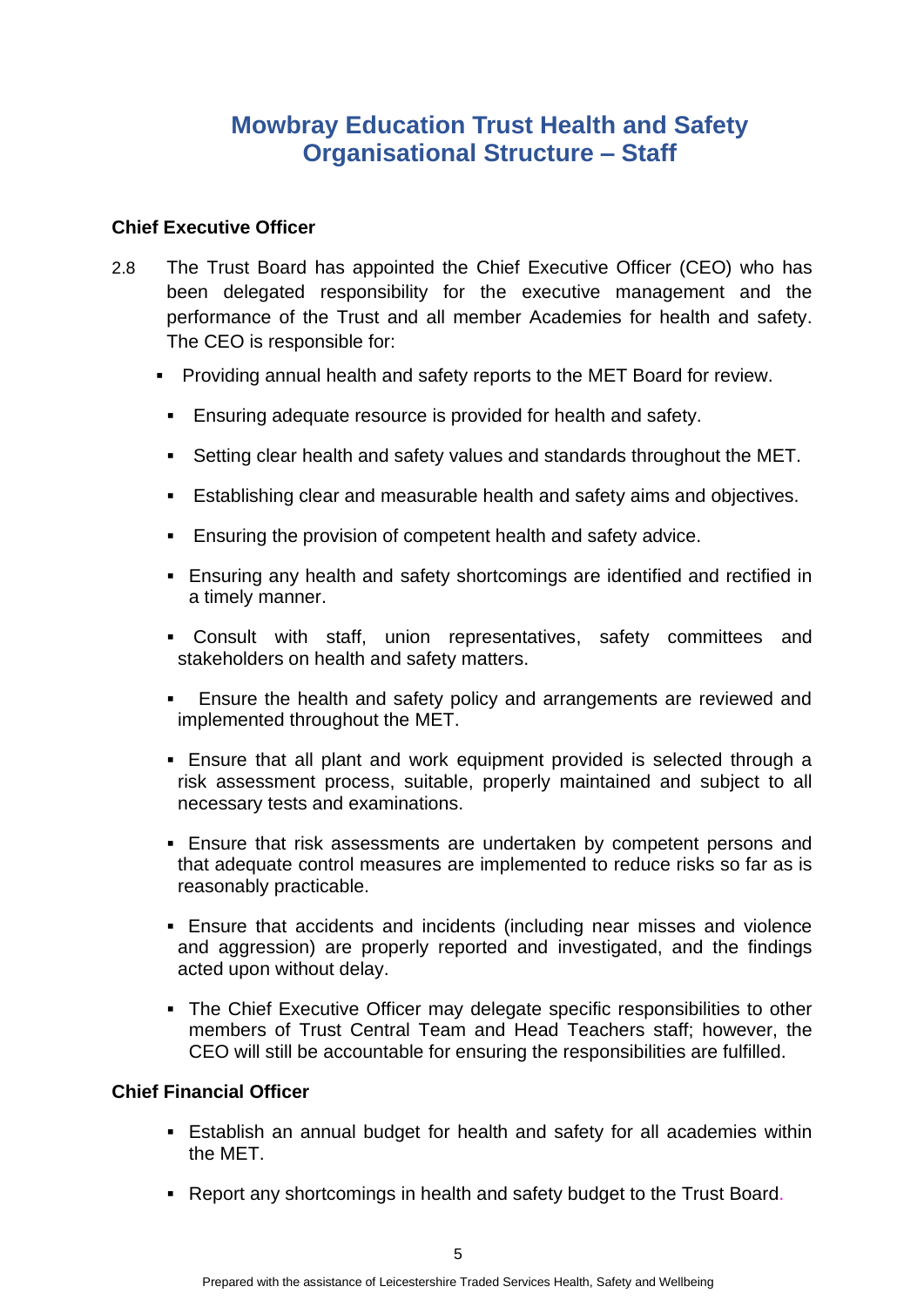# Mowbray Education Trust Health and Safety Organisational Structure – Staff

### Chief Executive Officer

2.8 The Trust Board has appointed the Chief Executive Officer (CEO) who has been delegated responsibility for the executive management and the performance of the Trust and all member Academies for health and safety. The CEO is responsible for:

- Providing annual health and safety reports to the MET Board for review.
- Ensuring adequate resource is provided for health and safety.
- Setting clear health and safety values and standards throughout the MET.
- Establishing clear and measurable health and safety aims and objectives.
- Ensuring the provision of competent health and safety advice.
- Ensuring any health and safety shortcomings are identified and rectified in a timely manner.
- Consult with staff, union representatives, safety committees and stakeholders on health and safety matters.
- Ensure the health and safety policy and arrangements are reviewed and implemented throughout the MET.
- Ensure that all plant and work equipment provided is selected through a risk assessment process, suitable, properly maintained and subject to all necessary tests and examinations.
- Ensure that risk assessments are undertaken by competent persons and that adequate control measures are implemented to reduce risks so far as is reasonably practicable.
- Ensure that accidents and incidents (including near misses and violence and aggression) are properly reported and investigated, and the findings acted upon without delay.
- The Chief Executive Officer may delegate specific responsibilities to other members of Trust Central Team and Head Teachers staff; however, the CEO will still be accountable for ensuring the responsibilities are fulfilled.

### Chief Financial Officer

- Establish an annual budget for health and safety for all academies within the MET.
- Report any shortcomings in health and safety budget to the Trust Board.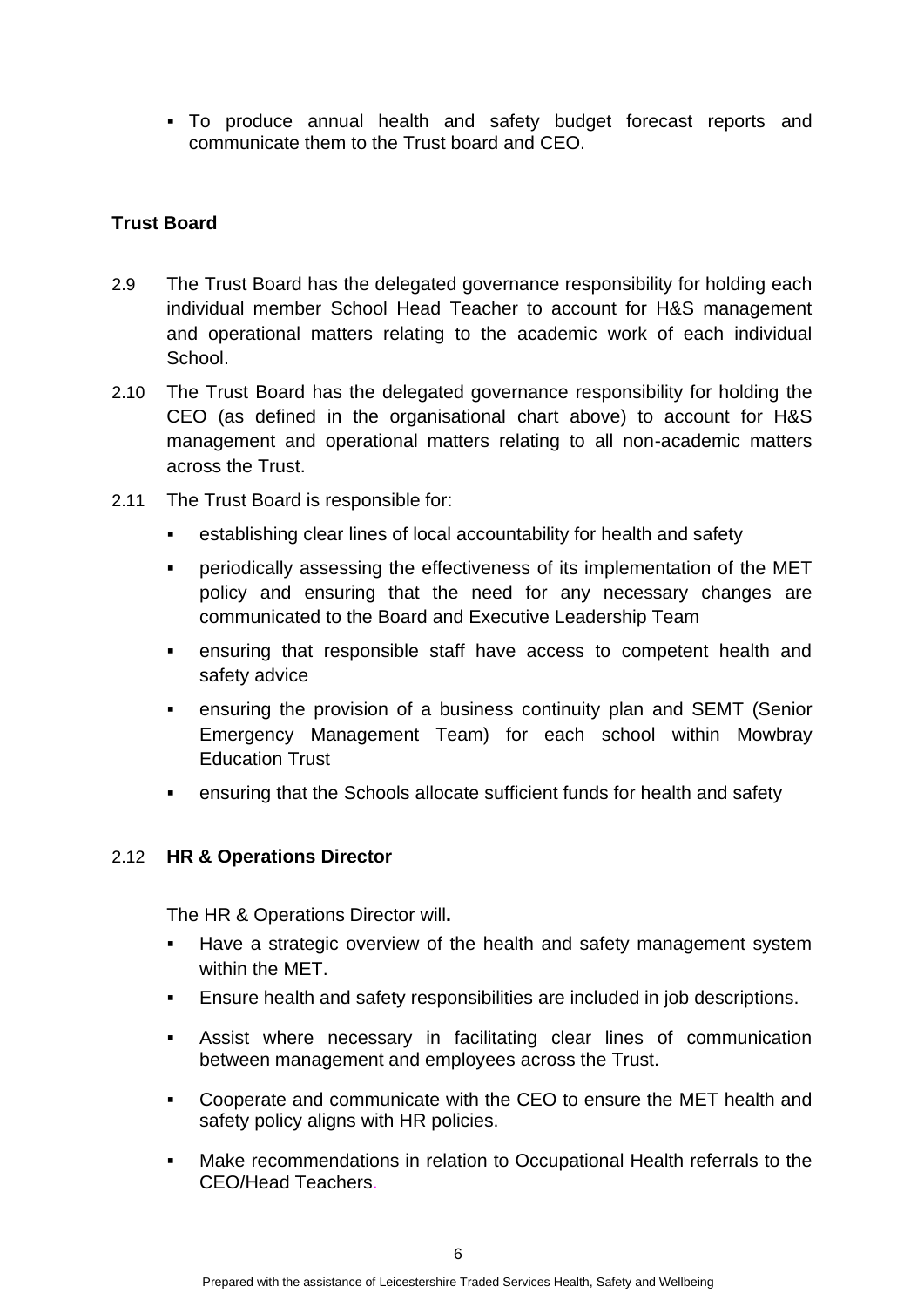- To produce annual health and safety budget forecast reports and communicate them to the Trust board and CEO.

**Trust Board**

2.9 The Trust Board has the delegated governance responsibility for holding each individual member School Head Teacher to account for H&S management and operational matters relating to the academic work of each individual School.

2.10 The Trust Board has the delegated governance responsibility for holding the CEO (as defined in the organisational chart above) to account for H&S management and operational matters relating to all non-academic matters across the Trust.

2.11 The Trust Board is responsible for:

- establishing clear lines of local accountability for health and safety
- periodically assessing the effectiveness of its implementation of the MET policy and ensuring that the need for any necessary changes are communicated to the Board and Executive Leadership Team
- ensuring that responsible staff have access to competent health and safety advice
- ensuring the provision of a business continuity plan and SEMT (Senior Emergency Management Team) for each school within Mowbray Education Trust
- ensuring that the Schools allocate sufficient funds for health and safety

2.12 **HR & Operations Director**

The HR & Operations Director will**.**

- Have a strategic overview of the health and safety management system within the MET.
- Ensure health and safety responsibilities are included in job descriptions.
- Assist where necessary in facilitating clear lines of communication between management and employees across the Trust.
- Cooperate and communicate with the CEO to ensure the MET health and safety policy aligns with HR policies.
- Make recommendations in relation to Occupational Health referrals to the CEO/Head Teachers.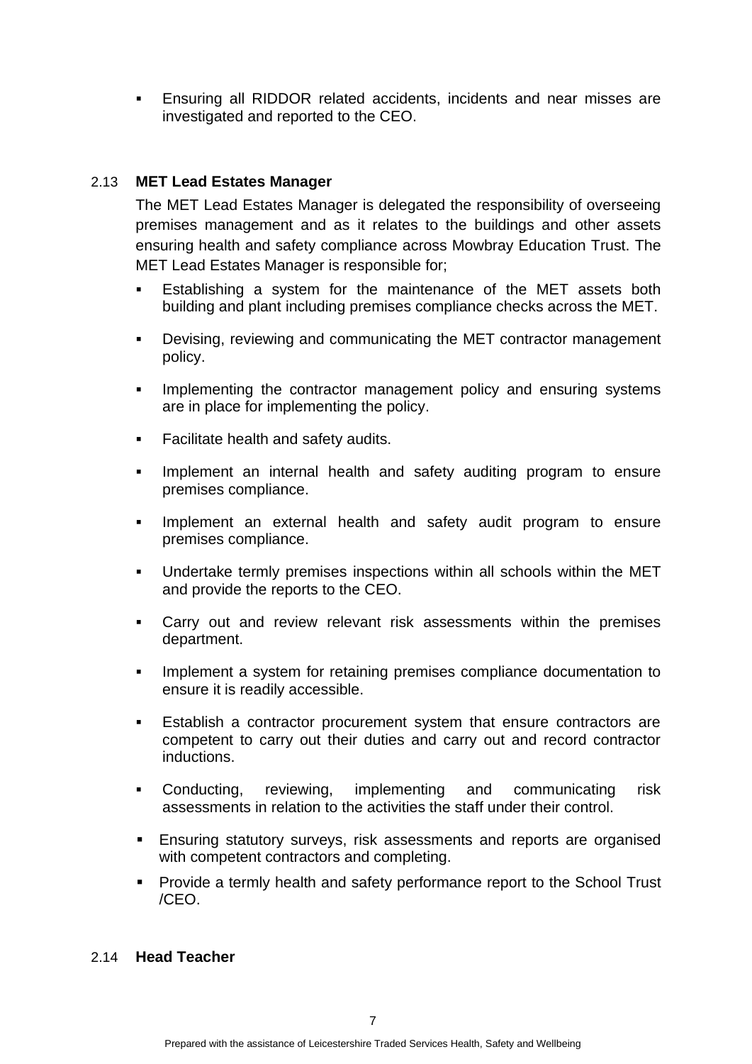- Ensuring all RIDDOR related accidents, incidents and near misses are investigated and reported to the CEO.

### 2.13 MET Lead Estates Manager

The MET Lead Estates Manager is delegated the responsibility of overseeing premises management and as it relates to the buildings and other assets ensuring health and safety compliance across Mowbray Education Trust. The MET Lead Estates Manager is responsible for;

- Establishing a system for the maintenance of the MET assets both building and plant including premises compliance checks across the MET.
- Devising, reviewing and communicating the MET contractor management policy.
- Implementing the contractor management policy and ensuring systems are in place for implementing the policy.
- Facilitate health and safety audits.
- Implement an internal health and safety auditing program to ensure premises compliance.
- Implement an external health and safety audit program to ensure premises compliance.
- Undertake termly premises inspections within all schools within the MET and provide the reports to the CEO.
- Carry out and review relevant risk assessments within the premises department.
- Implement a system for retaining premises compliance documentation to ensure it is readily accessible.
- Establish a contractor procurement system that ensure contractors are competent to carry out their duties and carry out and record contractor inductions.
- Conducting, reviewing, implementing and communicating risk assessments in relation to the activities the staff under their control.
- Ensuring statutory surveys, risk assessments and reports are organised with competent contractors and completing.
- Provide a termly health and safety performance report to the School Trust /CEO.

### 2.14 Head Teacher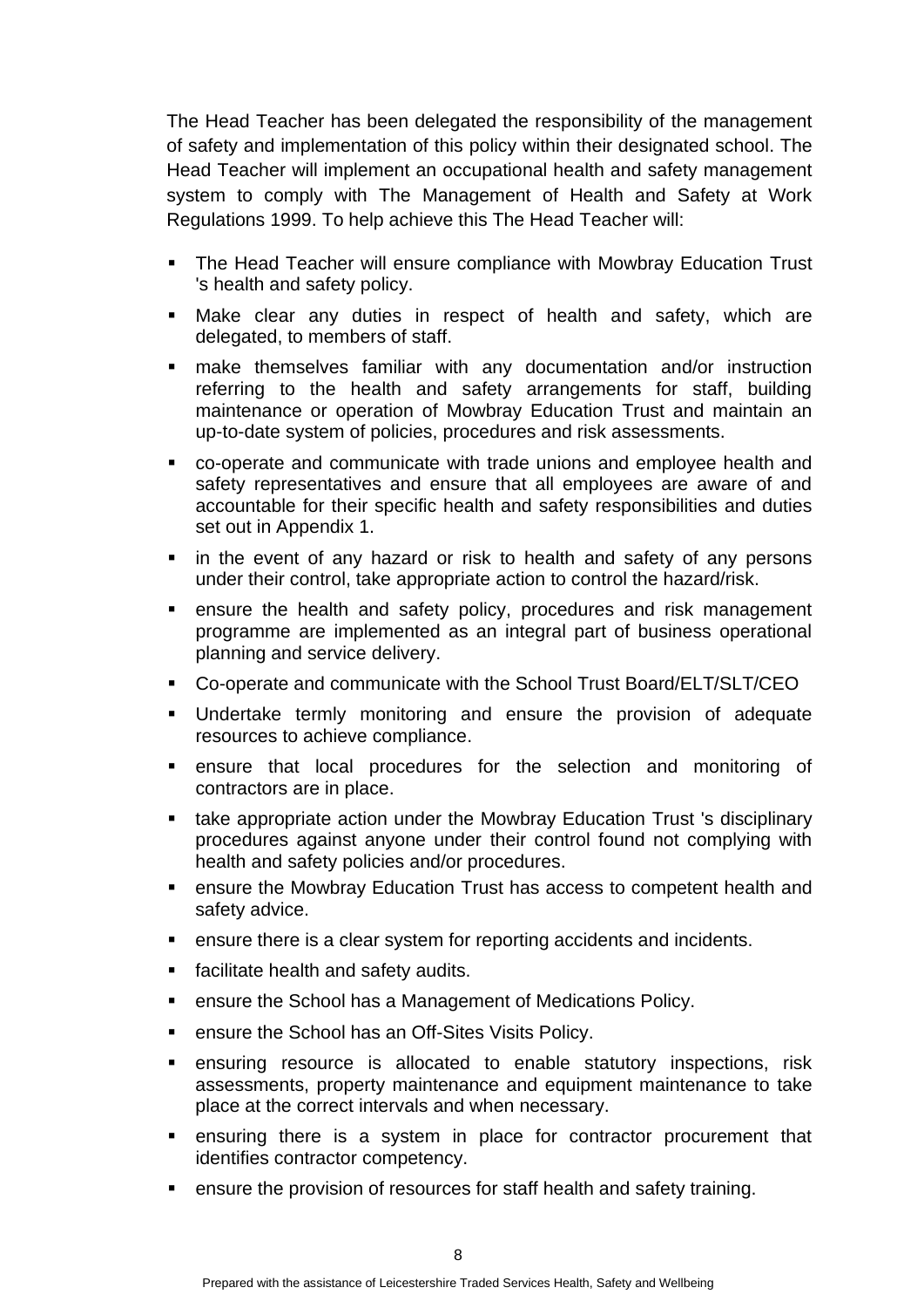The Head Teacher has been delegated the responsibility of the management of safety and implementation of this policy within their designated school. The Head Teacher will implement an occupational health and safety management system to comply with The Management of Health and Safety at Work Regulations 1999. To help achieve this The Head Teacher will:

- The Head Teacher will ensure compliance with Mowbray Education Trust 's health and safety policy.
- Make clear any duties in respect of health and safety, which are delegated, to members of staff.
- make themselves familiar with any documentation and/or instruction referring to the health and safety arrangements for staff, building maintenance or operation of Mowbray Education Trust and maintain an up-to-date system of policies, procedures and risk assessments.
- co-operate and communicate with trade unions and employee health and safety representatives and ensure that all employees are aware of and accountable for their specific health and safety responsibilities and duties set out in Appendix 1.
- in the event of any hazard or risk to health and safety of any persons under their control, take appropriate action to control the hazard/risk.
- ensure the health and safety policy, procedures and risk management programme are implemented as an integral part of business operational planning and service delivery.
- Co-operate and communicate with the School Trust Board/ELT/SLT/CEO
- Undertake termly monitoring and ensure the provision of adequate resources to achieve compliance.
- ensure that local procedures for the selection and monitoring of contractors are in place.
- take appropriate action under the Mowbray Education Trust 's disciplinary procedures against anyone under their control found not complying with health and safety policies and/or procedures.
- ensure the Mowbray Education Trust has access to competent health and safety advice.
- ensure there is a clear system for reporting accidents and incidents.
- facilitate health and safety audits.
- ensure the School has a Management of Medications Policy.
- ensure the School has an Off-Sites Visits Policy.
- ensuring resource is allocated to enable statutory inspections, risk assessments, property maintenance and equipment maintenance to take place at the correct intervals and when necessary.
- ensuring there is a system in place for contractor procurement that identifies contractor competency.
- ensure the provision of resources for staff health and safety training.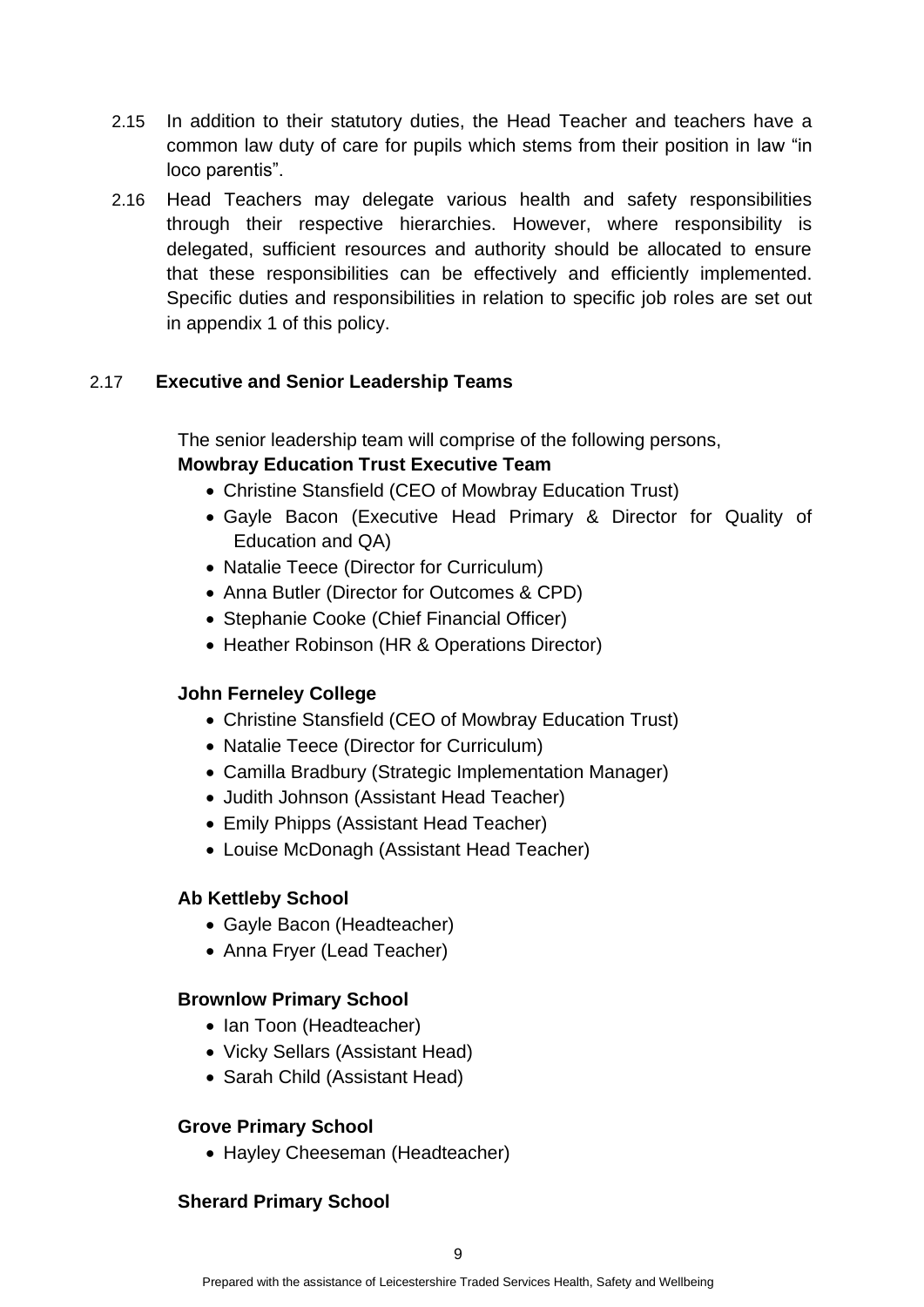2.15 In addition to their statutory duties, the Head Teacher and teachers have a common law duty of care for pupils which stems from their position in law "in loco parentis".

2.16 Head Teachers may delegate various health and safety responsibilities through their respective hierarchies. However, where responsibility is delegated, sufficient resources and authority should be allocated to ensure that these responsibilities can be effectively and efficiently implemented. Specific duties and responsibilities in relation to specific job roles are set out in appendix 1 of this policy.

2.17 **Executive and Senior Leadership Teams**

The senior leadership team will comprise of the following persons,

**Mowbray Education Trust Executive Team**

- Christine Stansfield (CEO of Mowbray Education Trust)
- Gayle Bacon (Executive Head Primary & Director for Quality of Education and QA)
- Natalie Teece (Director for Curriculum)
- Anna Butler (Director for Outcomes & CPD)
- Stephanie Cooke (Chief Financial Officer)
- Heather Robinson (HR & Operations Director)

**John Ferneley College**

- Christine Stansfield (CEO of Mowbray Education Trust)
- Natalie Teece (Director for Curriculum)
- Camilla Bradbury (Strategic Implementation Manager)
- Judith Johnson (Assistant Head Teacher)
- Emily Phipps (Assistant Head Teacher)
- Louise McDonagh (Assistant Head Teacher)

**Ab Kettleby School**

- Gayle Bacon (Headteacher)
- Anna Fryer (Lead Teacher)

**Brownlow Primary School**

- Ian Toon (Headteacher)
- Vicky Sellars (Assistant Head)
- Sarah Child (Assistant Head)

**Grove Primary School**

- Hayley Cheeseman (Headteacher)

**Sherard Primary School**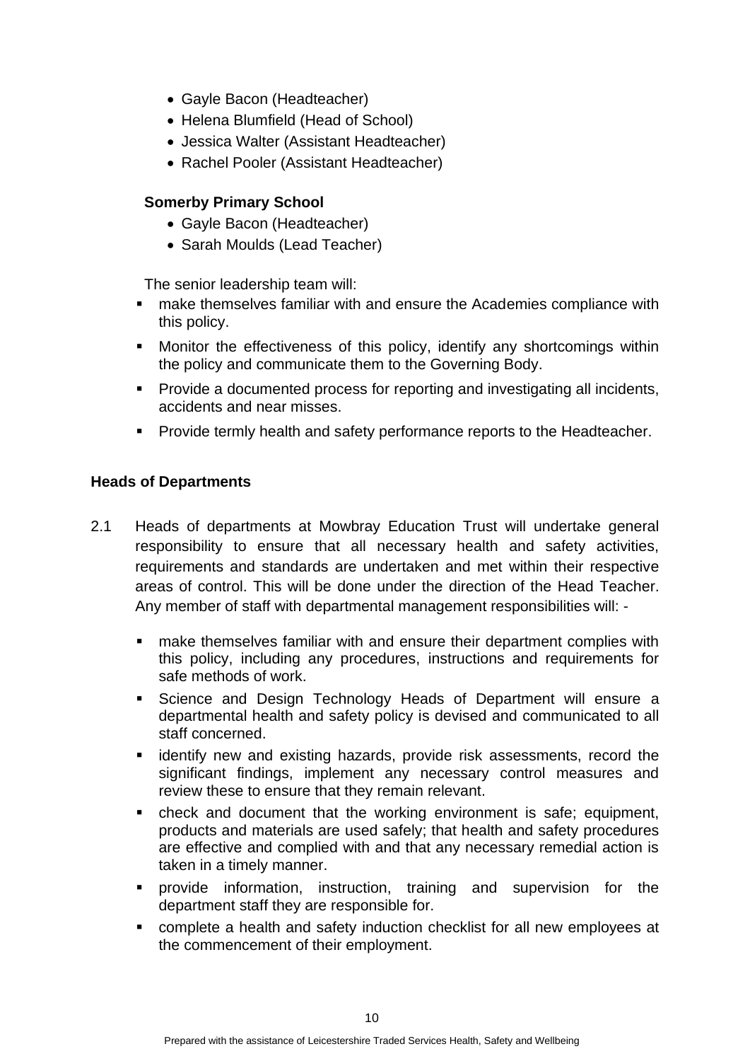- Gayle Bacon (Headteacher)
- Helena Blumfield (Head of School)
- Jessica Walter (Assistant Headteacher)
- Rachel Pooler (Assistant Headteacher)

**Somerby Primary School**

- Gayle Bacon (Headteacher)
- Sarah Moulds (Lead Teacher)

The senior leadership team will:

- make themselves familiar with and ensure the Academies compliance with this policy.
- Monitor the effectiveness of this policy, identify any shortcomings within the policy and communicate them to the Governing Body.
- Provide a documented process for reporting and investigating all incidents, accidents and near misses.
- Provide termly health and safety performance reports to the Headteacher.

**Heads of Departments**

2.1 Heads of departments at Mowbray Education Trust will undertake general responsibility to ensure that all necessary health and safety activities, requirements and standards are undertaken and met within their respective areas of control. This will be done under the direction of the Head Teacher. Any member of staff with departmental management responsibilities will: -

- make themselves familiar with and ensure their department complies with this policy, including any procedures, instructions and requirements for safe methods of work.
- Science and Design Technology Heads of Department will ensure a departmental health and safety policy is devised and communicated to all staff concerned.
- identify new and existing hazards, provide risk assessments, record the significant findings, implement any necessary control measures and review these to ensure that they remain relevant.
- check and document that the working environment is safe; equipment, products and materials are used safely; that health and safety procedures are effective and complied with and that any necessary remedial action is taken in a timely manner.
- provide information, instruction, training and supervision for the department staff they are responsible for.
- complete a health and safety induction checklist for all new employees at the commencement of their employment.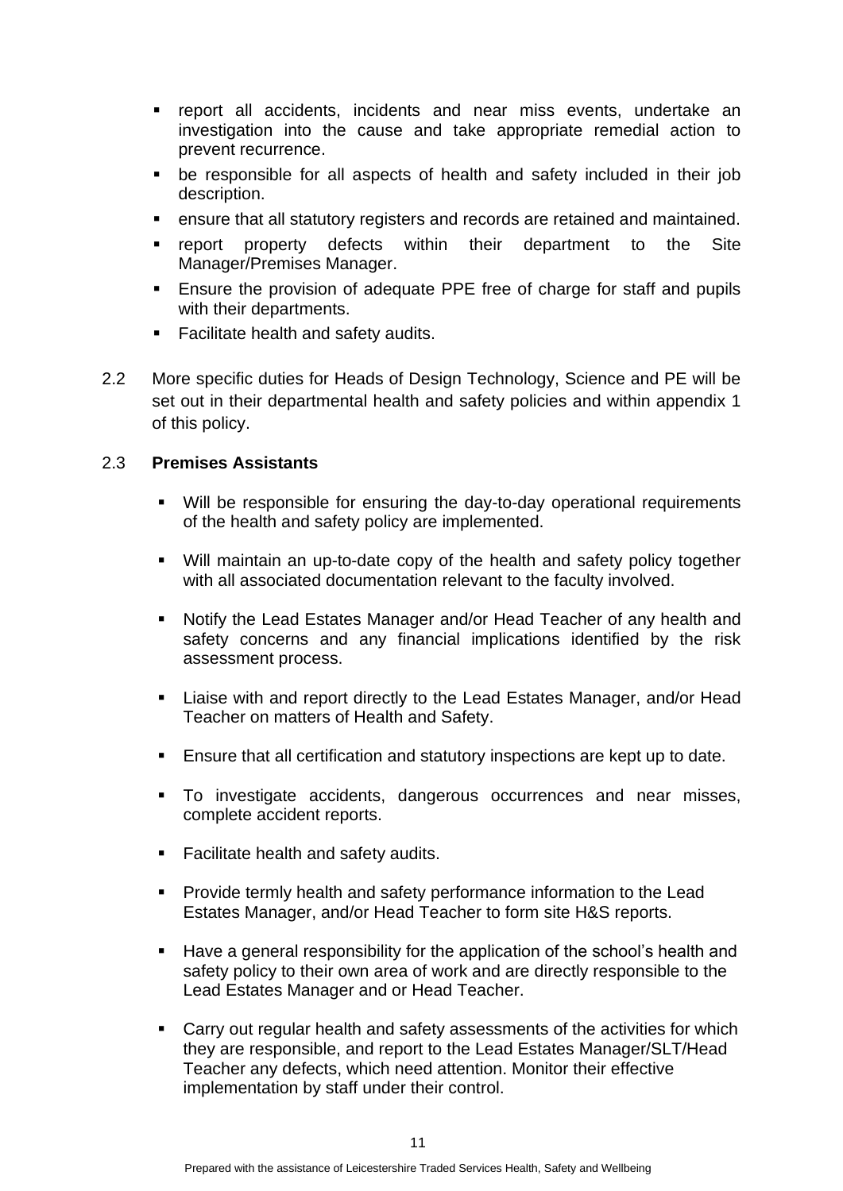- report all accidents, incidents and near miss events, undertake an investigation into the cause and take appropriate remedial action to prevent recurrence.
- be responsible for all aspects of health and safety included in their job description.
- ensure that all statutory registers and records are retained and maintained.
- report property defects within their department to the Site Manager/Premises Manager.
- Ensure the provision of adequate PPE free of charge for staff and pupils with their departments.
- Facilitate health and safety audits.

2.2 More specific duties for Heads of Design Technology, Science and PE will be set out in their departmental health and safety policies and within appendix 1 of this policy.

2.3 **Premises Assistants**

- Will be responsible for ensuring the day-to-day operational requirements of the health and safety policy are implemented.
- Will maintain an up-to-date copy of the health and safety policy together with all associated documentation relevant to the faculty involved.
- Notify the Lead Estates Manager and/or Head Teacher of any health and safety concerns and any financial implications identified by the risk assessment process.
- Liaise with and report directly to the Lead Estates Manager, and/or Head Teacher on matters of Health and Safety.
- Ensure that all certification and statutory inspections are kept up to date.
- To investigate accidents, dangerous occurrences and near misses, complete accident reports.
- Facilitate health and safety audits.
- Provide termly health and safety performance information to the Lead Estates Manager, and/or Head Teacher to form site H&S reports.
- Have a general responsibility for the application of the school's health and safety policy to their own area of work and are directly responsible to the Lead Estates Manager and or Head Teacher.
- Carry out regular health and safety assessments of the activities for which they are responsible, and report to the Lead Estates Manager/SLT/Head Teacher any defects, which need attention. Monitor their effective implementation by staff under their control.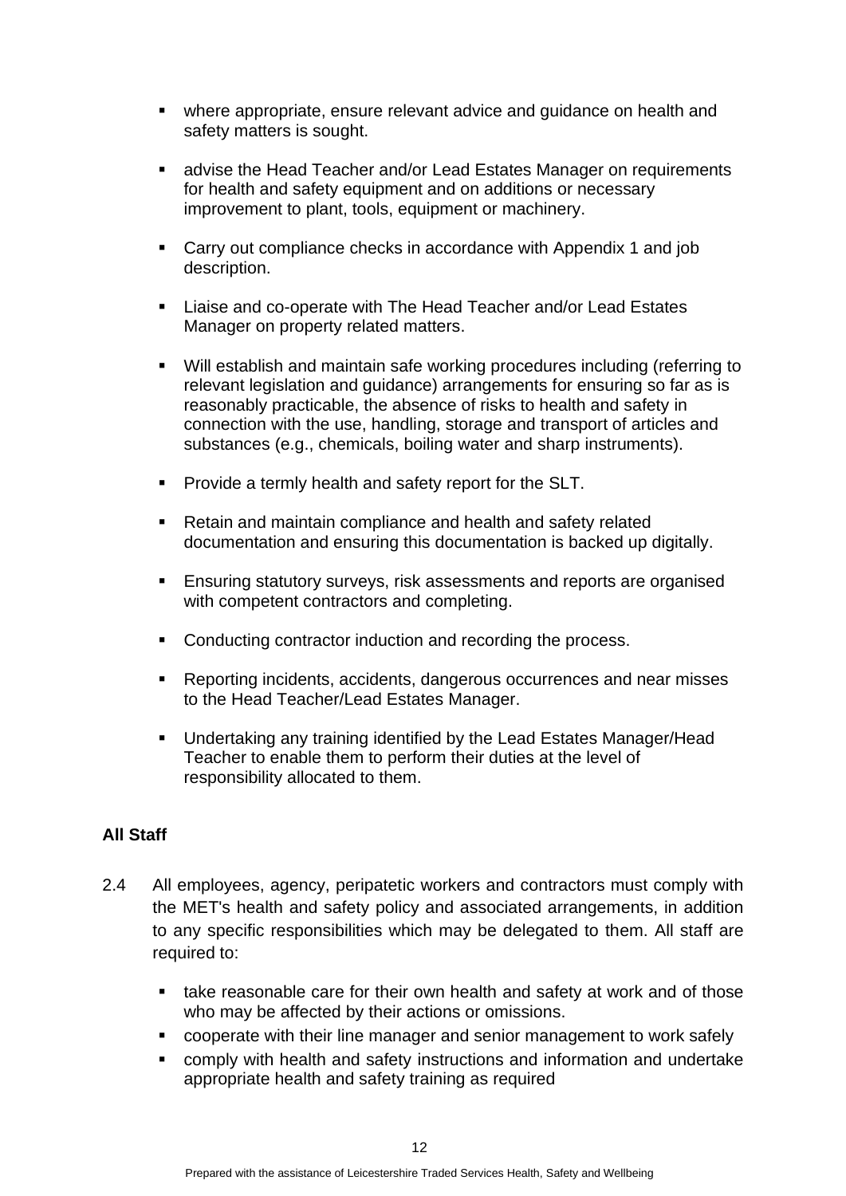- where appropriate, ensure relevant advice and guidance on health and safety matters is sought.

- advise the Head Teacher and/or Lead Estates Manager on requirements for health and safety equipment and on additions or necessary improvement to plant, tools, equipment or machinery.

- Carry out compliance checks in accordance with Appendix 1 and job description.

- Liaise and co-operate with The Head Teacher and/or Lead Estates Manager on property related matters.

- Will establish and maintain safe working procedures including (referring to relevant legislation and guidance) arrangements for ensuring so far as is reasonably practicable, the absence of risks to health and safety in connection with the use, handling, storage and transport of articles and substances (e.g., chemicals, boiling water and sharp instruments).

- Provide a termly health and safety report for the SLT.

- Retain and maintain compliance and health and safety related documentation and ensuring this documentation is backed up digitally.

- Ensuring statutory surveys, risk assessments and reports are organised with competent contractors and completing.

- Conducting contractor induction and recording the process.

- Reporting incidents, accidents, dangerous occurrences and near misses to the Head Teacher/Lead Estates Manager.

- Undertaking any training identified by the Lead Estates Manager/Head Teacher to enable them to perform their duties at the level of responsibility allocated to them.

**All Staff**

2.4 All employees, agency, peripatetic workers and contractors must comply with the MET's health and safety policy and associated arrangements, in addition to any specific responsibilities which may be delegated to them. All staff are required to:

- take reasonable care for their own health and safety at work and of those who may be affected by their actions or omissions.
- cooperate with their line manager and senior management to work safely
- comply with health and safety instructions and information and undertake appropriate health and safety training as required

Prepared with the assistance of Leicestershire Traded Services Health, Safety and Wellbeing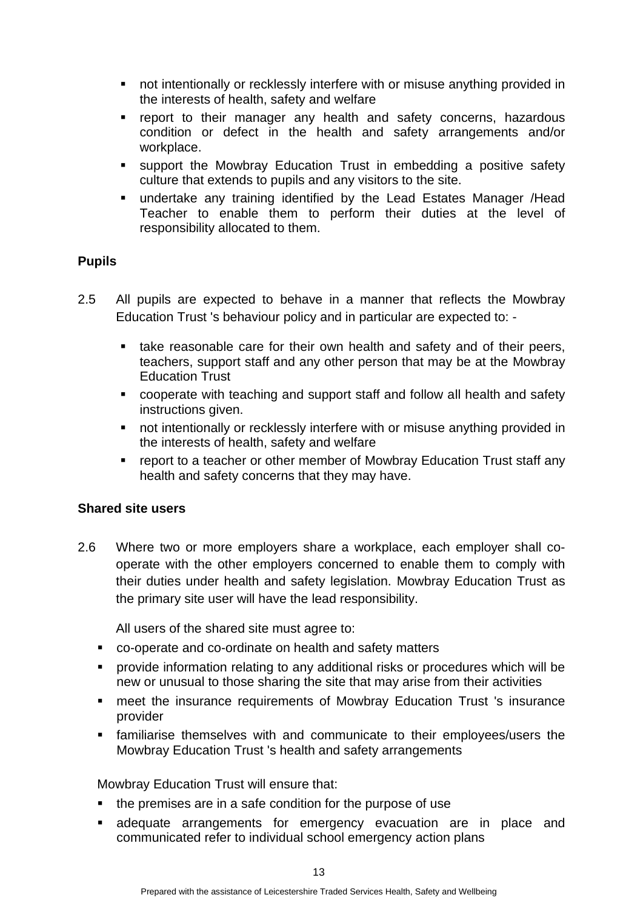- not intentionally or recklessly interfere with or misuse anything provided in the interests of health, safety and welfare
- report to their manager any health and safety concerns, hazardous condition or defect in the health and safety arrangements and/or workplace.
- support the Mowbray Education Trust in embedding a positive safety culture that extends to pupils and any visitors to the site.
- undertake any training identified by the Lead Estates Manager /Head Teacher to enable them to perform their duties at the level of responsibility allocated to them.

**Pupils**

2.5 All pupils are expected to behave in a manner that reflects the Mowbray Education Trust 's behaviour policy and in particular are expected to: -

- take reasonable care for their own health and safety and of their peers, teachers, support staff and any other person that may be at the Mowbray Education Trust
- cooperate with teaching and support staff and follow all health and safety instructions given.
- not intentionally or recklessly interfere with or misuse anything provided in the interests of health, safety and welfare
- report to a teacher or other member of Mowbray Education Trust staff any health and safety concerns that they may have.

**Shared site users**

2.6 Where two or more employers share a workplace, each employer shall co-operate with the other employers concerned to enable them to comply with their duties under health and safety legislation. Mowbray Education Trust as the primary site user will have the lead responsibility.

All users of the shared site must agree to:

- co-operate and co-ordinate on health and safety matters
- provide information relating to any additional risks or procedures which will be new or unusual to those sharing the site that may arise from their activities
- meet the insurance requirements of Mowbray Education Trust 's insurance provider
- familiarise themselves with and communicate to their employees/users the Mowbray Education Trust 's health and safety arrangements

Mowbray Education Trust will ensure that:

- the premises are in a safe condition for the purpose of use
- adequate arrangements for emergency evacuation are in place and communicated refer to individual school emergency action plans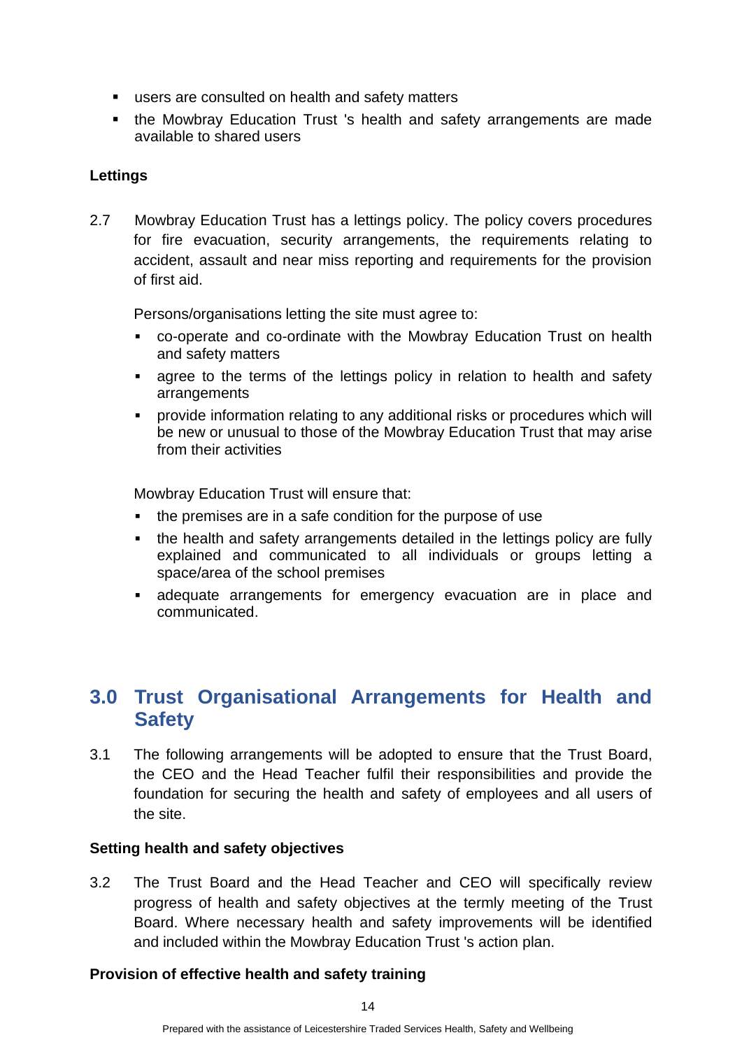- users are consulted on health and safety matters
- the Mowbray Education Trust 's health and safety arrangements are made available to shared users

**Lettings**

2.7 Mowbray Education Trust has a lettings policy. The policy covers procedures for fire evacuation, security arrangements, the requirements relating to accident, assault and near miss reporting and requirements for the provision of first aid.

Persons/organisations letting the site must agree to:

- co-operate and co-ordinate with the Mowbray Education Trust on health and safety matters
- agree to the terms of the lettings policy in relation to health and safety arrangements
- provide information relating to any additional risks or procedures which will be new or unusual to those of the Mowbray Education Trust that may arise from their activities

Mowbray Education Trust will ensure that:

- the premises are in a safe condition for the purpose of use
- the health and safety arrangements detailed in the lettings policy are fully explained and communicated to all individuals or groups letting a space/area of the school premises
- adequate arrangements for emergency evacuation are in place and communicated.

## 3.0 Trust Organisational Arrangements for Health and Safety

3.1 The following arrangements will be adopted to ensure that the Trust Board, the CEO and the Head Teacher fulfil their responsibilities and provide the foundation for securing the health and safety of employees and all users of the site.

**Setting health and safety objectives**

3.2 The Trust Board and the Head Teacher and CEO will specifically review progress of health and safety objectives at the termly meeting of the Trust Board. Where necessary health and safety improvements will be identified and included within the Mowbray Education Trust 's action plan.

**Provision of effective health and safety training**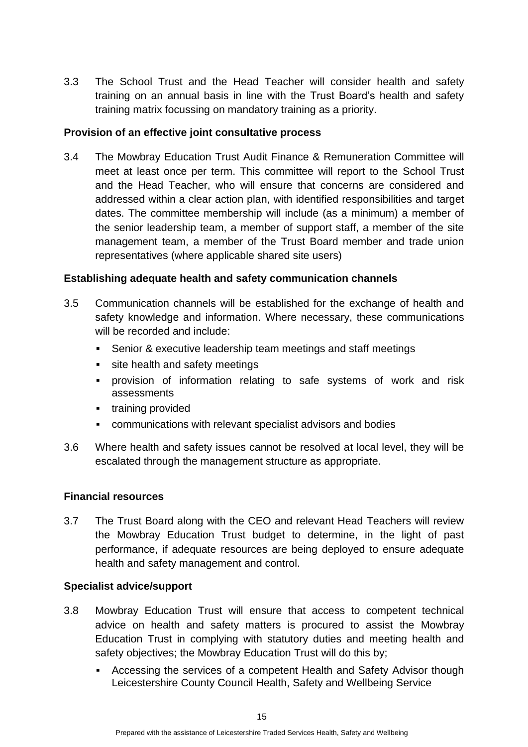3.3 The School Trust and the Head Teacher will consider health and safety training on an annual basis in line with the Trust Board's health and safety training matrix focussing on mandatory training as a priority.

**Provision of an effective joint consultative process**

3.4 The Mowbray Education Trust Audit Finance & Remuneration Committee will meet at least once per term. This committee will report to the School Trust and the Head Teacher, who will ensure that concerns are considered and addressed within a clear action plan, with identified responsibilities and target dates. The committee membership will include (as a minimum) a member of the senior leadership team, a member of support staff, a member of the site management team, a member of the Trust Board member and trade union representatives (where applicable shared site users)

**Establishing adequate health and safety communication channels**

3.5 Communication channels will be established for the exchange of health and safety knowledge and information. Where necessary, these communications will be recorded and include:

- Senior & executive leadership team meetings and staff meetings
- site health and safety meetings
- provision of information relating to safe systems of work and risk assessments
- training provided
- communications with relevant specialist advisors and bodies

3.6 Where health and safety issues cannot be resolved at local level, they will be escalated through the management structure as appropriate.

**Financial resources**

3.7 The Trust Board along with the CEO and relevant Head Teachers will review the Mowbray Education Trust budget to determine, in the light of past performance, if adequate resources are being deployed to ensure adequate health and safety management and control.

**Specialist advice/support**

3.8 Mowbray Education Trust will ensure that access to competent technical advice on health and safety matters is procured to assist the Mowbray Education Trust in complying with statutory duties and meeting health and safety objectives; the Mowbray Education Trust will do this by;

- Accessing the services of a competent Health and Safety Advisor though Leicestershire County Council Health, Safety and Wellbeing Service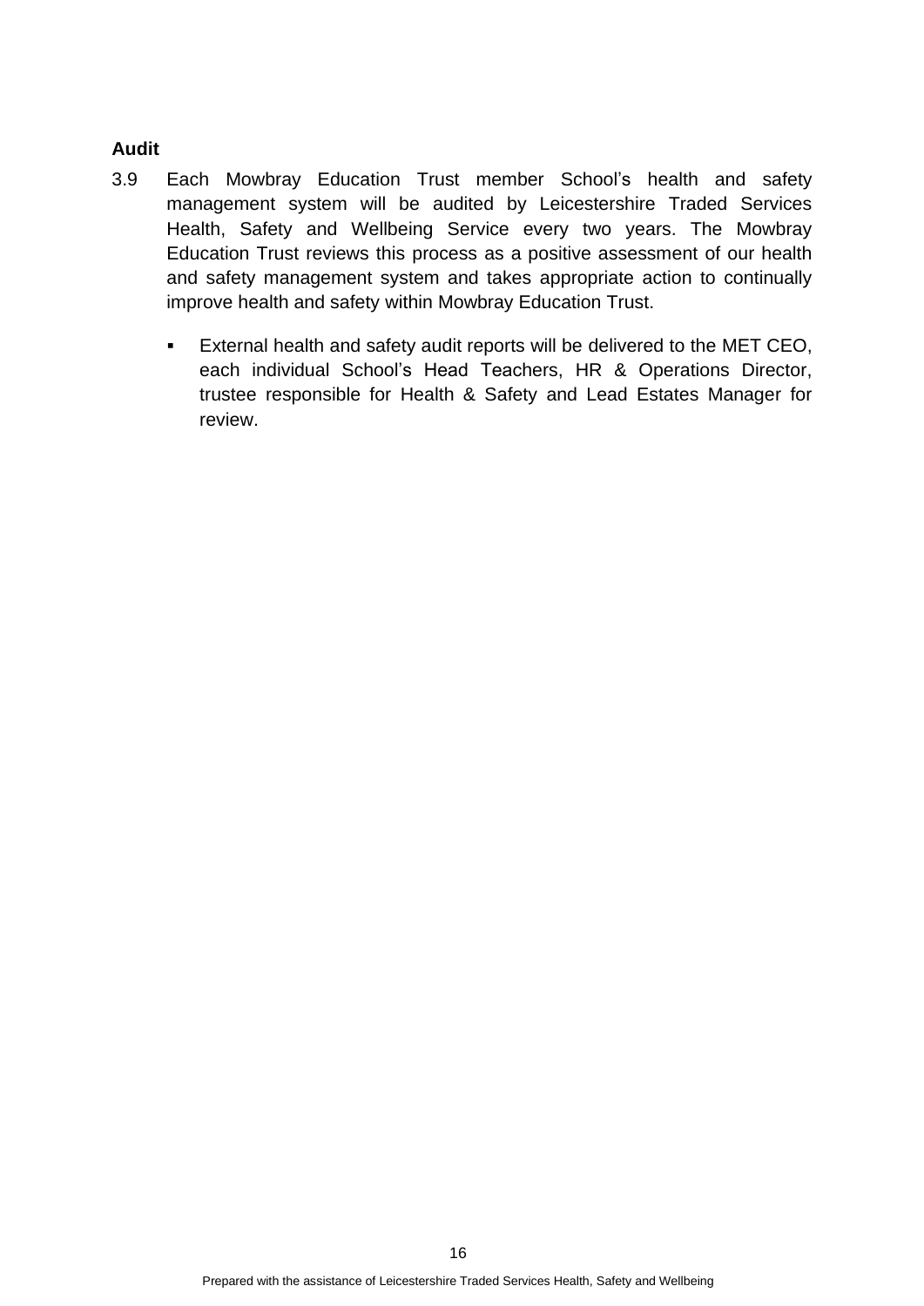**Audit**

3.9 Each Mowbray Education Trust member School's health and safety management system will be audited by Leicestershire Traded Services Health, Safety and Wellbeing Service every two years. The Mowbray Education Trust reviews this process as a positive assessment of our health and safety management system and takes appropriate action to continually improve health and safety within Mowbray Education Trust.

- External health and safety audit reports will be delivered to the MET CEO, each individual School's Head Teachers, HR & Operations Director, trustee responsible for Health & Safety and Lead Estates Manager for review.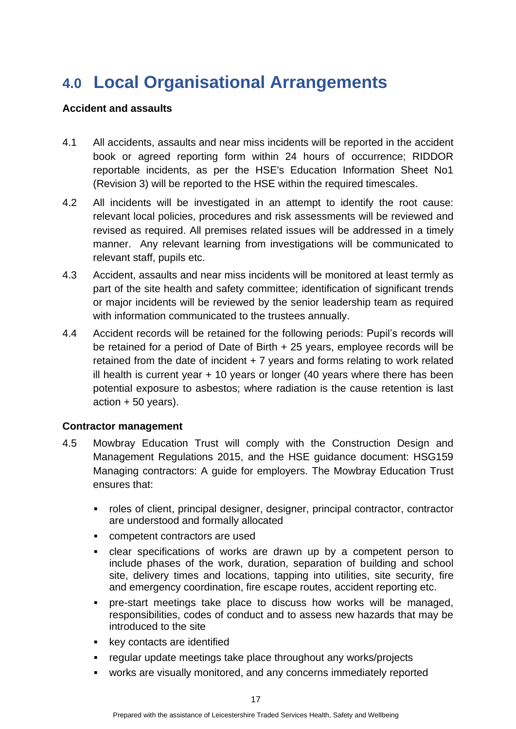# 4.0 Local Organisational Arrangements

**Accident and assaults**

4.1 All accidents, assaults and near miss incidents will be reported in the accident book or agreed reporting form within 24 hours of occurrence; RIDDOR reportable incidents, as per the HSE's Education Information Sheet No1 (Revision 3) will be reported to the HSE within the required timescales.

4.2 All incidents will be investigated in an attempt to identify the root cause: relevant local policies, procedures and risk assessments will be reviewed and revised as required. All premises related issues will be addressed in a timely manner. Any relevant learning from investigations will be communicated to relevant staff, pupils etc.

4.3 Accident, assaults and near miss incidents will be monitored at least termly as part of the site health and safety committee; identification of significant trends or major incidents will be reviewed by the senior leadership team as required with information communicated to the trustees annually.

4.4 Accident records will be retained for the following periods: Pupil's records will be retained for a period of Date of Birth + 25 years, employee records will be retained from the date of incident + 7 years and forms relating to work related ill health is current year + 10 years or longer (40 years where there has been potential exposure to asbestos; where radiation is the cause retention is last action + 50 years).

**Contractor management**

4.5 Mowbray Education Trust will comply with the Construction Design and Management Regulations 2015, and the HSE guidance document: HSG159 Managing contractors: A guide for employers. The Mowbray Education Trust ensures that:

- roles of client, principal designer, designer, principal contractor, contractor are understood and formally allocated
- competent contractors are used
- clear specifications of works are drawn up by a competent person to include phases of the work, duration, separation of building and school site, delivery times and locations, tapping into utilities, site security, fire and emergency coordination, fire escape routes, accident reporting etc.
- pre-start meetings take place to discuss how works will be managed, responsibilities, codes of conduct and to assess new hazards that may be introduced to the site
- key contacts are identified
- regular update meetings take place throughout any works/projects
- works are visually monitored, and any concerns immediately reported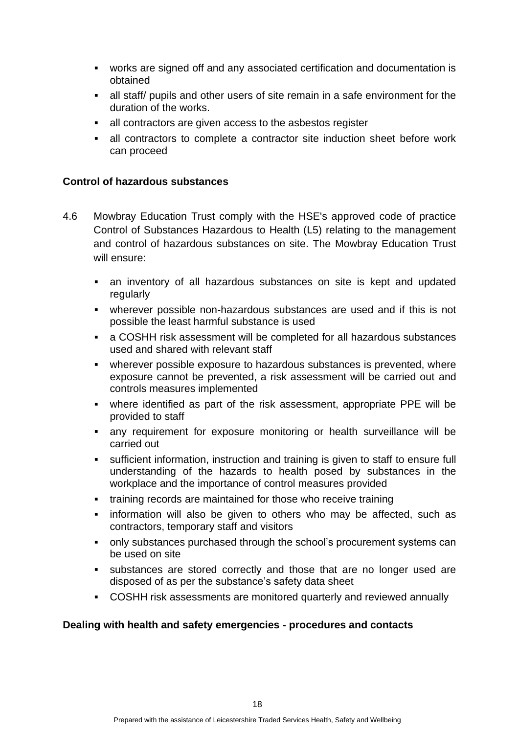- works are signed off and any associated certification and documentation is obtained
- all staff/ pupils and other users of site remain in a safe environment for the duration of the works.
- all contractors are given access to the asbestos register
- all contractors to complete a contractor site induction sheet before work can proceed

**Control of hazardous substances**

4.6 Mowbray Education Trust comply with the HSE's approved code of practice Control of Substances Hazardous to Health (L5) relating to the management and control of hazardous substances on site. The Mowbray Education Trust will ensure:

- an inventory of all hazardous substances on site is kept and updated regularly
- wherever possible non-hazardous substances are used and if this is not possible the least harmful substance is used
- a COSHH risk assessment will be completed for all hazardous substances used and shared with relevant staff
- wherever possible exposure to hazardous substances is prevented, where exposure cannot be prevented, a risk assessment will be carried out and controls measures implemented
- where identified as part of the risk assessment, appropriate PPE will be provided to staff
- any requirement for exposure monitoring or health surveillance will be carried out
- sufficient information, instruction and training is given to staff to ensure full understanding of the hazards to health posed by substances in the workplace and the importance of control measures provided
- training records are maintained for those who receive training
- information will also be given to others who may be affected, such as contractors, temporary staff and visitors
- only substances purchased through the school's procurement systems can be used on site
- substances are stored correctly and those that are no longer used are disposed of as per the substance's safety data sheet
- COSHH risk assessments are monitored quarterly and reviewed annually

**Dealing with health and safety emergencies - procedures and contacts**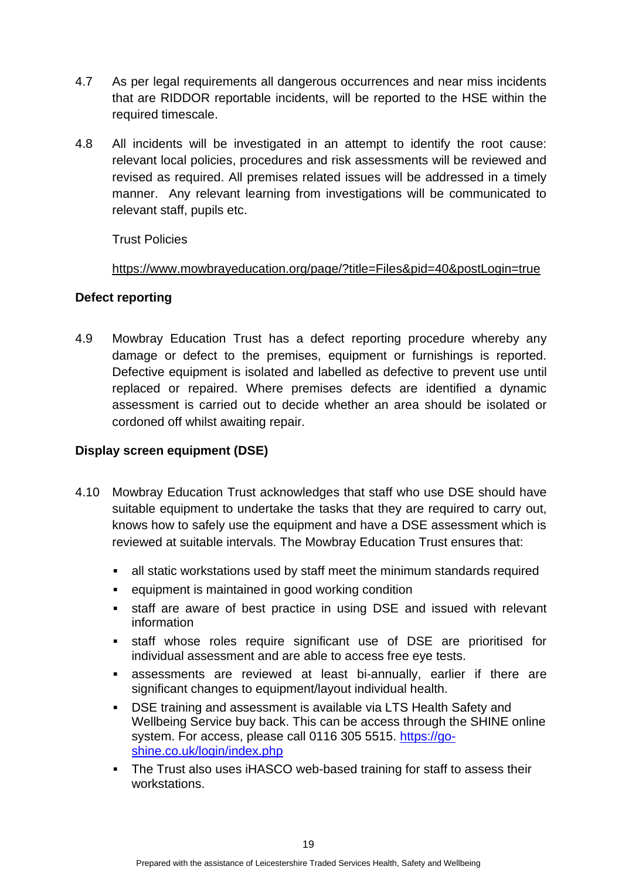4.7 As per legal requirements all dangerous occurrences and near miss incidents that are RIDDOR reportable incidents, will be reported to the HSE within the required timescale.

4.8 All incidents will be investigated in an attempt to identify the root cause: relevant local policies, procedures and risk assessments will be reviewed and revised as required. All premises related issues will be addressed in a timely manner. Any relevant learning from investigations will be communicated to relevant staff, pupils etc.

Trust Policies

https://www.mowbrayeducation.org/page/?title=Files&pid=40&postLogin=true

**Defect reporting**

4.9 Mowbray Education Trust has a defect reporting procedure whereby any damage or defect to the premises, equipment or furnishings is reported. Defective equipment is isolated and labelled as defective to prevent use until replaced or repaired. Where premises defects are identified a dynamic assessment is carried out to decide whether an area should be isolated or cordoned off whilst awaiting repair.

**Display screen equipment (DSE)**

4.10 Mowbray Education Trust acknowledges that staff who use DSE should have suitable equipment to undertake the tasks that they are required to carry out, knows how to safely use the equipment and have a DSE assessment which is reviewed at suitable intervals. The Mowbray Education Trust ensures that:

- all static workstations used by staff meet the minimum standards required
- equipment is maintained in good working condition
- staff are aware of best practice in using DSE and issued with relevant information
- staff whose roles require significant use of DSE are prioritised for individual assessment and are able to access free eye tests.
- assessments are reviewed at least bi-annually, earlier if there are significant changes to equipment/layout individual health.
- DSE training and assessment is available via LTS Health Safety and Wellbeing Service buy back. This can be access through the SHINE online system. For access, please call 0116 305 5515. https://go-shine.co.uk/login/index.php
- The Trust also uses iHASCO web-based training for staff to assess their workstations.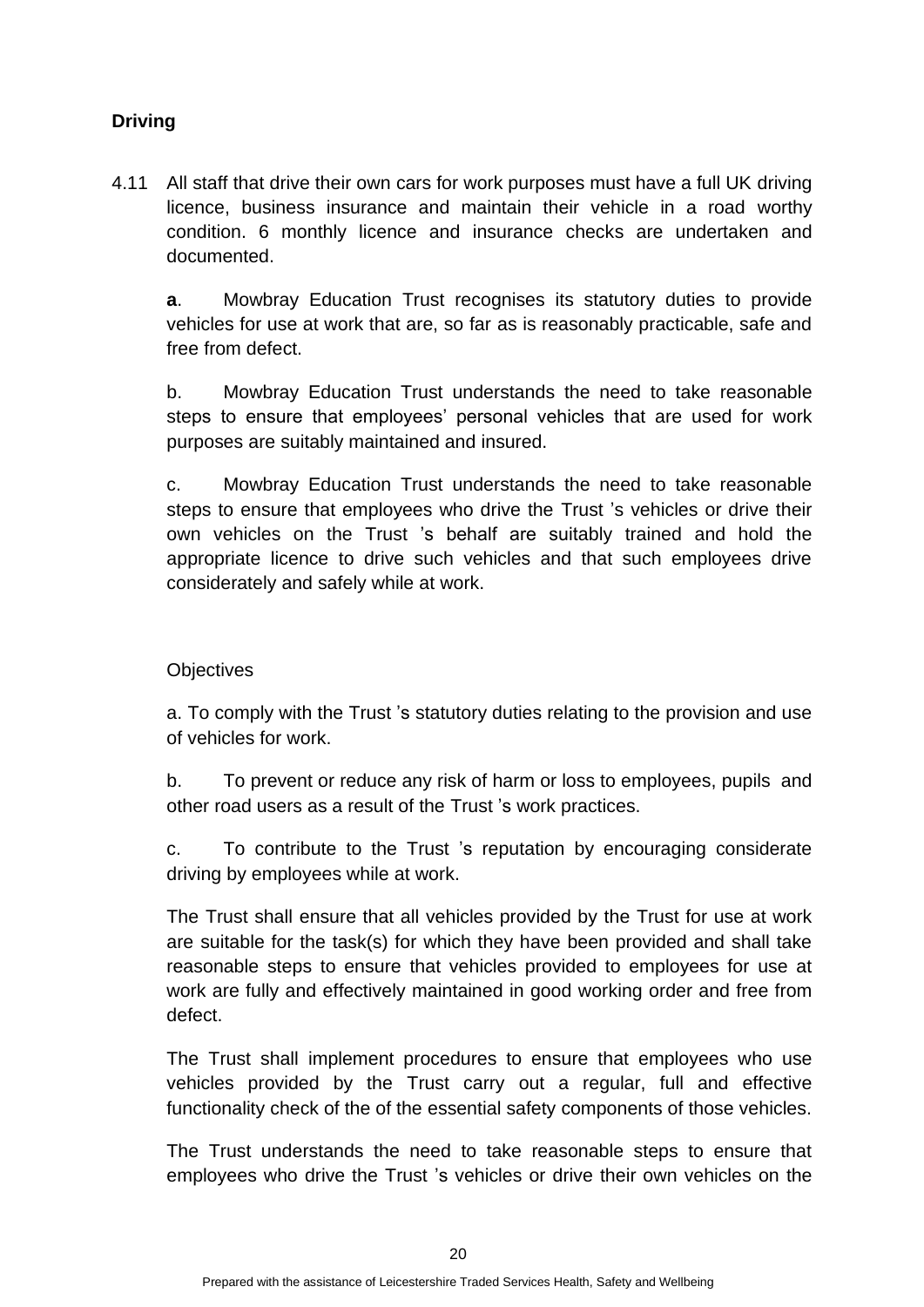**Driving**

4.11 All staff that drive their own cars for work purposes must have a full UK driving licence, business insurance and maintain their vehicle in a road worthy condition. 6 monthly licence and insurance checks are undertaken and documented.

**a**. Mowbray Education Trust recognises its statutory duties to provide vehicles for use at work that are, so far as is reasonably practicable, safe and free from defect.

b. Mowbray Education Trust understands the need to take reasonable steps to ensure that employees' personal vehicles that are used for work purposes are suitably maintained and insured.

c. Mowbray Education Trust understands the need to take reasonable steps to ensure that employees who drive the Trust 's vehicles or drive their own vehicles on the Trust 's behalf are suitably trained and hold the appropriate licence to drive such vehicles and that such employees drive considerately and safely while at work.

Objectives

a. To comply with the Trust 's statutory duties relating to the provision and use of vehicles for work.

b. To prevent or reduce any risk of harm or loss to employees, pupils and other road users as a result of the Trust 's work practices.

c. To contribute to the Trust 's reputation by encouraging considerate driving by employees while at work.

The Trust shall ensure that all vehicles provided by the Trust for use at work are suitable for the task(s) for which they have been provided and shall take reasonable steps to ensure that vehicles provided to employees for use at work are fully and effectively maintained in good working order and free from defect.

The Trust shall implement procedures to ensure that employees who use vehicles provided by the Trust carry out a regular, full and effective functionality check of the of the essential safety components of those vehicles.

The Trust understands the need to take reasonable steps to ensure that employees who drive the Trust 's vehicles or drive their own vehicles on the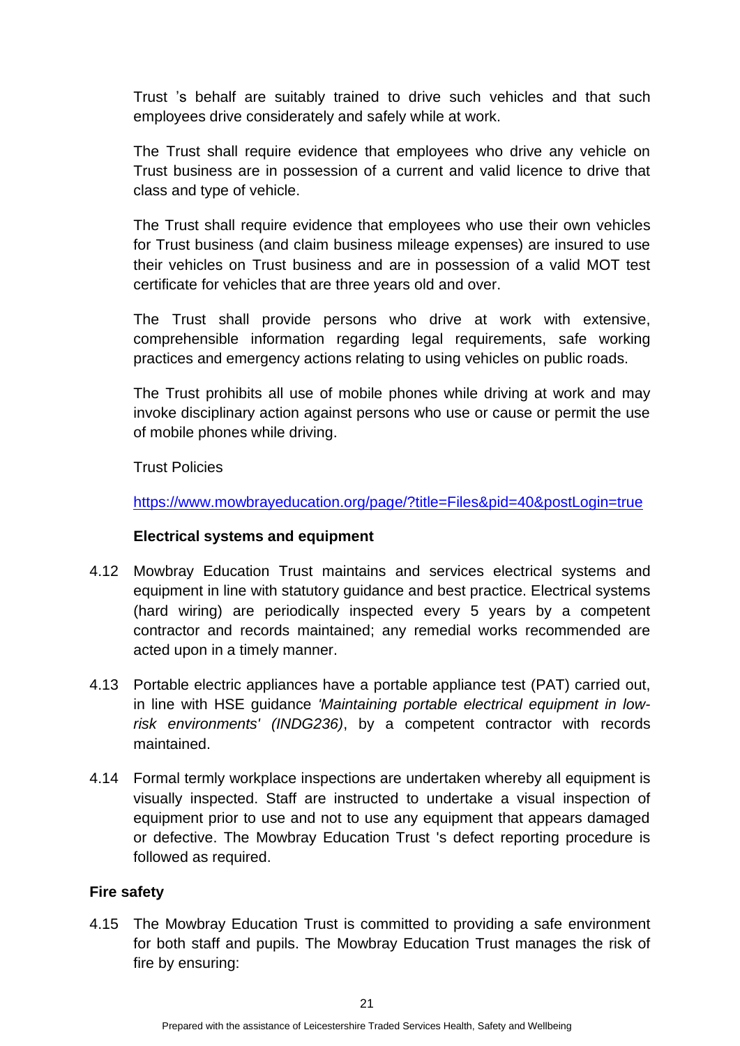Trust 's behalf are suitably trained to drive such vehicles and that such employees drive considerately and safely while at work.

The Trust shall require evidence that employees who drive any vehicle on Trust business are in possession of a current and valid licence to drive that class and type of vehicle.

The Trust shall require evidence that employees who use their own vehicles for Trust business (and claim business mileage expenses) are insured to use their vehicles on Trust business and are in possession of a valid MOT test certificate for vehicles that are three years old and over.

The Trust shall provide persons who drive at work with extensive, comprehensible information regarding legal requirements, safe working practices and emergency actions relating to using vehicles on public roads.

The Trust prohibits all use of mobile phones while driving at work and may invoke disciplinary action against persons who use or cause or permit the use of mobile phones while driving.

Trust Policies

https://www.mowbrayeducation.org/page/?title=Files&pid=40&postLogin=true

**Electrical systems and equipment**

4.12 Mowbray Education Trust maintains and services electrical systems and equipment in line with statutory guidance and best practice. Electrical systems (hard wiring) are periodically inspected every 5 years by a competent contractor and records maintained; any remedial works recommended are acted upon in a timely manner.

4.13 Portable electric appliances have a portable appliance test (PAT) carried out, in line with HSE guidance *'Maintaining portable electrical equipment in low-risk environments' (INDG236)*, by a competent contractor with records maintained.

4.14 Formal termly workplace inspections are undertaken whereby all equipment is visually inspected. Staff are instructed to undertake a visual inspection of equipment prior to use and not to use any equipment that appears damaged or defective. The Mowbray Education Trust 's defect reporting procedure is followed as required.

**Fire safety**

4.15 The Mowbray Education Trust is committed to providing a safe environment for both staff and pupils. The Mowbray Education Trust manages the risk of fire by ensuring: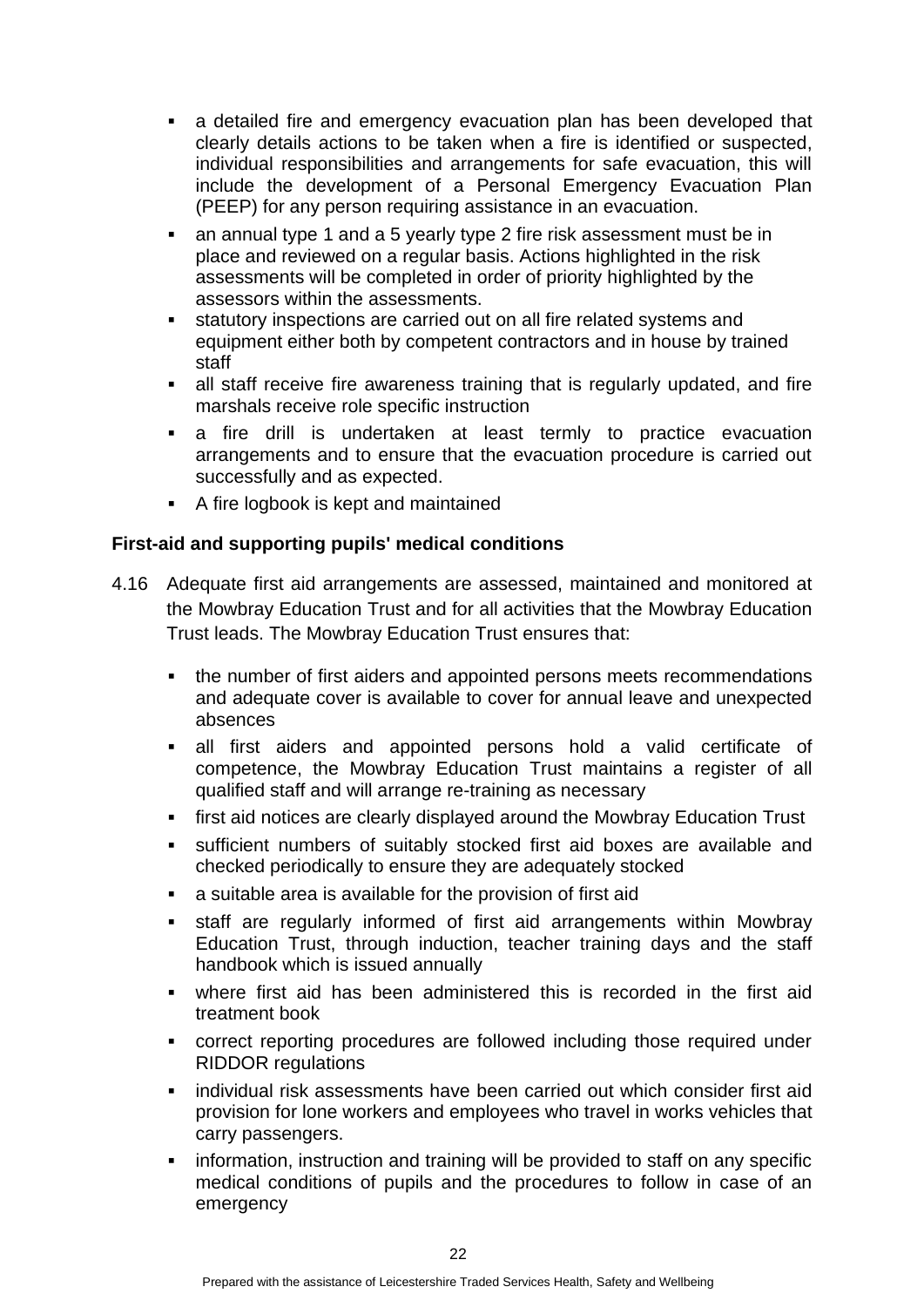- a detailed fire and emergency evacuation plan has been developed that clearly details actions to be taken when a fire is identified or suspected, individual responsibilities and arrangements for safe evacuation, this will include the development of a Personal Emergency Evacuation Plan (PEEP) for any person requiring assistance in an evacuation.
- an annual type 1 and a 5 yearly type 2 fire risk assessment must be in place and reviewed on a regular basis. Actions highlighted in the risk assessments will be completed in order of priority highlighted by the assessors within the assessments.
- statutory inspections are carried out on all fire related systems and equipment either both by competent contractors and in house by trained staff
- all staff receive fire awareness training that is regularly updated, and fire marshals receive role specific instruction
- a fire drill is undertaken at least termly to practice evacuation arrangements and to ensure that the evacuation procedure is carried out successfully and as expected.
- A fire logbook is kept and maintained

**First-aid and supporting pupils' medical conditions**

4.16 Adequate first aid arrangements are assessed, maintained and monitored at the Mowbray Education Trust and for all activities that the Mowbray Education Trust leads. The Mowbray Education Trust ensures that:

- the number of first aiders and appointed persons meets recommendations and adequate cover is available to cover for annual leave and unexpected absences
- all first aiders and appointed persons hold a valid certificate of competence, the Mowbray Education Trust maintains a register of all qualified staff and will arrange re-training as necessary
- first aid notices are clearly displayed around the Mowbray Education Trust
- sufficient numbers of suitably stocked first aid boxes are available and checked periodically to ensure they are adequately stocked
- a suitable area is available for the provision of first aid
- staff are regularly informed of first aid arrangements within Mowbray Education Trust, through induction, teacher training days and the staff handbook which is issued annually
- where first aid has been administered this is recorded in the first aid treatment book
- correct reporting procedures are followed including those required under RIDDOR regulations
- individual risk assessments have been carried out which consider first aid provision for lone workers and employees who travel in works vehicles that carry passengers.
- information, instruction and training will be provided to staff on any specific medical conditions of pupils and the procedures to follow in case of an emergency

Prepared with the assistance of Leicestershire Traded Services Health, Safety and Wellbeing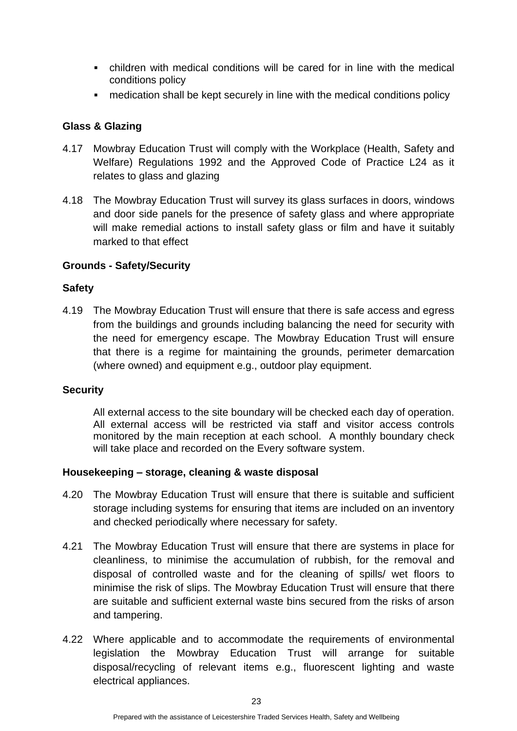- children with medical conditions will be cared for in line with the medical conditions policy
- medication shall be kept securely in line with the medical conditions policy

**Glass & Glazing**

4.17 Mowbray Education Trust will comply with the Workplace (Health, Safety and Welfare) Regulations 1992 and the Approved Code of Practice L24 as it relates to glass and glazing

4.18 The Mowbray Education Trust will survey its glass surfaces in doors, windows and door side panels for the presence of safety glass and where appropriate will make remedial actions to install safety glass or film and have it suitably marked to that effect

**Grounds - Safety/Security**

**Safety**

4.19 The Mowbray Education Trust will ensure that there is safe access and egress from the buildings and grounds including balancing the need for security with the need for emergency escape. The Mowbray Education Trust will ensure that there is a regime for maintaining the grounds, perimeter demarcation (where owned) and equipment e.g., outdoor play equipment.

**Security**

All external access to the site boundary will be checked each day of operation. All external access will be restricted via staff and visitor access controls monitored by the main reception at each school. A monthly boundary check will take place and recorded on the Every software system.

**Housekeeping – storage, cleaning & waste disposal**

4.20 The Mowbray Education Trust will ensure that there is suitable and sufficient storage including systems for ensuring that items are included on an inventory and checked periodically where necessary for safety.

4.21 The Mowbray Education Trust will ensure that there are systems in place for cleanliness, to minimise the accumulation of rubbish, for the removal and disposal of controlled waste and for the cleaning of spills/ wet floors to minimise the risk of slips. The Mowbray Education Trust will ensure that there are suitable and sufficient external waste bins secured from the risks of arson and tampering.

4.22 Where applicable and to accommodate the requirements of environmental legislation the Mowbray Education Trust will arrange for suitable disposal/recycling of relevant items e.g., fluorescent lighting and waste electrical appliances.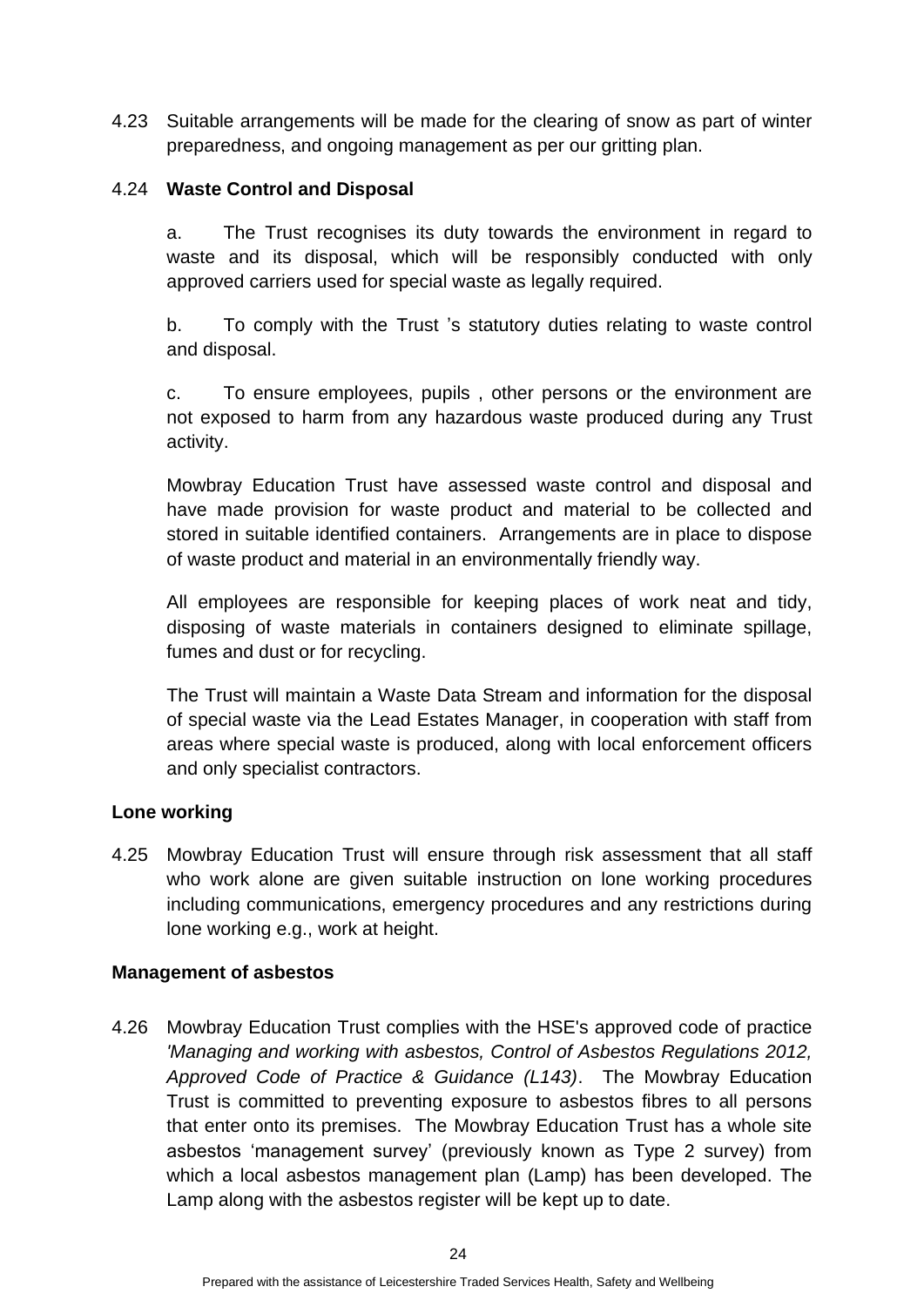4.23 Suitable arrangements will be made for the clearing of snow as part of winter preparedness, and ongoing management as per our gritting plan.

4.24 **Waste Control and Disposal**

a. The Trust recognises its duty towards the environment in regard to waste and its disposal, which will be responsibly conducted with only approved carriers used for special waste as legally required.

b. To comply with the Trust 's statutory duties relating to waste control and disposal.

c. To ensure employees, pupils , other persons or the environment are not exposed to harm from any hazardous waste produced during any Trust activity.

Mowbray Education Trust have assessed waste control and disposal and have made provision for waste product and material to be collected and stored in suitable identified containers. Arrangements are in place to dispose of waste product and material in an environmentally friendly way.

All employees are responsible for keeping places of work neat and tidy, disposing of waste materials in containers designed to eliminate spillage, fumes and dust or for recycling.

The Trust will maintain a Waste Data Stream and information for the disposal of special waste via the Lead Estates Manager, in cooperation with staff from areas where special waste is produced, along with local enforcement officers and only specialist contractors.

**Lone working**

4.25 Mowbray Education Trust will ensure through risk assessment that all staff who work alone are given suitable instruction on lone working procedures including communications, emergency procedures and any restrictions during lone working e.g., work at height.

**Management of asbestos**

4.26 Mowbray Education Trust complies with the HSE's approved code of practice *'Managing and working with asbestos, Control of Asbestos Regulations 2012, Approved Code of Practice & Guidance (L143)*. The Mowbray Education Trust is committed to preventing exposure to asbestos fibres to all persons that enter onto its premises. The Mowbray Education Trust has a whole site asbestos 'management survey' (previously known as Type 2 survey) from which a local asbestos management plan (Lamp) has been developed. The Lamp along with the asbestos register will be kept up to date.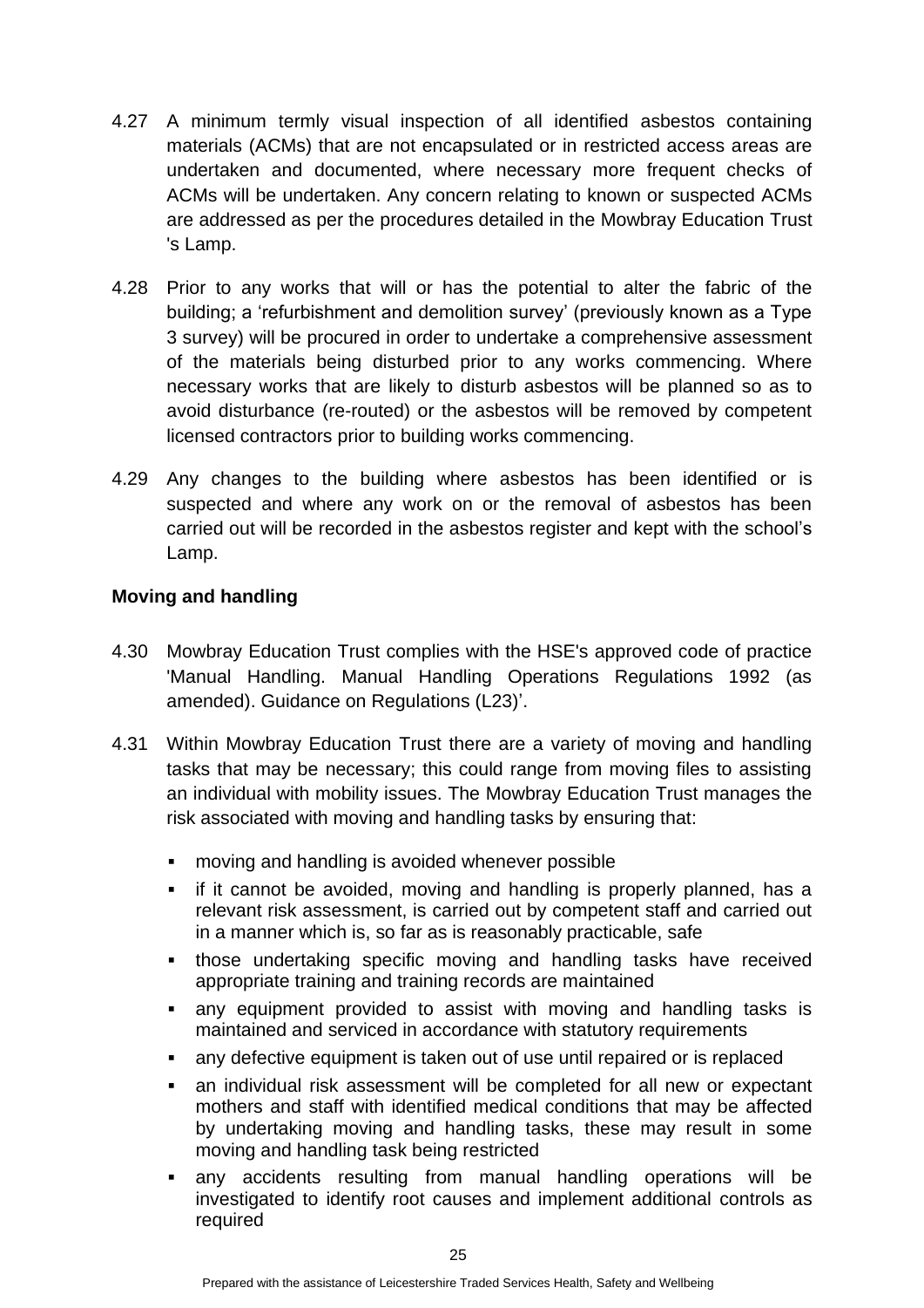4.27 A minimum termly visual inspection of all identified asbestos containing materials (ACMs) that are not encapsulated or in restricted access areas are undertaken and documented, where necessary more frequent checks of ACMs will be undertaken. Any concern relating to known or suspected ACMs are addressed as per the procedures detailed in the Mowbray Education Trust 's Lamp.

4.28 Prior to any works that will or has the potential to alter the fabric of the building; a 'refurbishment and demolition survey' (previously known as a Type 3 survey) will be procured in order to undertake a comprehensive assessment of the materials being disturbed prior to any works commencing. Where necessary works that are likely to disturb asbestos will be planned so as to avoid disturbance (re-routed) or the asbestos will be removed by competent licensed contractors prior to building works commencing.

4.29 Any changes to the building where asbestos has been identified or is suspected and where any work on or the removal of asbestos has been carried out will be recorded in the asbestos register and kept with the school's Lamp.

**Moving and handling**

4.30 Mowbray Education Trust complies with the HSE's approved code of practice 'Manual Handling. Manual Handling Operations Regulations 1992 (as amended). Guidance on Regulations (L23)'.

4.31 Within Mowbray Education Trust there are a variety of moving and handling tasks that may be necessary; this could range from moving files to assisting an individual with mobility issues. The Mowbray Education Trust manages the risk associated with moving and handling tasks by ensuring that:

- moving and handling is avoided whenever possible
- if it cannot be avoided, moving and handling is properly planned, has a relevant risk assessment, is carried out by competent staff and carried out in a manner which is, so far as is reasonably practicable, safe
- those undertaking specific moving and handling tasks have received appropriate training and training records are maintained
- any equipment provided to assist with moving and handling tasks is maintained and serviced in accordance with statutory requirements
- any defective equipment is taken out of use until repaired or is replaced
- an individual risk assessment will be completed for all new or expectant mothers and staff with identified medical conditions that may be affected by undertaking moving and handling tasks, these may result in some moving and handling task being restricted
- any accidents resulting from manual handling operations will be investigated to identify root causes and implement additional controls as required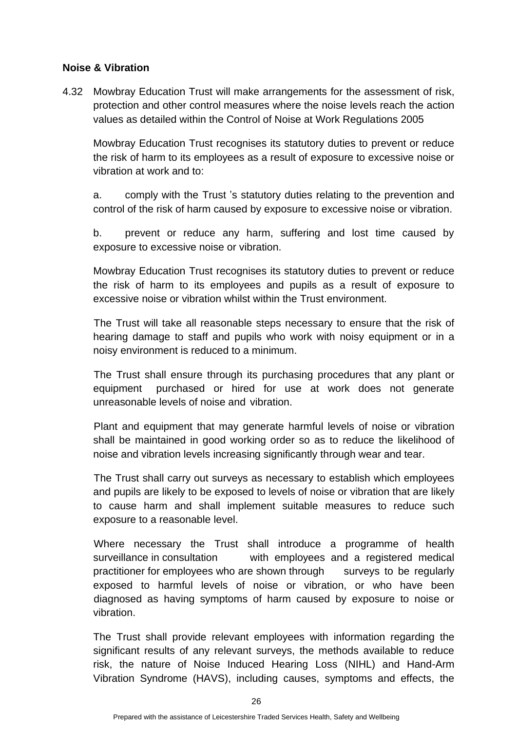**Noise & Vibration**

4.32 Mowbray Education Trust will make arrangements for the assessment of risk, protection and other control measures where the noise levels reach the action values as detailed within the Control of Noise at Work Regulations 2005

Mowbray Education Trust recognises its statutory duties to prevent or reduce the risk of harm to its employees as a result of exposure to excessive noise or vibration at work and to:

a. comply with the Trust 's statutory duties relating to the prevention and control of the risk of harm caused by exposure to excessive noise or vibration.

b. prevent or reduce any harm, suffering and lost time caused by exposure to excessive noise or vibration.

Mowbray Education Trust recognises its statutory duties to prevent or reduce the risk of harm to its employees and pupils as a result of exposure to excessive noise or vibration whilst within the Trust environment.

The Trust will take all reasonable steps necessary to ensure that the risk of hearing damage to staff and pupils who work with noisy equipment or in a noisy environment is reduced to a minimum.

The Trust shall ensure through its purchasing procedures that any plant or equipment purchased or hired for use at work does not generate unreasonable levels of noise and vibration.

Plant and equipment that may generate harmful levels of noise or vibration shall be maintained in good working order so as to reduce the likelihood of noise and vibration levels increasing significantly through wear and tear.

The Trust shall carry out surveys as necessary to establish which employees and pupils are likely to be exposed to levels of noise or vibration that are likely to cause harm and shall implement suitable measures to reduce such exposure to a reasonable level.

Where necessary the Trust shall introduce a programme of health surveillance in consultation with employees and a registered medical practitioner for employees who are shown through surveys to be regularly exposed to harmful levels of noise or vibration, or who have been diagnosed as having symptoms of harm caused by exposure to noise or vibration.

The Trust shall provide relevant employees with information regarding the significant results of any relevant surveys, the methods available to reduce risk, the nature of Noise Induced Hearing Loss (NIHL) and Hand-Arm Vibration Syndrome (HAVS), including causes, symptoms and effects, the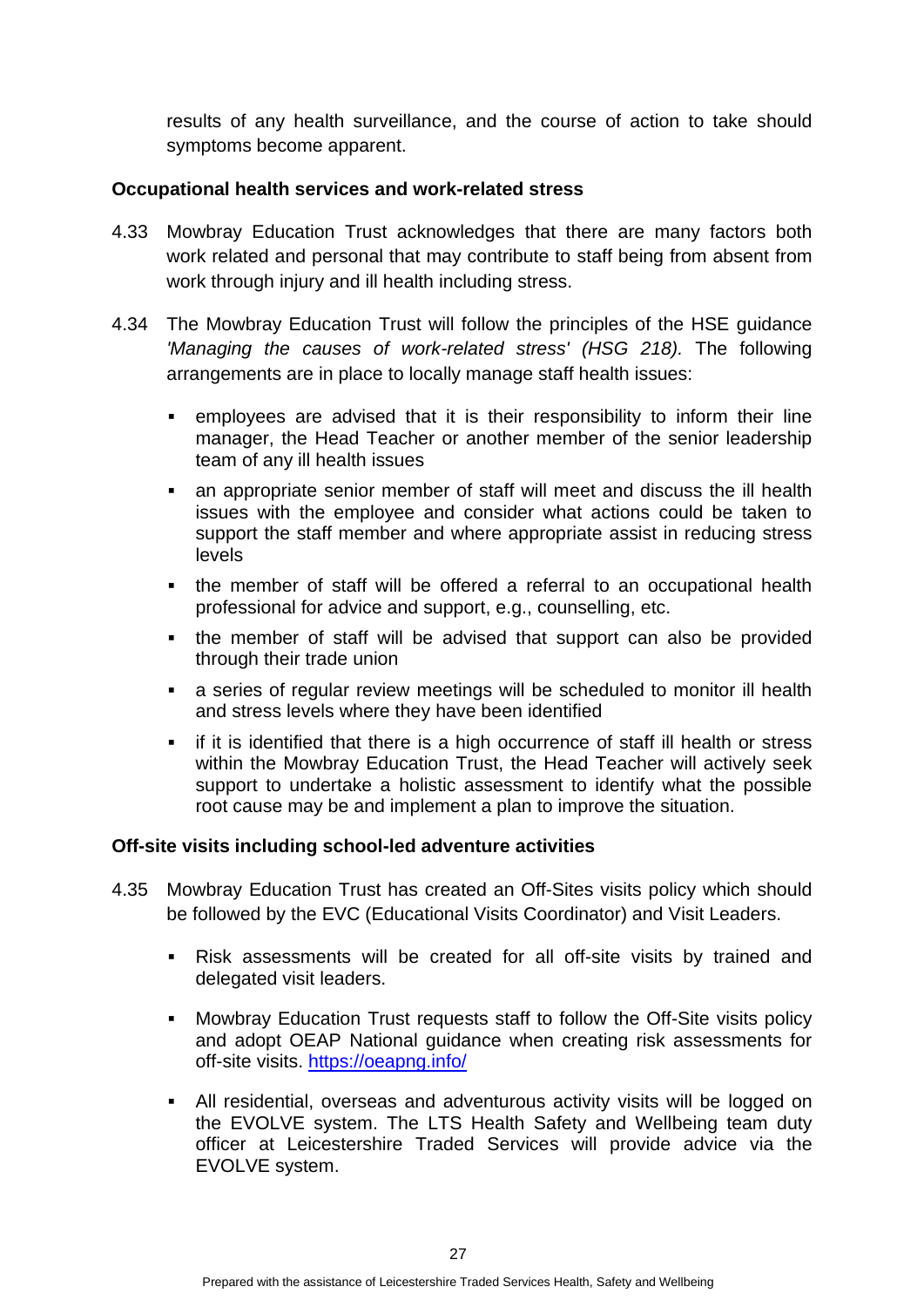results of any health surveillance, and the course of action to take should symptoms become apparent.

**Occupational health services and work-related stress**

4.33 Mowbray Education Trust acknowledges that there are many factors both work related and personal that may contribute to staff being from absent from work through injury and ill health including stress.

4.34 The Mowbray Education Trust will follow the principles of the HSE guidance *'Managing the causes of work-related stress' (HSG 218).* The following arrangements are in place to locally manage staff health issues:

- employees are advised that it is their responsibility to inform their line manager, the Head Teacher or another member of the senior leadership team of any ill health issues
- an appropriate senior member of staff will meet and discuss the ill health issues with the employee and consider what actions could be taken to support the staff member and where appropriate assist in reducing stress levels
- the member of staff will be offered a referral to an occupational health professional for advice and support, e.g., counselling, etc.
- the member of staff will be advised that support can also be provided through their trade union
- a series of regular review meetings will be scheduled to monitor ill health and stress levels where they have been identified
- if it is identified that there is a high occurrence of staff ill health or stress within the Mowbray Education Trust, the Head Teacher will actively seek support to undertake a holistic assessment to identify what the possible root cause may be and implement a plan to improve the situation.

**Off-site visits including school-led adventure activities**

4.35 Mowbray Education Trust has created an Off-Sites visits policy which should be followed by the EVC (Educational Visits Coordinator) and Visit Leaders.

- Risk assessments will be created for all off-site visits by trained and delegated visit leaders.
- Mowbray Education Trust requests staff to follow the Off-Site visits policy and adopt OEAP National guidance when creating risk assessments for off-site visits. https://oeapng.info/
- All residential, overseas and adventurous activity visits will be logged on the EVOLVE system. The LTS Health Safety and Wellbeing team duty officer at Leicestershire Traded Services will provide advice via the EVOLVE system.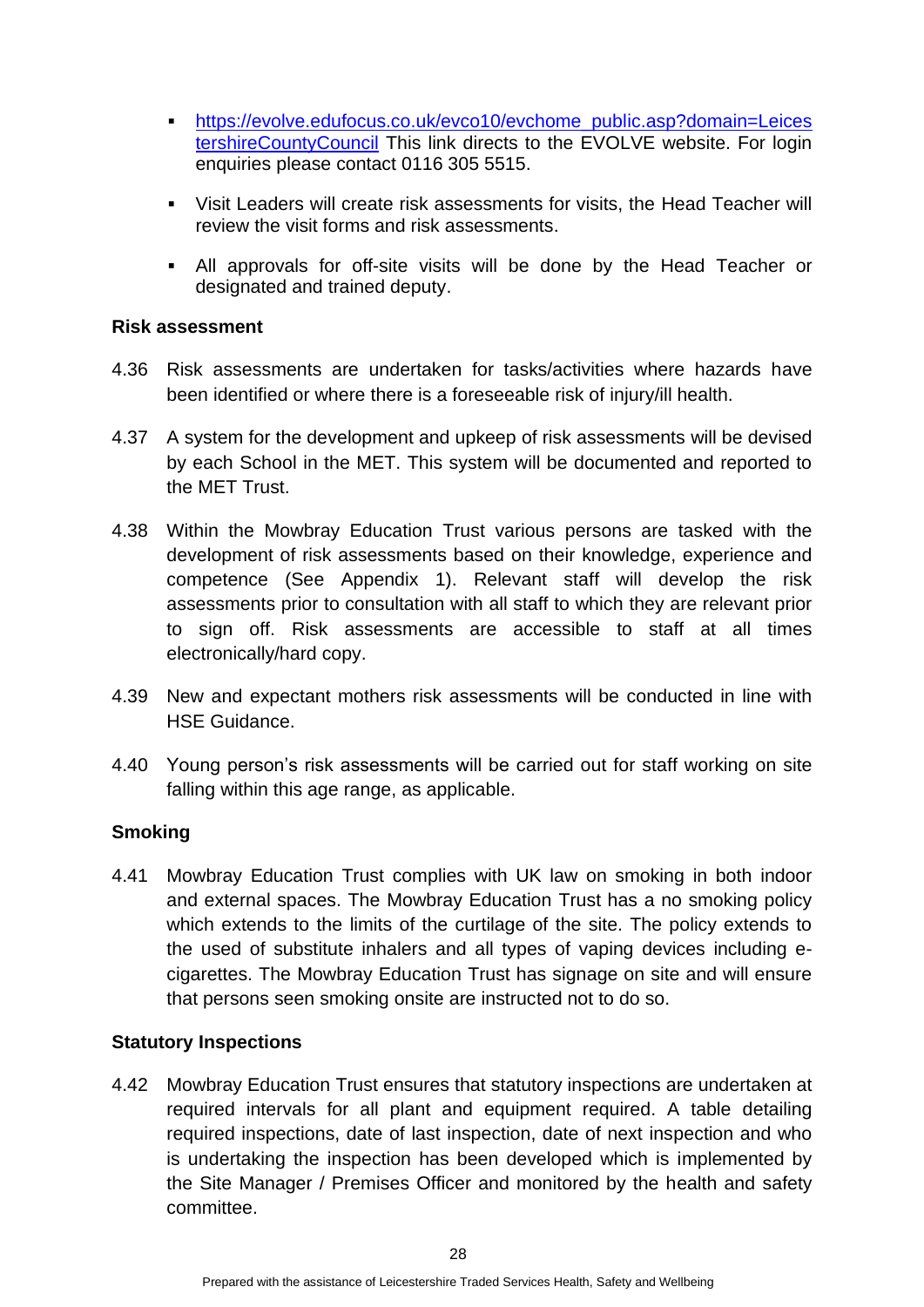- [https://evolve.edufocus.co.uk/evco10/evchome_public.asp?domain=LeicestershireCountyCouncil](https://evolve.edufocus.co.uk/evco10/evchome_public.asp?domain=LeicestershireCountyCouncil) This link directs to the EVOLVE website. For login enquiries please contact 0116 305 5515.
- Visit Leaders will create risk assessments for visits, the Head Teacher will review the visit forms and risk assessments.
- All approvals for off-site visits will be done by the Head Teacher or designated and trained deputy.

**Risk assessment**

4.36 Risk assessments are undertaken for tasks/activities where hazards have been identified or where there is a foreseeable risk of injury/ill health.

4.37 A system for the development and upkeep of risk assessments will be devised by each School in the MET. This system will be documented and reported to the MET Trust.

4.38 Within the Mowbray Education Trust various persons are tasked with the development of risk assessments based on their knowledge, experience and competence (See Appendix 1). Relevant staff will develop the risk assessments prior to consultation with all staff to which they are relevant prior to sign off. Risk assessments are accessible to staff at all times electronically/hard copy.

4.39 New and expectant mothers risk assessments will be conducted in line with HSE Guidance.

4.40 Young person's risk assessments will be carried out for staff working on site falling within this age range, as applicable.

**Smoking**

4.41 Mowbray Education Trust complies with UK law on smoking in both indoor and external spaces. The Mowbray Education Trust has a no smoking policy which extends to the limits of the curtilage of the site. The policy extends to the used of substitute inhalers and all types of vaping devices including e-cigarettes. The Mowbray Education Trust has signage on site and will ensure that persons seen smoking onsite are instructed not to do so.

**Statutory Inspections**

4.42 Mowbray Education Trust ensures that statutory inspections are undertaken at required intervals for all plant and equipment required. A table detailing required inspections, date of last inspection, date of next inspection and who is undertaking the inspection has been developed which is implemented by the Site Manager / Premises Officer and monitored by the health and safety committee.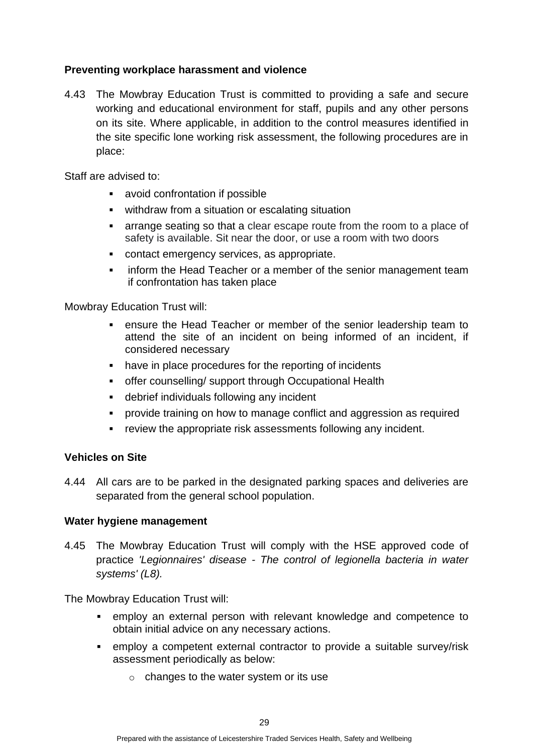**Preventing workplace harassment and violence**

4.43 The Mowbray Education Trust is committed to providing a safe and secure working and educational environment for staff, pupils and any other persons on its site. Where applicable, in addition to the control measures identified in the site specific lone working risk assessment, the following procedures are in place:

Staff are advised to:

- avoid confrontation if possible
- withdraw from a situation or escalating situation
- arrange seating so that a clear escape route from the room to a place of safety is available. Sit near the door, or use a room with two doors
- contact emergency services, as appropriate.
- inform the Head Teacher or a member of the senior management team if confrontation has taken place

Mowbray Education Trust will:

- ensure the Head Teacher or member of the senior leadership team to attend the site of an incident on being informed of an incident, if considered necessary
- have in place procedures for the reporting of incidents
- offer counselling/ support through Occupational Health
- debrief individuals following any incident
- provide training on how to manage conflict and aggression as required
- review the appropriate risk assessments following any incident.

**Vehicles on Site**

4.44 All cars are to be parked in the designated parking spaces and deliveries are separated from the general school population.

**Water hygiene management**

4.45 The Mowbray Education Trust will comply with the HSE approved code of practice *'Legionnaires' disease - The control of legionella bacteria in water systems' (L8).*

The Mowbray Education Trust will:

- employ an external person with relevant knowledge and competence to obtain initial advice on any necessary actions.
- employ a competent external contractor to provide a suitable survey/risk assessment periodically as below:
  - changes to the water system or its use

Prepared with the assistance of Leicestershire Traded Services Health, Safety and Wellbeing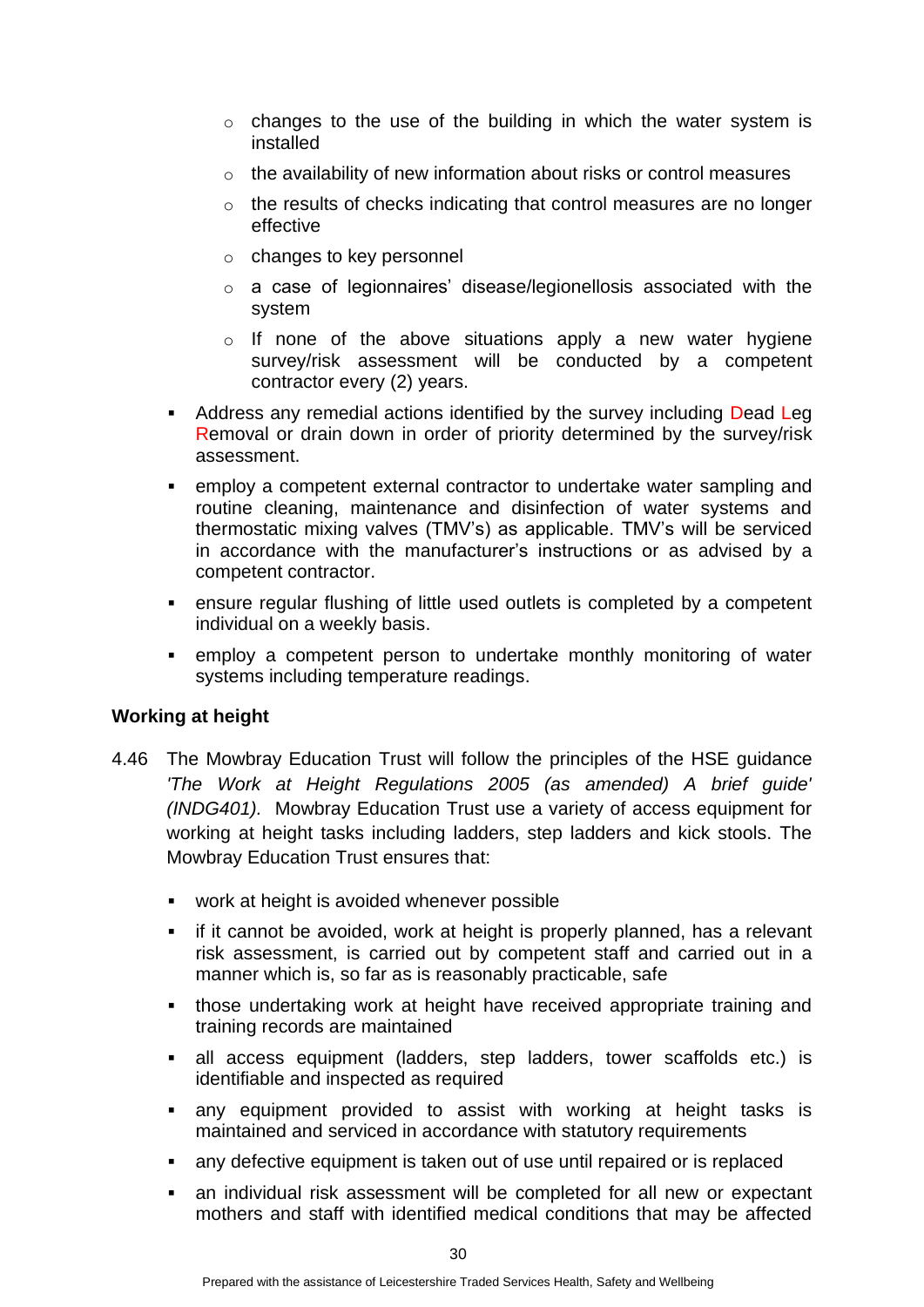- changes to the use of the building in which the water system is installed
    - the availability of new information about risks or control measures
    - the results of checks indicating that control measures are no longer effective
    - changes to key personnel
    - a case of legionnaires' disease/legionellosis associated with the system
    - If none of the above situations apply a new water hygiene survey/risk assessment will be conducted by a competent contractor every (2) years.

- Address any remedial actions identified by the survey including Dead Leg Removal or drain down in order of priority determined by the survey/risk assessment.
- employ a competent external contractor to undertake water sampling and routine cleaning, maintenance and disinfection of water systems and thermostatic mixing valves (TMV's) as applicable. TMV's will be serviced in accordance with the manufacturer's instructions or as advised by a competent contractor.
- ensure regular flushing of little used outlets is completed by a competent individual on a weekly basis.
- employ a competent person to undertake monthly monitoring of water systems including temperature readings.

**Working at height**

4.46 The Mowbray Education Trust will follow the principles of the HSE guidance *'The Work at Height Regulations 2005 (as amended) A brief guide' (INDG401).* Mowbray Education Trust use a variety of access equipment for working at height tasks including ladders, step ladders and kick stools. The Mowbray Education Trust ensures that:

- work at height is avoided whenever possible
- if it cannot be avoided, work at height is properly planned, has a relevant risk assessment, is carried out by competent staff and carried out in a manner which is, so far as is reasonably practicable, safe
- those undertaking work at height have received appropriate training and training records are maintained
- all access equipment (ladders, step ladders, tower scaffolds etc.) is identifiable and inspected as required
- any equipment provided to assist with working at height tasks is maintained and serviced in accordance with statutory requirements
- any defective equipment is taken out of use until repaired or is replaced
- an individual risk assessment will be completed for all new or expectant mothers and staff with identified medical conditions that may be affected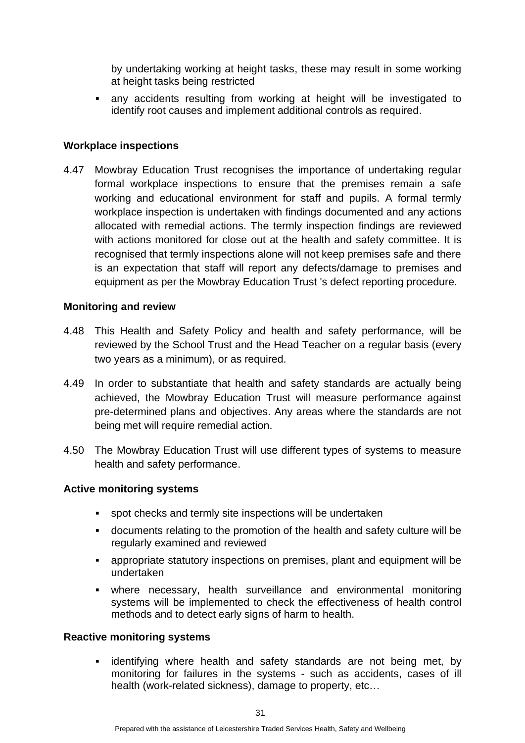by undertaking working at height tasks, these may result in some working at height tasks being restricted

- any accidents resulting from working at height will be investigated to identify root causes and implement additional controls as required.

**Workplace inspections**

4.47 Mowbray Education Trust recognises the importance of undertaking regular formal workplace inspections to ensure that the premises remain a safe working and educational environment for staff and pupils. A formal termly workplace inspection is undertaken with findings documented and any actions allocated with remedial actions. The termly inspection findings are reviewed with actions monitored for close out at the health and safety committee. It is recognised that termly inspections alone will not keep premises safe and there is an expectation that staff will report any defects/damage to premises and equipment as per the Mowbray Education Trust 's defect reporting procedure.

**Monitoring and review**

4.48 This Health and Safety Policy and health and safety performance, will be reviewed by the School Trust and the Head Teacher on a regular basis (every two years as a minimum), or as required.

4.49 In order to substantiate that health and safety standards are actually being achieved, the Mowbray Education Trust will measure performance against pre-determined plans and objectives. Any areas where the standards are not being met will require remedial action.

4.50 The Mowbray Education Trust will use different types of systems to measure health and safety performance.

**Active monitoring systems**

- spot checks and termly site inspections will be undertaken
- documents relating to the promotion of the health and safety culture will be regularly examined and reviewed
- appropriate statutory inspections on premises, plant and equipment will be undertaken
- where necessary, health surveillance and environmental monitoring systems will be implemented to check the effectiveness of health control methods and to detect early signs of harm to health.

**Reactive monitoring systems**

- identifying where health and safety standards are not being met, by monitoring for failures in the systems - such as accidents, cases of ill health (work-related sickness), damage to property, etc…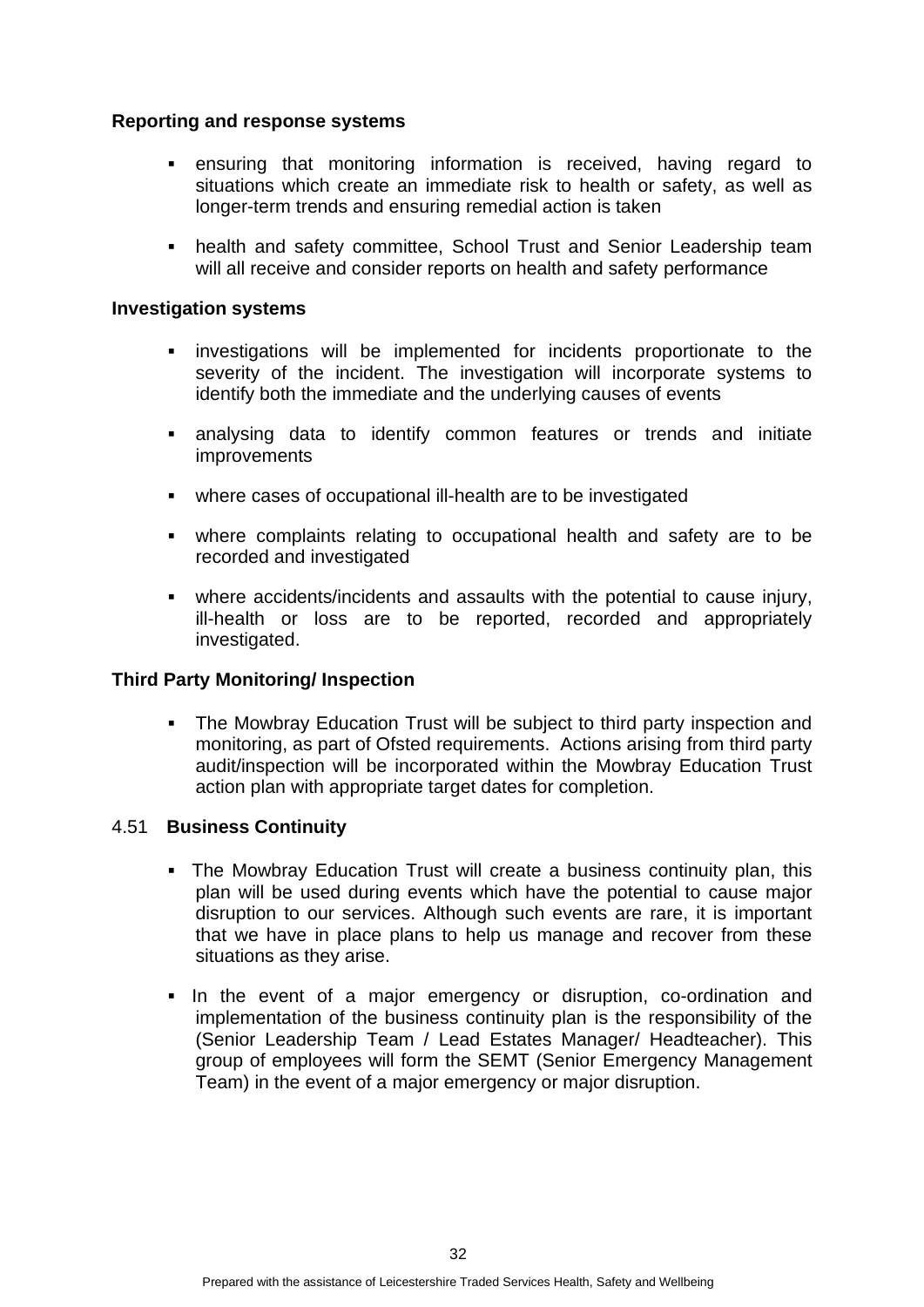**Reporting and response systems**

- ensuring that monitoring information is received, having regard to situations which create an immediate risk to health or safety, as well as longer-term trends and ensuring remedial action is taken
- health and safety committee, School Trust and Senior Leadership team will all receive and consider reports on health and safety performance

**Investigation systems**

- investigations will be implemented for incidents proportionate to the severity of the incident. The investigation will incorporate systems to identify both the immediate and the underlying causes of events
- analysing data to identify common features or trends and initiate improvements
- where cases of occupational ill-health are to be investigated
- where complaints relating to occupational health and safety are to be recorded and investigated
- where accidents/incidents and assaults with the potential to cause injury, ill-health or loss are to be reported, recorded and appropriately investigated.

**Third Party Monitoring/ Inspection**

- The Mowbray Education Trust will be subject to third party inspection and monitoring, as part of Ofsted requirements. Actions arising from third party audit/inspection will be incorporated within the Mowbray Education Trust action plan with appropriate target dates for completion.

4.51 **Business Continuity**

- The Mowbray Education Trust will create a business continuity plan, this plan will be used during events which have the potential to cause major disruption to our services. Although such events are rare, it is important that we have in place plans to help us manage and recover from these situations as they arise.
- In the event of a major emergency or disruption, co-ordination and implementation of the business continuity plan is the responsibility of the (Senior Leadership Team / Lead Estates Manager/ Headteacher). This group of employees will form the SEMT (Senior Emergency Management Team) in the event of a major emergency or major disruption.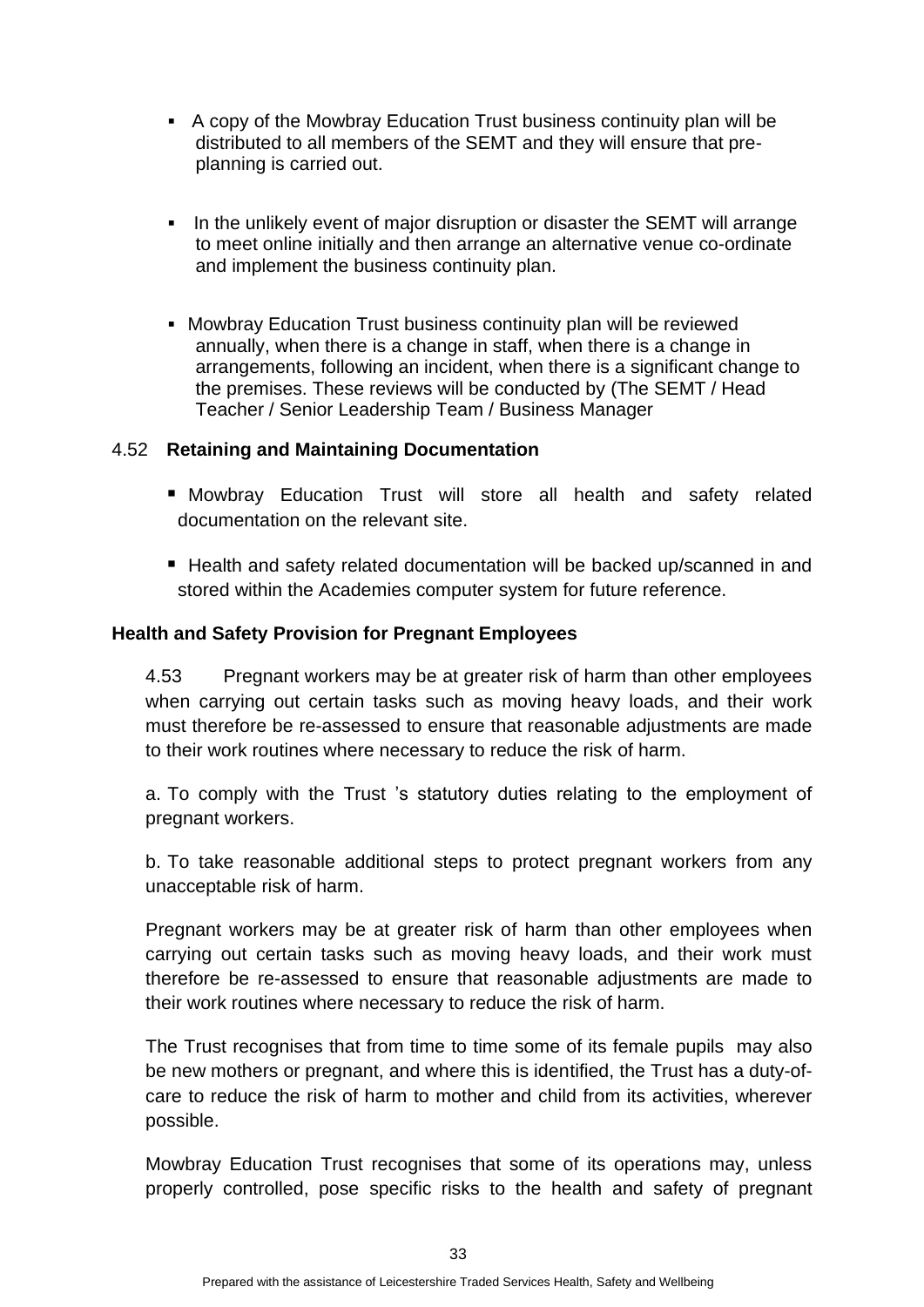- A copy of the Mowbray Education Trust business continuity plan will be distributed to all members of the SEMT and they will ensure that pre-planning is carried out.

- In the unlikely event of major disruption or disaster the SEMT will arrange to meet online initially and then arrange an alternative venue co-ordinate and implement the business continuity plan.

- Mowbray Education Trust business continuity plan will be reviewed annually, when there is a change in staff, when there is a change in arrangements, following an incident, when there is a significant change to the premises. These reviews will be conducted by (The SEMT / Head Teacher / Senior Leadership Team / Business Manager

4.52 **Retaining and Maintaining Documentation**

- Mowbray Education Trust will store all health and safety related documentation on the relevant site.

- Health and safety related documentation will be backed up/scanned in and stored within the Academies computer system for future reference.

**Health and Safety Provision for Pregnant Employees**

4.53 Pregnant workers may be at greater risk of harm than other employees when carrying out certain tasks such as moving heavy loads, and their work must therefore be re-assessed to ensure that reasonable adjustments are made to their work routines where necessary to reduce the risk of harm.

a. To comply with the Trust 's statutory duties relating to the employment of pregnant workers.

b. To take reasonable additional steps to protect pregnant workers from any unacceptable risk of harm.

Pregnant workers may be at greater risk of harm than other employees when carrying out certain tasks such as moving heavy loads, and their work must therefore be re-assessed to ensure that reasonable adjustments are made to their work routines where necessary to reduce the risk of harm.

The Trust recognises that from time to time some of its female pupils may also be new mothers or pregnant, and where this is identified, the Trust has a duty-of-care to reduce the risk of harm to mother and child from its activities, wherever possible.

Mowbray Education Trust recognises that some of its operations may, unless properly controlled, pose specific risks to the health and safety of pregnant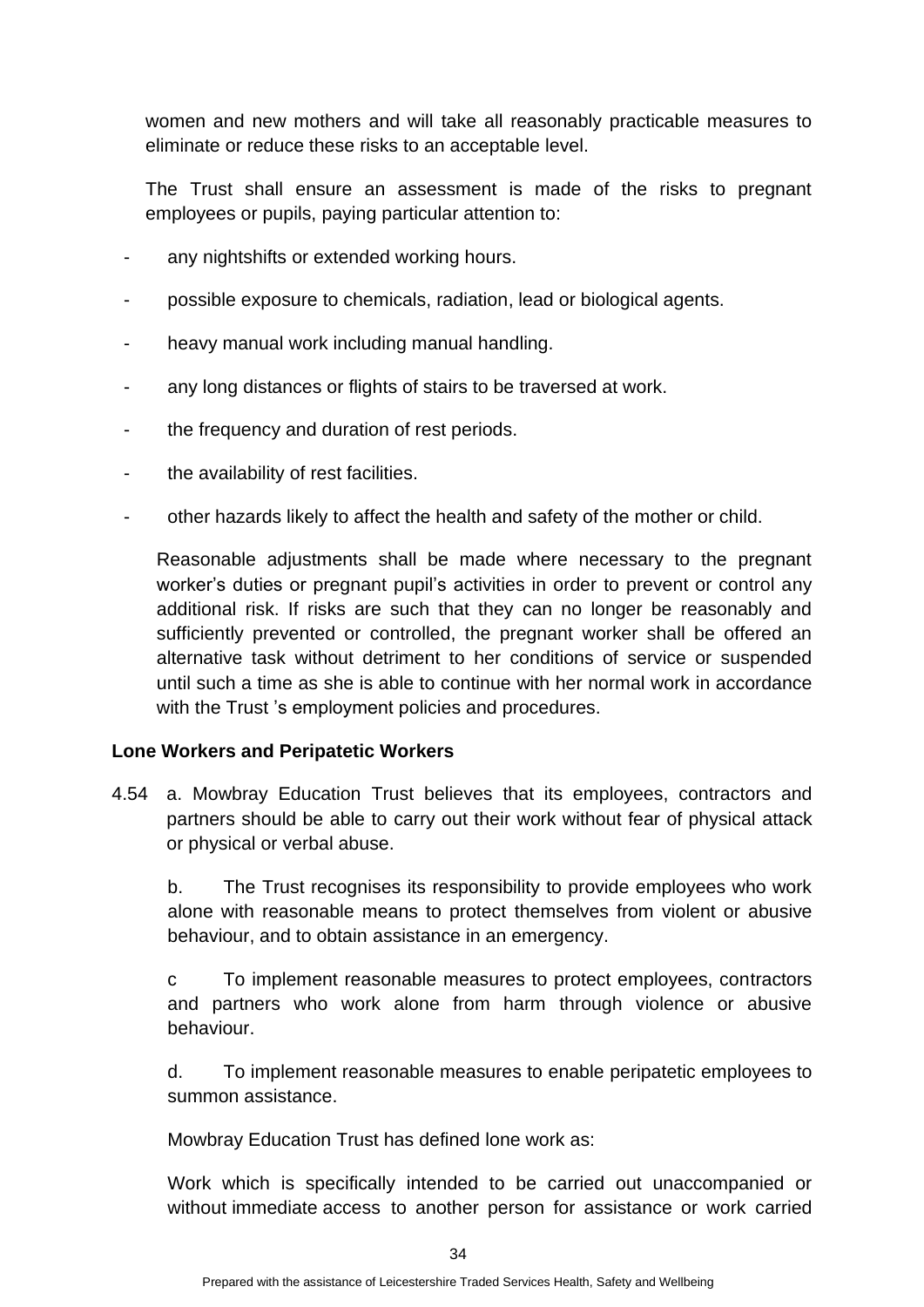women and new mothers and will take all reasonably practicable measures to eliminate or reduce these risks to an acceptable level.

The Trust shall ensure an assessment is made of the risks to pregnant employees or pupils, paying particular attention to:

- any nightshifts or extended working hours.
- possible exposure to chemicals, radiation, lead or biological agents.
- heavy manual work including manual handling.
- any long distances or flights of stairs to be traversed at work.
- the frequency and duration of rest periods.
- the availability of rest facilities.
- other hazards likely to affect the health and safety of the mother or child.

Reasonable adjustments shall be made where necessary to the pregnant worker's duties or pregnant pupil's activities in order to prevent or control any additional risk. If risks are such that they can no longer be reasonably and sufficiently prevented or controlled, the pregnant worker shall be offered an alternative task without detriment to her conditions of service or suspended until such a time as she is able to continue with her normal work in accordance with the Trust 's employment policies and procedures.

**Lone Workers and Peripatetic Workers**

4.54 a. Mowbray Education Trust believes that its employees, contractors and partners should be able to carry out their work without fear of physical attack or physical or verbal abuse.

b. The Trust recognises its responsibility to provide employees who work alone with reasonable means to protect themselves from violent or abusive behaviour, and to obtain assistance in an emergency.

c To implement reasonable measures to protect employees, contractors and partners who work alone from harm through violence or abusive behaviour.

d. To implement reasonable measures to enable peripatetic employees to summon assistance.

Mowbray Education Trust has defined lone work as:

Work which is specifically intended to be carried out unaccompanied or without immediate access to another person for assistance or work carried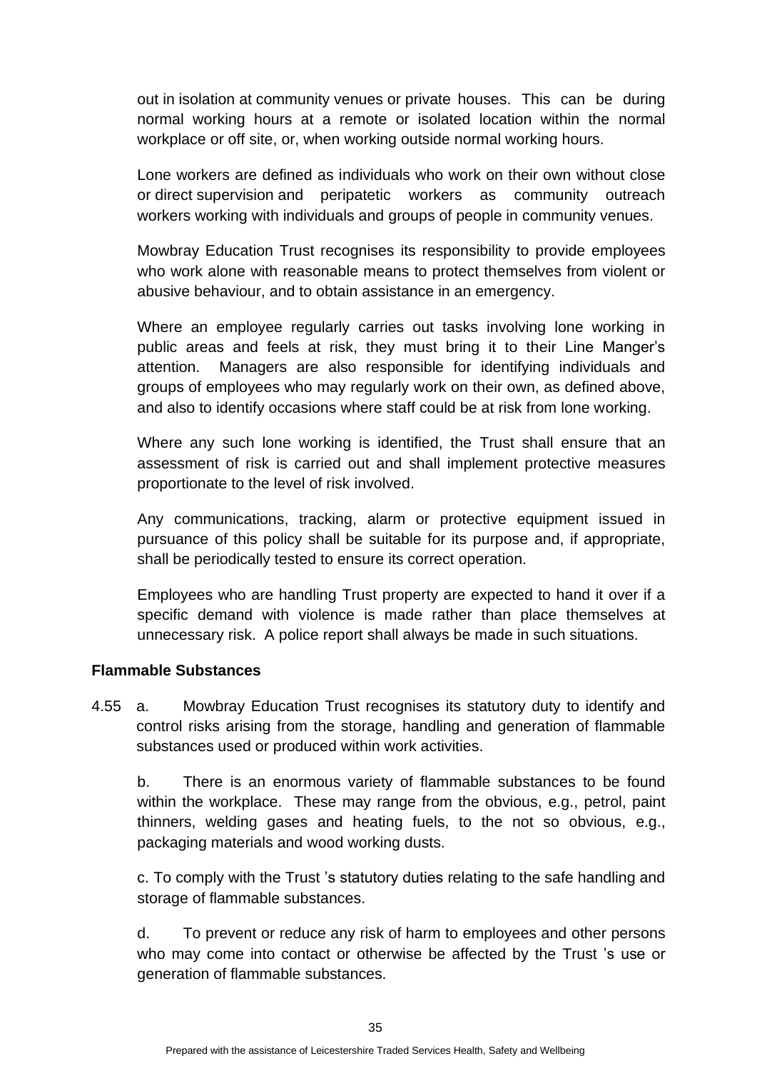out in isolation at community venues or private houses. This can be during normal working hours at a remote or isolated location within the normal workplace or off site, or, when working outside normal working hours.

Lone workers are defined as individuals who work on their own without close or direct supervision and peripatetic workers as community outreach workers working with individuals and groups of people in community venues.

Mowbray Education Trust recognises its responsibility to provide employees who work alone with reasonable means to protect themselves from violent or abusive behaviour, and to obtain assistance in an emergency.

Where an employee regularly carries out tasks involving lone working in public areas and feels at risk, they must bring it to their Line Manger's attention. Managers are also responsible for identifying individuals and groups of employees who may regularly work on their own, as defined above, and also to identify occasions where staff could be at risk from lone working.

Where any such lone working is identified, the Trust shall ensure that an assessment of risk is carried out and shall implement protective measures proportionate to the level of risk involved.

Any communications, tracking, alarm or protective equipment issued in pursuance of this policy shall be suitable for its purpose and, if appropriate, shall be periodically tested to ensure its correct operation.

Employees who are handling Trust property are expected to hand it over if a specific demand with violence is made rather than place themselves at unnecessary risk. A police report shall always be made in such situations.

**Flammable Substances**

4.55 a. Mowbray Education Trust recognises its statutory duty to identify and control risks arising from the storage, handling and generation of flammable substances used or produced within work activities.

b. There is an enormous variety of flammable substances to be found within the workplace. These may range from the obvious, e.g., petrol, paint thinners, welding gases and heating fuels, to the not so obvious, e.g., packaging materials and wood working dusts.

c. To comply with the Trust 's statutory duties relating to the safe handling and storage of flammable substances.

d. To prevent or reduce any risk of harm to employees and other persons who may come into contact or otherwise be affected by the Trust 's use or generation of flammable substances.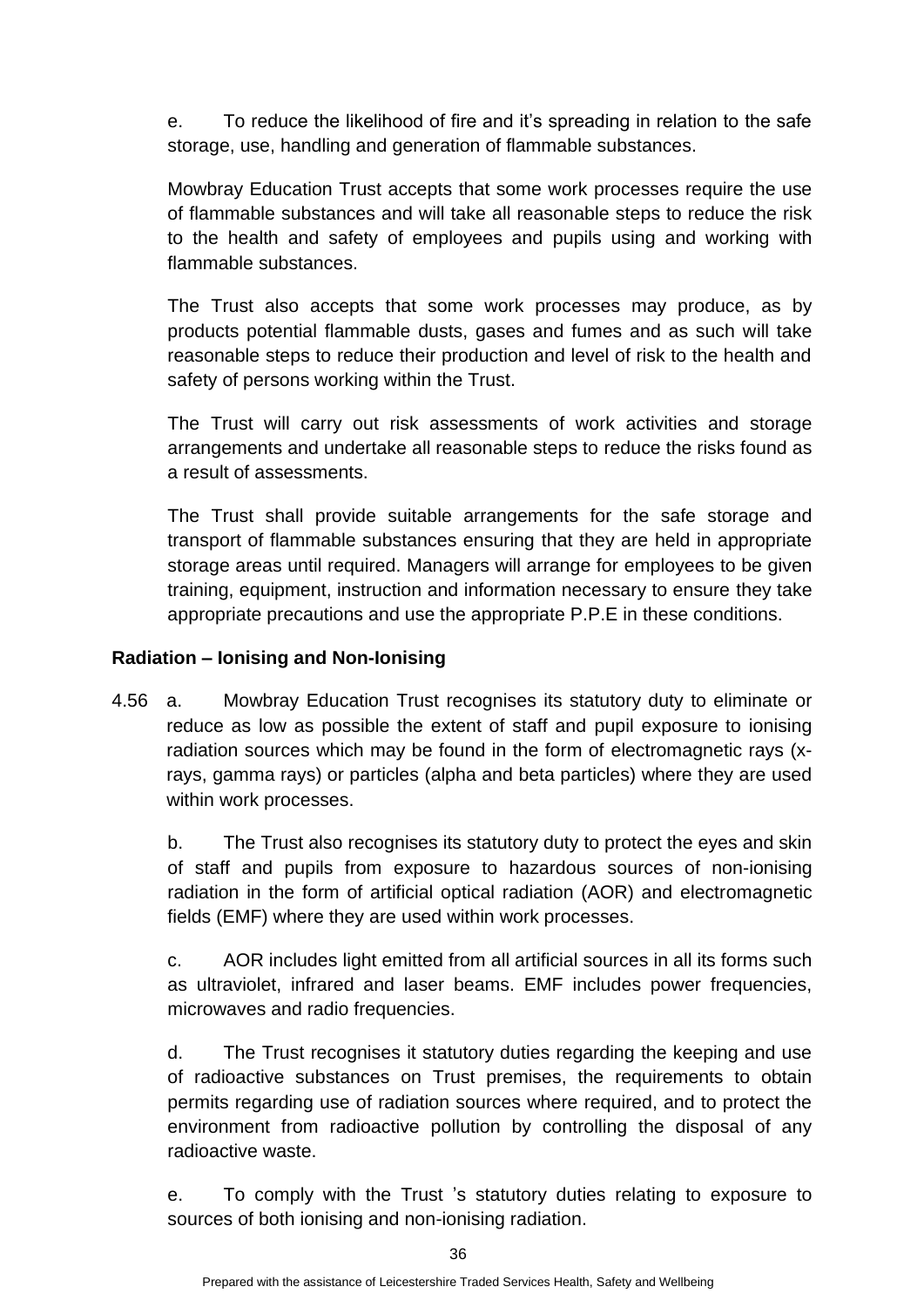e. To reduce the likelihood of fire and it's spreading in relation to the safe storage, use, handling and generation of flammable substances.

Mowbray Education Trust accepts that some work processes require the use of flammable substances and will take all reasonable steps to reduce the risk to the health and safety of employees and pupils using and working with flammable substances.

The Trust also accepts that some work processes may produce, as by products potential flammable dusts, gases and fumes and as such will take reasonable steps to reduce their production and level of risk to the health and safety of persons working within the Trust.

The Trust will carry out risk assessments of work activities and storage arrangements and undertake all reasonable steps to reduce the risks found as a result of assessments.

The Trust shall provide suitable arrangements for the safe storage and transport of flammable substances ensuring that they are held in appropriate storage areas until required. Managers will arrange for employees to be given training, equipment, instruction and information necessary to ensure they take appropriate precautions and use the appropriate P.P.E in these conditions.

**Radiation – Ionising and Non-Ionising**

4.56 a. Mowbray Education Trust recognises its statutory duty to eliminate or reduce as low as possible the extent of staff and pupil exposure to ionising radiation sources which may be found in the form of electromagnetic rays (x-rays, gamma rays) or particles (alpha and beta particles) where they are used within work processes.

b. The Trust also recognises its statutory duty to protect the eyes and skin of staff and pupils from exposure to hazardous sources of non-ionising radiation in the form of artificial optical radiation (AOR) and electromagnetic fields (EMF) where they are used within work processes.

c. AOR includes light emitted from all artificial sources in all its forms such as ultraviolet, infrared and laser beams. EMF includes power frequencies, microwaves and radio frequencies.

d. The Trust recognises it statutory duties regarding the keeping and use of radioactive substances on Trust premises, the requirements to obtain permits regarding use of radiation sources where required, and to protect the environment from radioactive pollution by controlling the disposal of any radioactive waste.

e. To comply with the Trust 's statutory duties relating to exposure to sources of both ionising and non-ionising radiation.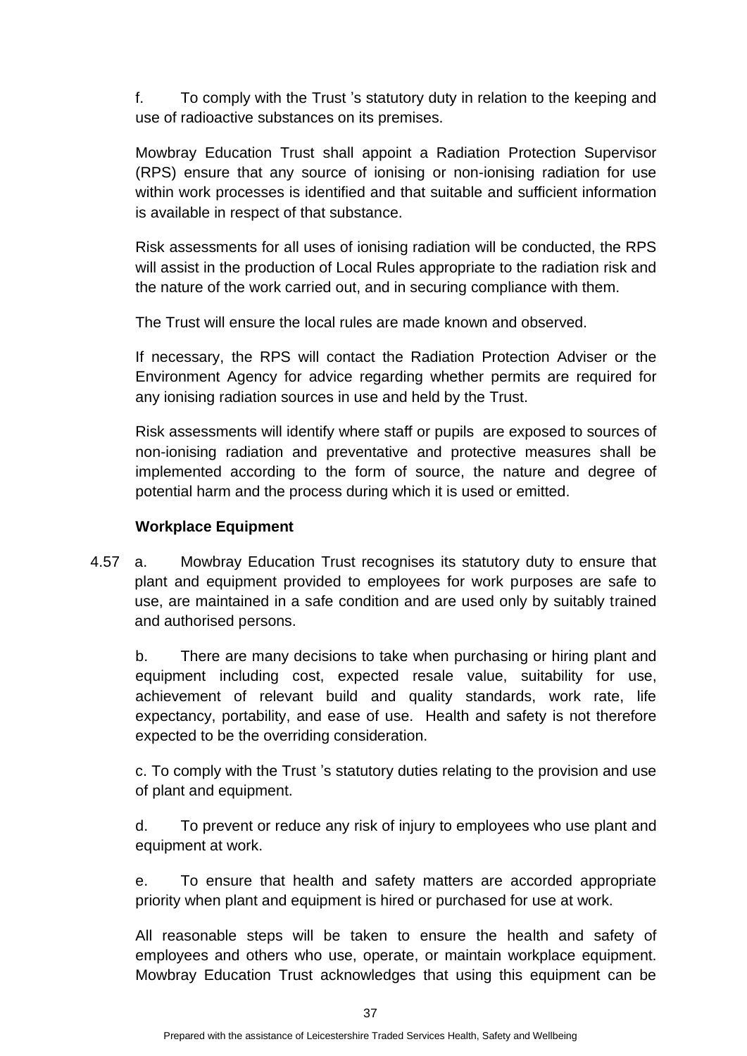f. To comply with the Trust 's statutory duty in relation to the keeping and use of radioactive substances on its premises.

Mowbray Education Trust shall appoint a Radiation Protection Supervisor (RPS) ensure that any source of ionising or non-ionising radiation for use within work processes is identified and that suitable and sufficient information is available in respect of that substance.

Risk assessments for all uses of ionising radiation will be conducted, the RPS will assist in the production of Local Rules appropriate to the radiation risk and the nature of the work carried out, and in securing compliance with them.

The Trust will ensure the local rules are made known and observed.

If necessary, the RPS will contact the Radiation Protection Adviser or the Environment Agency for advice regarding whether permits are required for any ionising radiation sources in use and held by the Trust.

Risk assessments will identify where staff or pupils are exposed to sources of non-ionising radiation and preventative and protective measures shall be implemented according to the form of source, the nature and degree of potential harm and the process during which it is used or emitted.

**Workplace Equipment**

4.57 a. Mowbray Education Trust recognises its statutory duty to ensure that plant and equipment provided to employees for work purposes are safe to use, are maintained in a safe condition and are used only by suitably trained and authorised persons.

b. There are many decisions to take when purchasing or hiring plant and equipment including cost, expected resale value, suitability for use, achievement of relevant build and quality standards, work rate, life expectancy, portability, and ease of use. Health and safety is not therefore expected to be the overriding consideration.

c. To comply with the Trust 's statutory duties relating to the provision and use of plant and equipment.

d. To prevent or reduce any risk of injury to employees who use plant and equipment at work.

e. To ensure that health and safety matters are accorded appropriate priority when plant and equipment is hired or purchased for use at work.

All reasonable steps will be taken to ensure the health and safety of employees and others who use, operate, or maintain workplace equipment. Mowbray Education Trust acknowledges that using this equipment can be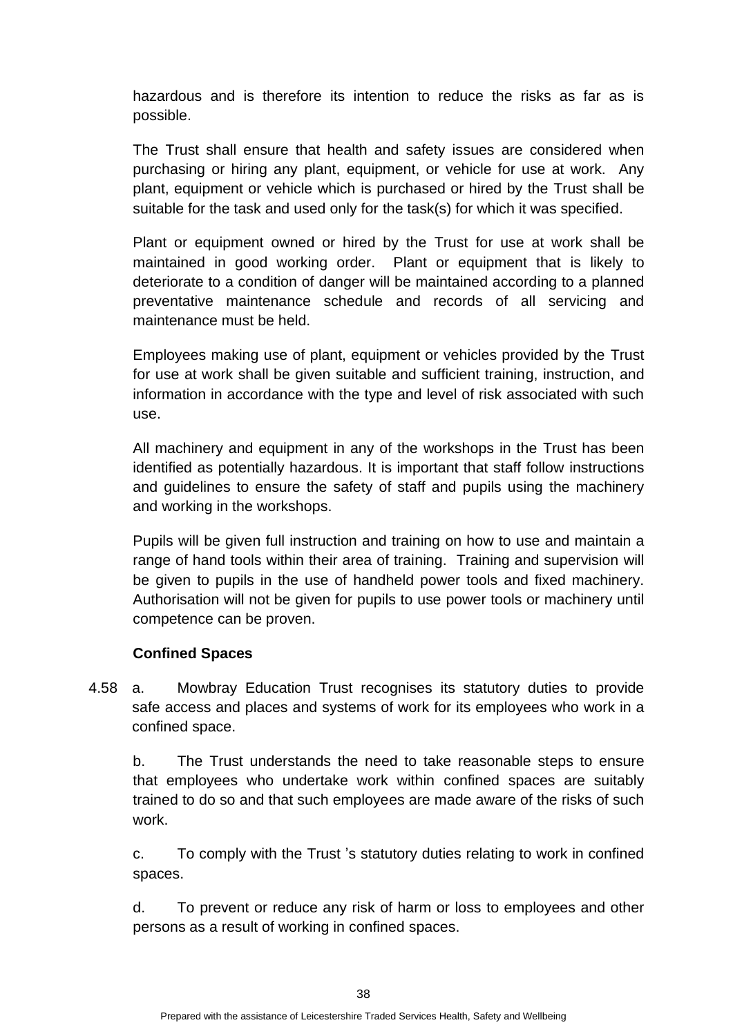hazardous and is therefore its intention to reduce the risks as far as is possible.

The Trust shall ensure that health and safety issues are considered when purchasing or hiring any plant, equipment, or vehicle for use at work. Any plant, equipment or vehicle which is purchased or hired by the Trust shall be suitable for the task and used only for the task(s) for which it was specified.

Plant or equipment owned or hired by the Trust for use at work shall be maintained in good working order. Plant or equipment that is likely to deteriorate to a condition of danger will be maintained according to a planned preventative maintenance schedule and records of all servicing and maintenance must be held.

Employees making use of plant, equipment or vehicles provided by the Trust for use at work shall be given suitable and sufficient training, instruction, and information in accordance with the type and level of risk associated with such use.

All machinery and equipment in any of the workshops in the Trust has been identified as potentially hazardous. It is important that staff follow instructions and guidelines to ensure the safety of staff and pupils using the machinery and working in the workshops.

Pupils will be given full instruction and training on how to use and maintain a range of hand tools within their area of training. Training and supervision will be given to pupils in the use of handheld power tools and fixed machinery. Authorisation will not be given for pupils to use power tools or machinery until competence can be proven.

**Confined Spaces**

4.58 a. Mowbray Education Trust recognises its statutory duties to provide safe access and places and systems of work for its employees who work in a confined space.

b. The Trust understands the need to take reasonable steps to ensure that employees who undertake work within confined spaces are suitably trained to do so and that such employees are made aware of the risks of such work.

c. To comply with the Trust 's statutory duties relating to work in confined spaces.

d. To prevent or reduce any risk of harm or loss to employees and other persons as a result of working in confined spaces.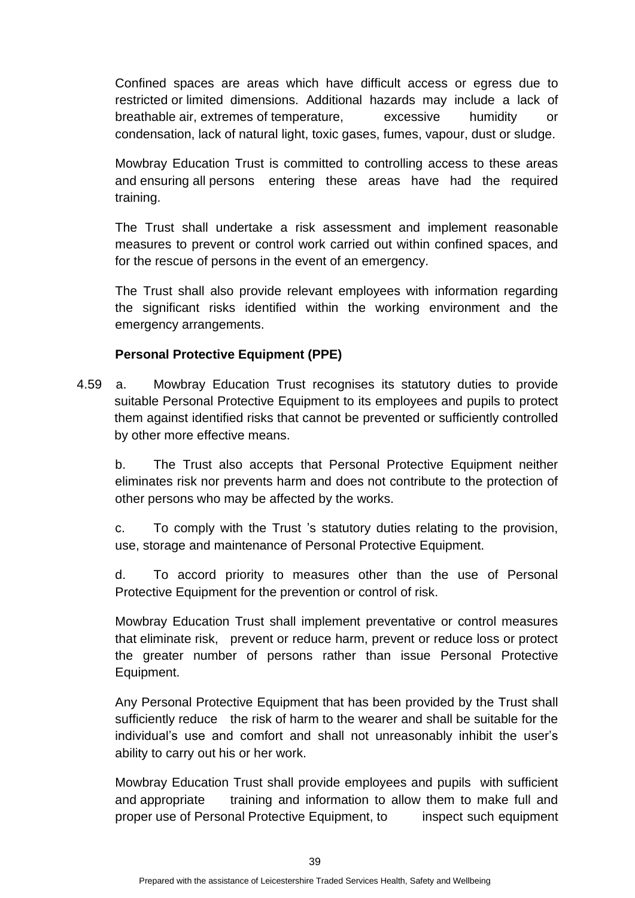Confined spaces are areas which have difficult access or egress due to restricted or limited dimensions. Additional hazards may include a lack of breathable air, extremes of temperature, excessive humidity or condensation, lack of natural light, toxic gases, fumes, vapour, dust or sludge.

Mowbray Education Trust is committed to controlling access to these areas and ensuring all persons entering these areas have had the required training.

The Trust shall undertake a risk assessment and implement reasonable measures to prevent or control work carried out within confined spaces, and for the rescue of persons in the event of an emergency.

The Trust shall also provide relevant employees with information regarding the significant risks identified within the working environment and the emergency arrangements.

**Personal Protective Equipment (PPE)**

4.59 a. Mowbray Education Trust recognises its statutory duties to provide suitable Personal Protective Equipment to its employees and pupils to protect them against identified risks that cannot be prevented or sufficiently controlled by other more effective means.

b. The Trust also accepts that Personal Protective Equipment neither eliminates risk nor prevents harm and does not contribute to the protection of other persons who may be affected by the works.

c. To comply with the Trust 's statutory duties relating to the provision, use, storage and maintenance of Personal Protective Equipment.

d. To accord priority to measures other than the use of Personal Protective Equipment for the prevention or control of risk.

Mowbray Education Trust shall implement preventative or control measures that eliminate risk, prevent or reduce harm, prevent or reduce loss or protect the greater number of persons rather than issue Personal Protective Equipment.

Any Personal Protective Equipment that has been provided by the Trust shall sufficiently reduce the risk of harm to the wearer and shall be suitable for the individual's use and comfort and shall not unreasonably inhibit the user's ability to carry out his or her work.

Mowbray Education Trust shall provide employees and pupils with sufficient and appropriate training and information to allow them to make full and proper use of Personal Protective Equipment, to inspect such equipment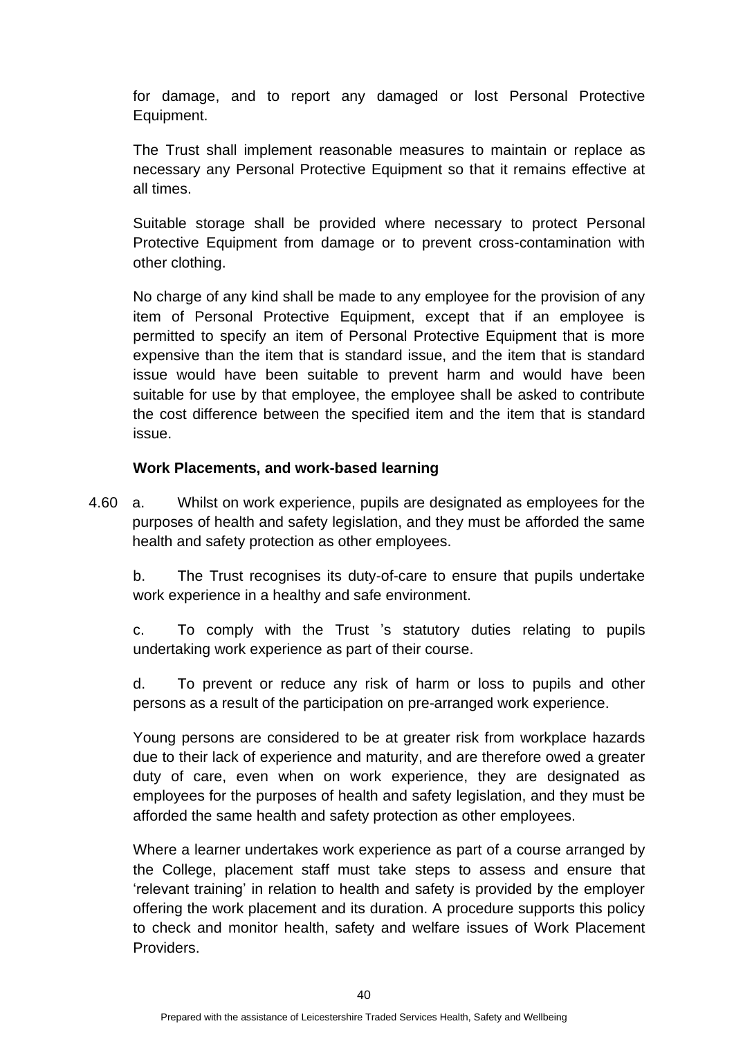for damage, and to report any damaged or lost Personal Protective Equipment.

The Trust shall implement reasonable measures to maintain or replace as necessary any Personal Protective Equipment so that it remains effective at all times.

Suitable storage shall be provided where necessary to protect Personal Protective Equipment from damage or to prevent cross-contamination with other clothing.

No charge of any kind shall be made to any employee for the provision of any item of Personal Protective Equipment, except that if an employee is permitted to specify an item of Personal Protective Equipment that is more expensive than the item that is standard issue, and the item that is standard issue would have been suitable to prevent harm and would have been suitable for use by that employee, the employee shall be asked to contribute the cost difference between the specified item and the item that is standard issue.

**Work Placements, and work-based learning**

4.60 a. Whilst on work experience, pupils are designated as employees for the purposes of health and safety legislation, and they must be afforded the same health and safety protection as other employees.

b. The Trust recognises its duty-of-care to ensure that pupils undertake work experience in a healthy and safe environment.

c. To comply with the Trust 's statutory duties relating to pupils undertaking work experience as part of their course.

d. To prevent or reduce any risk of harm or loss to pupils and other persons as a result of the participation on pre-arranged work experience.

Young persons are considered to be at greater risk from workplace hazards due to their lack of experience and maturity, and are therefore owed a greater duty of care, even when on work experience, they are designated as employees for the purposes of health and safety legislation, and they must be afforded the same health and safety protection as other employees.

Where a learner undertakes work experience as part of a course arranged by the College, placement staff must take steps to assess and ensure that 'relevant training' in relation to health and safety is provided by the employer offering the work placement and its duration. A procedure supports this policy to check and monitor health, safety and welfare issues of Work Placement Providers.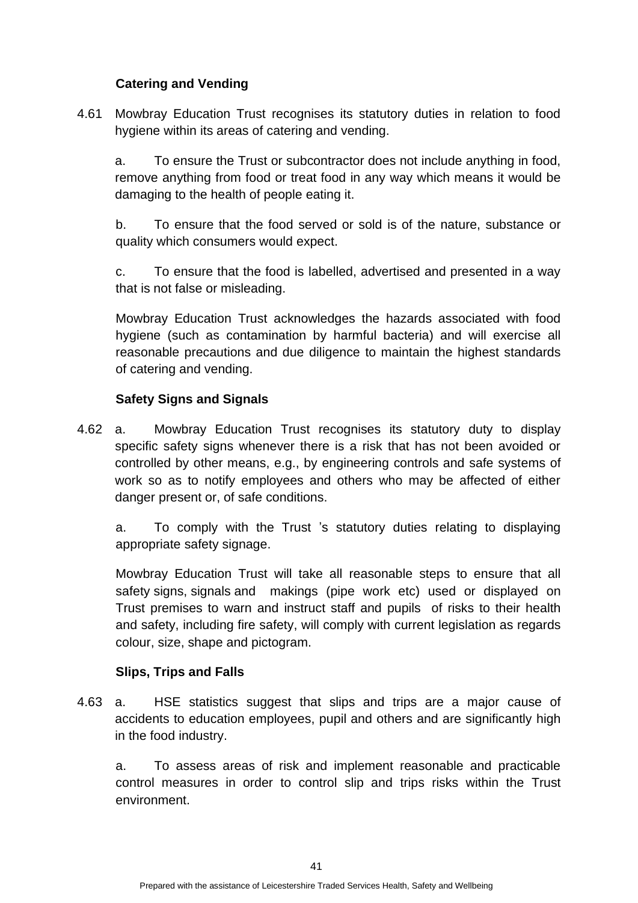**Catering and Vending**

4.61 Mowbray Education Trust recognises its statutory duties in relation to food hygiene within its areas of catering and vending.

a. To ensure the Trust or subcontractor does not include anything in food, remove anything from food or treat food in any way which means it would be damaging to the health of people eating it.

b. To ensure that the food served or sold is of the nature, substance or quality which consumers would expect.

c. To ensure that the food is labelled, advertised and presented in a way that is not false or misleading.

Mowbray Education Trust acknowledges the hazards associated with food hygiene (such as contamination by harmful bacteria) and will exercise all reasonable precautions and due diligence to maintain the highest standards of catering and vending.

**Safety Signs and Signals**

4.62 a. Mowbray Education Trust recognises its statutory duty to display specific safety signs whenever there is a risk that has not been avoided or controlled by other means, e.g., by engineering controls and safe systems of work so as to notify employees and others who may be affected of either danger present or, of safe conditions.

a. To comply with the Trust 's statutory duties relating to displaying appropriate safety signage.

Mowbray Education Trust will take all reasonable steps to ensure that all safety signs, signals and makings (pipe work etc) used or displayed on Trust premises to warn and instruct staff and pupils of risks to their health and safety, including fire safety, will comply with current legislation as regards colour, size, shape and pictogram.

**Slips, Trips and Falls**

4.63 a. HSE statistics suggest that slips and trips are a major cause of accidents to education employees, pupil and others and are significantly high in the food industry.

a. To assess areas of risk and implement reasonable and practicable control measures in order to control slip and trips risks within the Trust environment.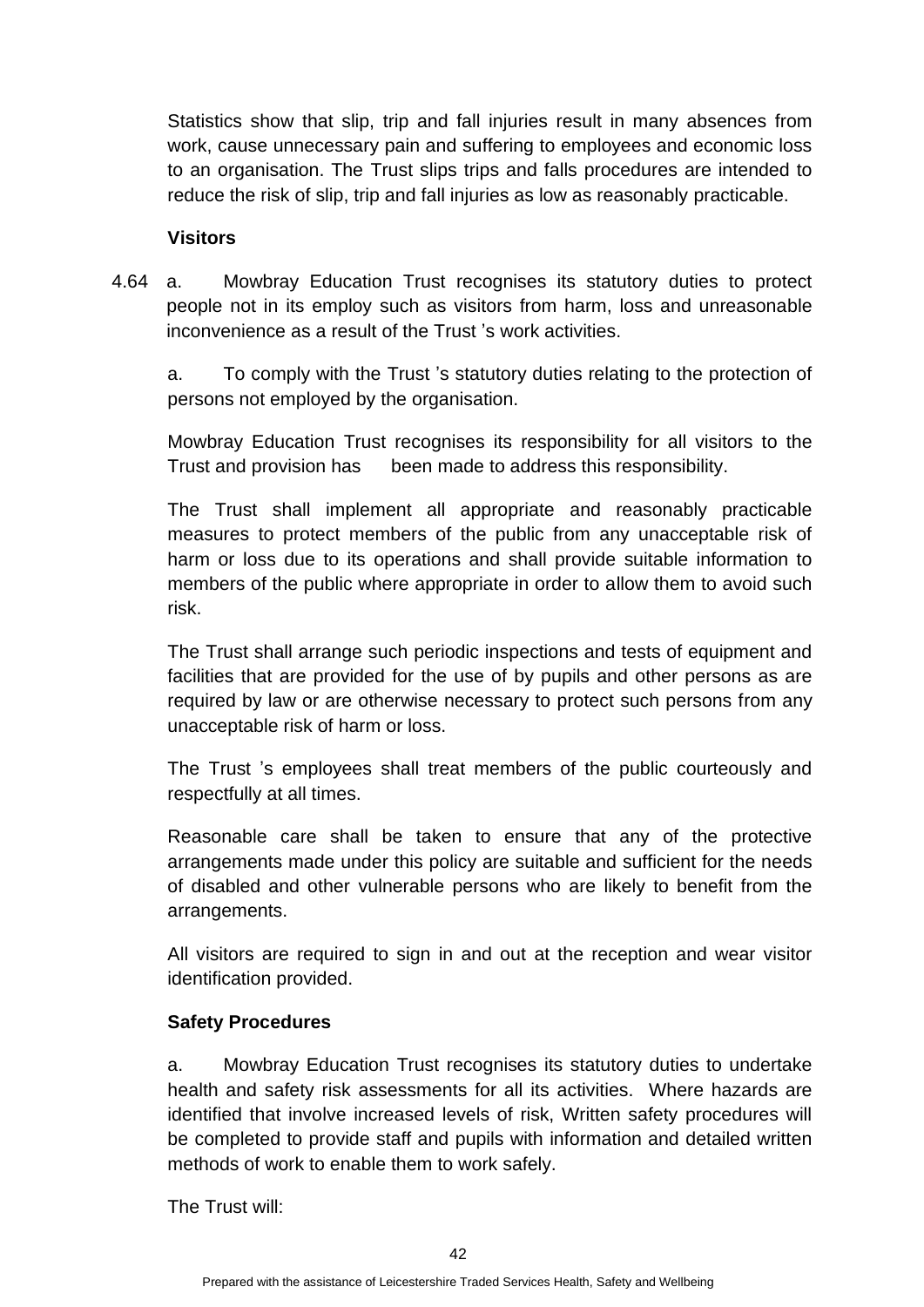Statistics show that slip, trip and fall injuries result in many absences from work, cause unnecessary pain and suffering to employees and economic loss to an organisation. The Trust slips trips and falls procedures are intended to reduce the risk of slip, trip and fall injuries as low as reasonably practicable.

**Visitors**

4.64 a. Mowbray Education Trust recognises its statutory duties to protect people not in its employ such as visitors from harm, loss and unreasonable inconvenience as a result of the Trust 's work activities.

a. To comply with the Trust 's statutory duties relating to the protection of persons not employed by the organisation.

Mowbray Education Trust recognises its responsibility for all visitors to the Trust and provision has been made to address this responsibility.

The Trust shall implement all appropriate and reasonably practicable measures to protect members of the public from any unacceptable risk of harm or loss due to its operations and shall provide suitable information to members of the public where appropriate in order to allow them to avoid such risk.

The Trust shall arrange such periodic inspections and tests of equipment and facilities that are provided for the use of by pupils and other persons as are required by law or are otherwise necessary to protect such persons from any unacceptable risk of harm or loss.

The Trust 's employees shall treat members of the public courteously and respectfully at all times.

Reasonable care shall be taken to ensure that any of the protective arrangements made under this policy are suitable and sufficient for the needs of disabled and other vulnerable persons who are likely to benefit from the arrangements.

All visitors are required to sign in and out at the reception and wear visitor identification provided.

**Safety Procedures**

a. Mowbray Education Trust recognises its statutory duties to undertake health and safety risk assessments for all its activities. Where hazards are identified that involve increased levels of risk, Written safety procedures will be completed to provide staff and pupils with information and detailed written methods of work to enable them to work safely.

The Trust will: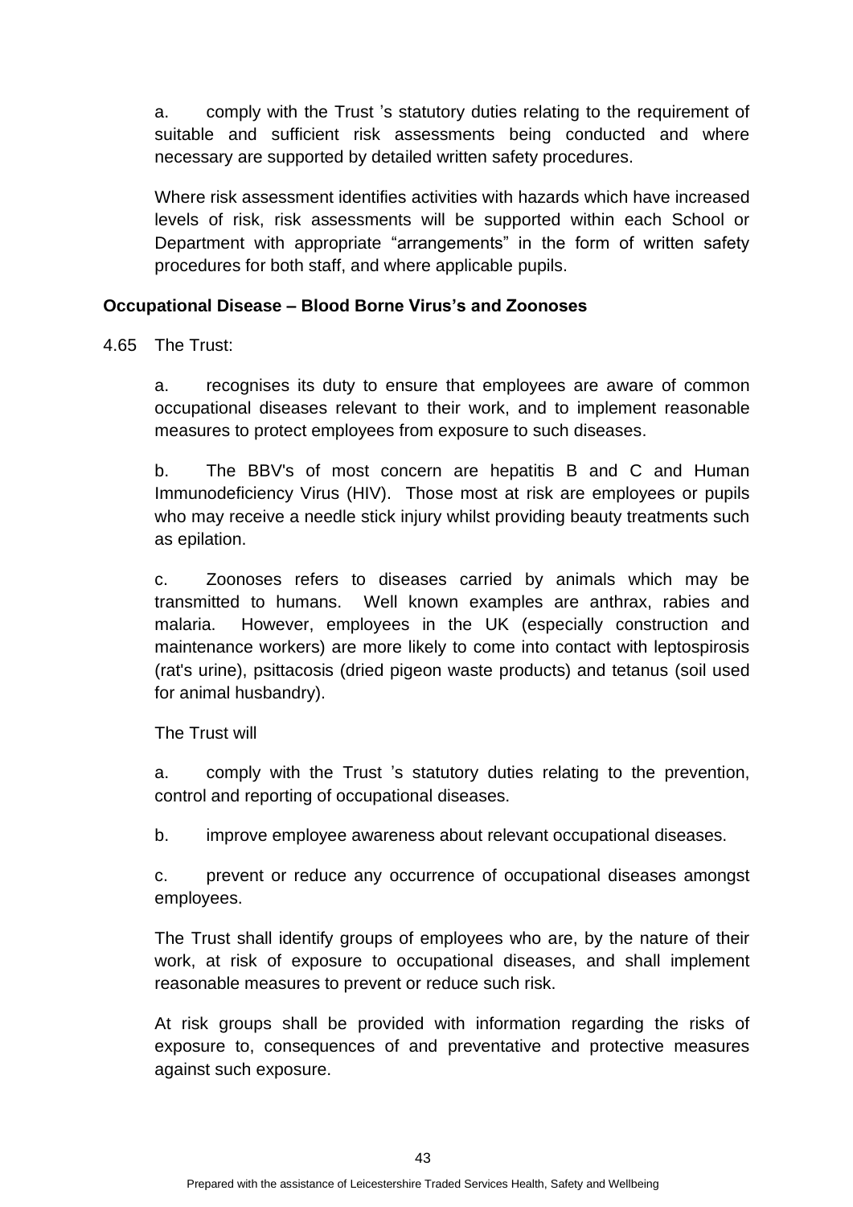a. comply with the Trust 's statutory duties relating to the requirement of suitable and sufficient risk assessments being conducted and where necessary are supported by detailed written safety procedures.

Where risk assessment identifies activities with hazards which have increased levels of risk, risk assessments will be supported within each School or Department with appropriate "arrangements" in the form of written safety procedures for both staff, and where applicable pupils.

**Occupational Disease – Blood Borne Virus's and Zoonoses**

4.65 The Trust:

a. recognises its duty to ensure that employees are aware of common occupational diseases relevant to their work, and to implement reasonable measures to protect employees from exposure to such diseases.

b. The BBV's of most concern are hepatitis B and C and Human Immunodeficiency Virus (HIV). Those most at risk are employees or pupils who may receive a needle stick injury whilst providing beauty treatments such as epilation.

c. Zoonoses refers to diseases carried by animals which may be transmitted to humans. Well known examples are anthrax, rabies and malaria. However, employees in the UK (especially construction and maintenance workers) are more likely to come into contact with leptospirosis (rat's urine), psittacosis (dried pigeon waste products) and tetanus (soil used for animal husbandry).

The Trust will

a. comply with the Trust 's statutory duties relating to the prevention, control and reporting of occupational diseases.

b. improve employee awareness about relevant occupational diseases.

c. prevent or reduce any occurrence of occupational diseases amongst employees.

The Trust shall identify groups of employees who are, by the nature of their work, at risk of exposure to occupational diseases, and shall implement reasonable measures to prevent or reduce such risk.

At risk groups shall be provided with information regarding the risks of exposure to, consequences of and preventative and protective measures against such exposure.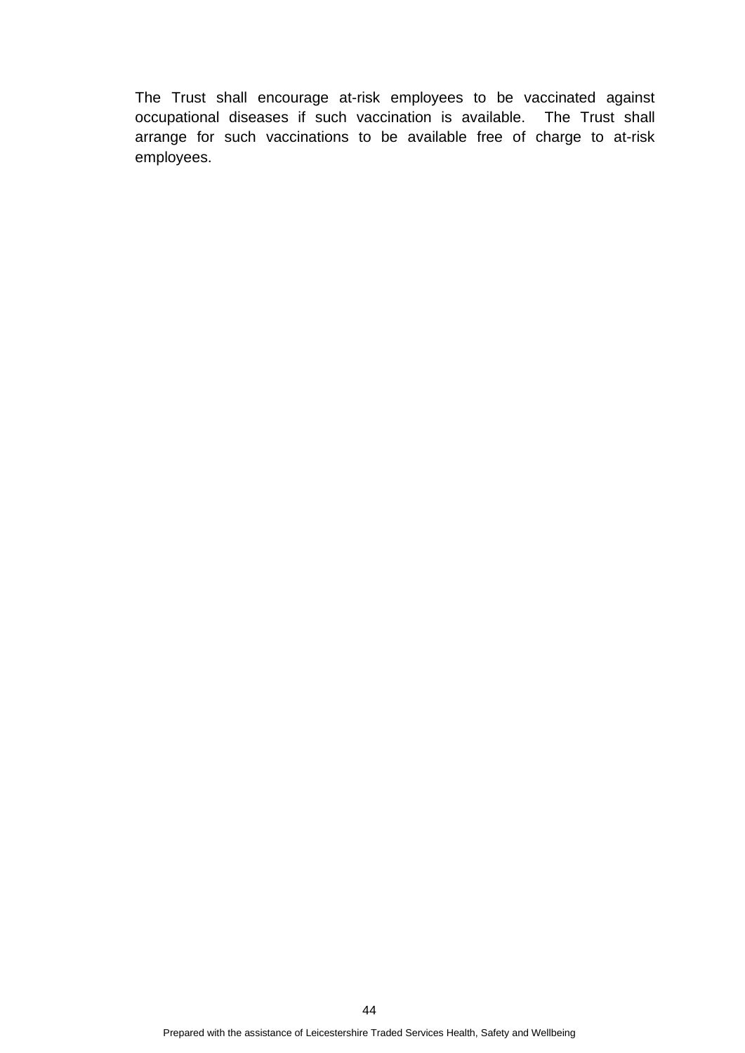The Trust shall encourage at-risk employees to be vaccinated against occupational diseases if such vaccination is available. The Trust shall arrange for such vaccinations to be available free of charge to at-risk employees.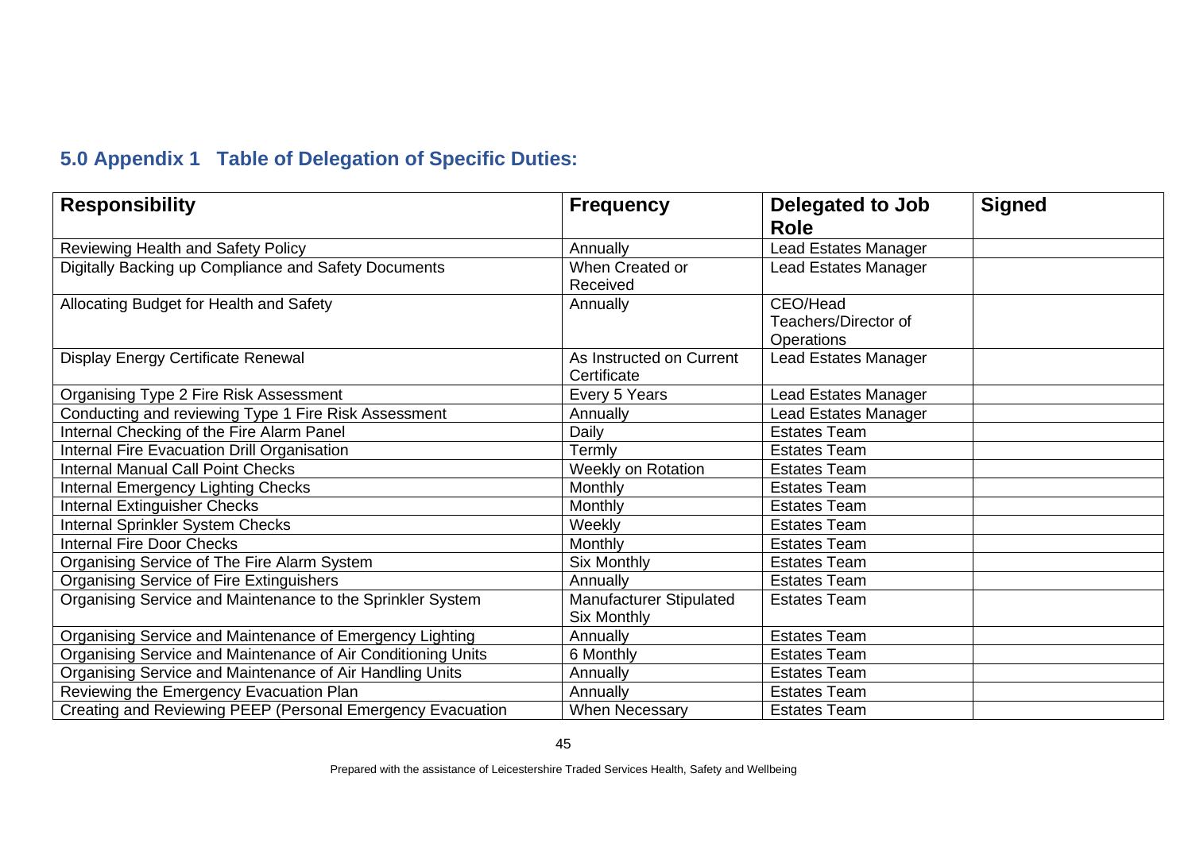## 5.0 Appendix 1 Table of Delegation of Specific Duties:

| Responsibility | Frequency | Delegated to Job Role | Signed |
|---|---|---|---|
| Reviewing Health and Safety Policy | Annually | Lead Estates Manager | |
| Digitally Backing up Compliance and Safety Documents | When Created or Received | Lead Estates Manager | |
| Allocating Budget for Health and Safety | Annually | CEO/Head Teachers/Director of Operations | |
| Display Energy Certificate Renewal | As Instructed on Current Certificate | Lead Estates Manager | |
| Organising Type 2 Fire Risk Assessment | Every 5 Years | Lead Estates Manager | |
| Conducting and reviewing Type 1 Fire Risk Assessment | Annually | Lead Estates Manager | |
| Internal Checking of the Fire Alarm Panel | Daily | Estates Team | |
| Internal Fire Evacuation Drill Organisation | Termly | Estates Team | |
| Internal Manual Call Point Checks | Weekly on Rotation | Estates Team | |
| Internal Emergency Lighting Checks | Monthly | Estates Team | |
| Internal Extinguisher Checks | Monthly | Estates Team | |
| Internal Sprinkler System Checks | Weekly | Estates Team | |
| Internal Fire Door Checks | Monthly | Estates Team | |
| Organising Service of The Fire Alarm System | Six Monthly | Estates Team | |
| Organising Service of Fire Extinguishers | Annually | Estates Team | |
| Organising Service and Maintenance to the Sprinkler System | Manufacturer Stipulated Six Monthly | Estates Team | |
| Organising Service and Maintenance of Emergency Lighting | Annually | Estates Team | |
| Organising Service and Maintenance of Air Conditioning Units | 6 Monthly | Estates Team | |
| Organising Service and Maintenance of Air Handling Units | Annually | Estates Team | |
| Reviewing the Emergency Evacuation Plan | Annually | Estates Team | |
| Creating and Reviewing PEEP (Personal Emergency Evacuation | When Necessary | Estates Team | |

Prepared with the assistance of Leicestershire Traded Services Health, Safety and Wellbeing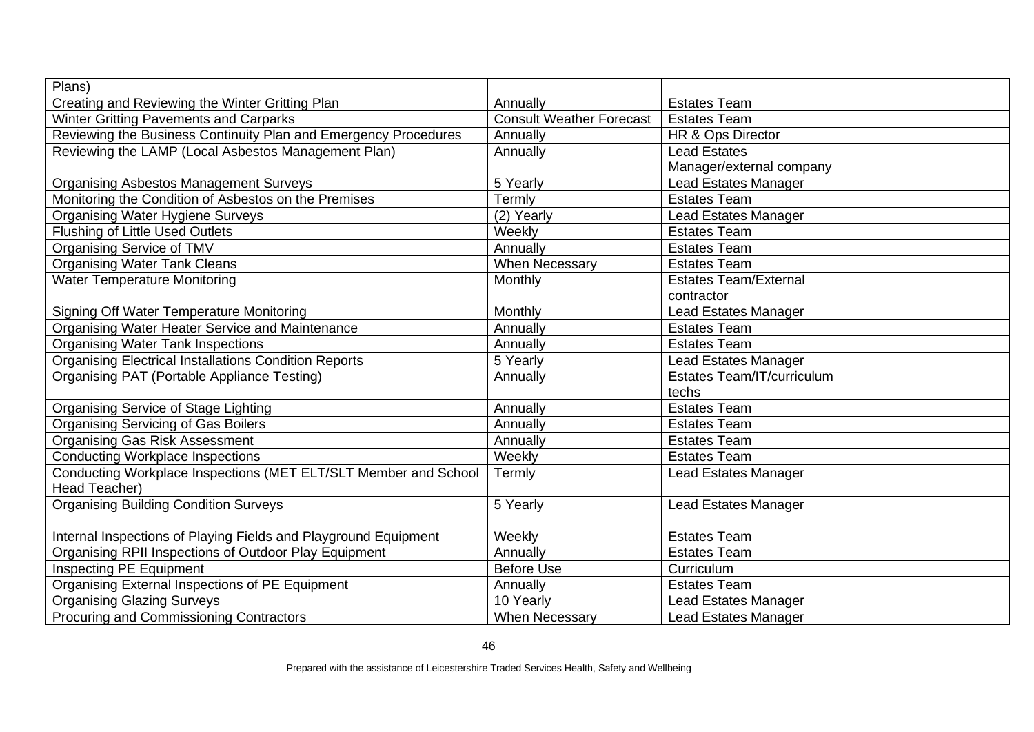| | | | |
|---|---|---|---|
| Plans) | | | |
| Creating and Reviewing the Winter Gritting Plan | Annually | Estates Team | |
| Winter Gritting Pavements and Carparks | Consult Weather Forecast | Estates Team | |
| Reviewing the Business Continuity Plan and Emergency Procedures | Annually | HR & Ops Director | |
| Reviewing the LAMP (Local Asbestos Management Plan) | Annually | Lead Estates Manager/external company | |
| Organising Asbestos Management Surveys | 5 Yearly | Lead Estates Manager | |
| Monitoring the Condition of Asbestos on the Premises | Termly | Estates Team | |
| Organising Water Hygiene Surveys | (2) Yearly | Lead Estates Manager | |
| Flushing of Little Used Outlets | Weekly | Estates Team | |
| Organising Service of TMV | Annually | Estates Team | |
| Organising Water Tank Cleans | When Necessary | Estates Team | |
| Water Temperature Monitoring | Monthly | Estates Team/External contractor | |
| Signing Off Water Temperature Monitoring | Monthly | Lead Estates Manager | |
| Organising Water Heater Service and Maintenance | Annually | Estates Team | |
| Organising Water Tank Inspections | Annually | Estates Team | |
| Organising Electrical Installations Condition Reports | 5 Yearly | Lead Estates Manager | |
| Organising PAT (Portable Appliance Testing) | Annually | Estates Team/IT/curriculum techs | |
| Organising Service of Stage Lighting | Annually | Estates Team | |
| Organising Servicing of Gas Boilers | Annually | Estates Team | |
| Organising Gas Risk Assessment | Annually | Estates Team | |
| Conducting Workplace Inspections | Weekly | Estates Team | |
| Conducting Workplace Inspections (MET ELT/SLT Member and School Head Teacher) | Termly | Lead Estates Manager | |
| Organising Building Condition Surveys | 5 Yearly | Lead Estates Manager | |
| Internal Inspections of Playing Fields and Playground Equipment | Weekly | Estates Team | |
| Organising RPII Inspections of Outdoor Play Equipment | Annually | Estates Team | |
| Inspecting PE Equipment | Before Use | Curriculum | |
| Organising External Inspections of PE Equipment | Annually | Estates Team | |
| Organising Glazing Surveys | 10 Yearly | Lead Estates Manager | |
| Procuring and Commissioning Contractors | When Necessary | Lead Estates Manager | |

Prepared with the assistance of Leicestershire Traded Services Health, Safety and Wellbeing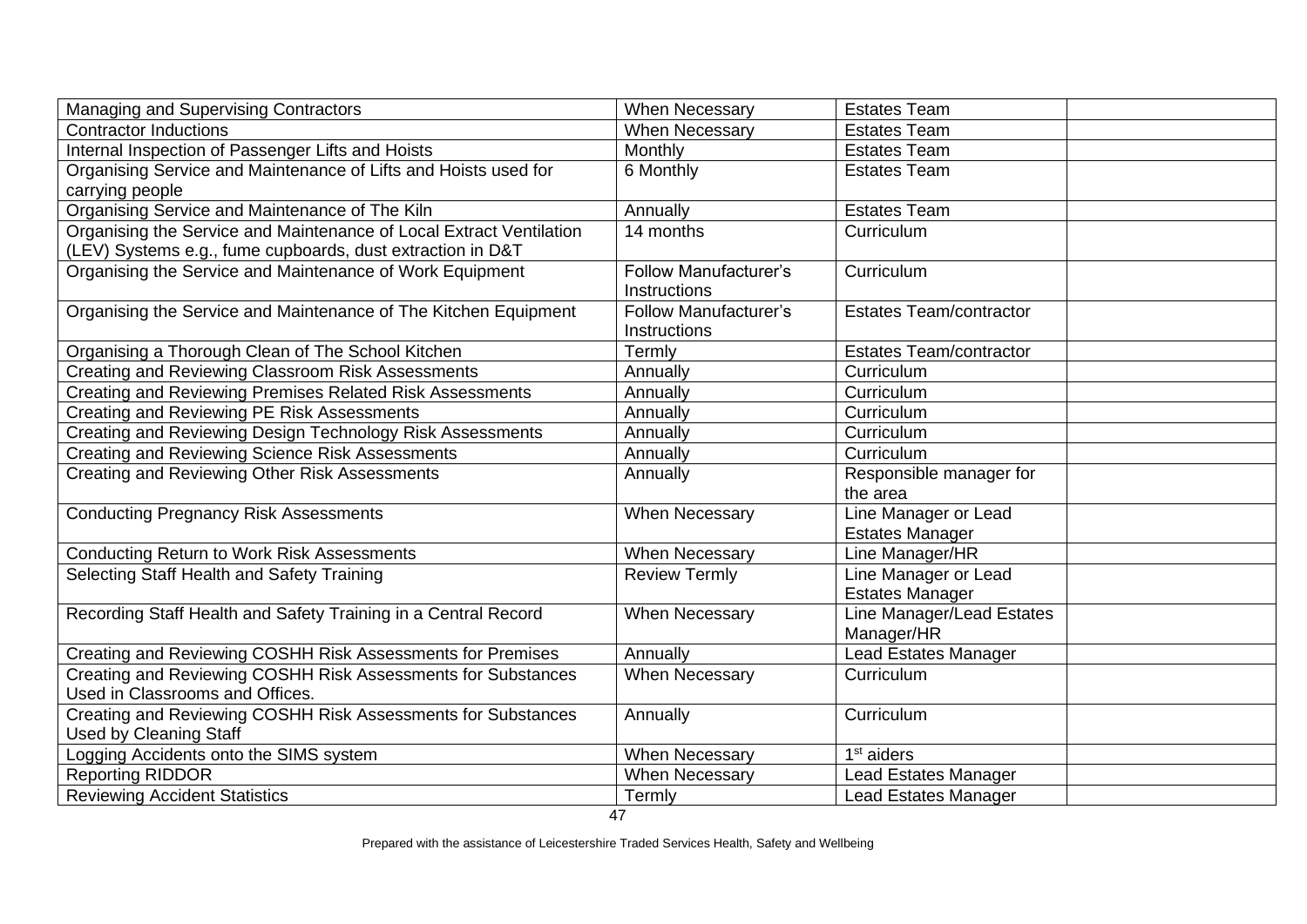| Managing and Supervising Contractors | When Necessary | Estates Team | |
|---|---|---|---|
| Contractor Inductions | When Necessary | Estates Team | |
| Internal Inspection of Passenger Lifts and Hoists | Monthly | Estates Team | |
| Organising Service and Maintenance of Lifts and Hoists used for carrying people | 6 Monthly | Estates Team | |
| Organising Service and Maintenance of The Kiln | Annually | Estates Team | |
| Organising the Service and Maintenance of Local Extract Ventilation (LEV) Systems e.g., fume cupboards, dust extraction in D&T | 14 months | Curriculum | |
| Organising the Service and Maintenance of Work Equipment | Follow Manufacturer's Instructions | Curriculum | |
| Organising the Service and Maintenance of The Kitchen Equipment | Follow Manufacturer's Instructions | Estates Team/contractor | |
| Organising a Thorough Clean of The School Kitchen | Termly | Estates Team/contractor | |
| Creating and Reviewing Classroom Risk Assessments | Annually | Curriculum | |
| Creating and Reviewing Premises Related Risk Assessments | Annually | Curriculum | |
| Creating and Reviewing PE Risk Assessments | Annually | Curriculum | |
| Creating and Reviewing Design Technology Risk Assessments | Annually | Curriculum | |
| Creating and Reviewing Science Risk Assessments | Annually | Curriculum | |
| Creating and Reviewing Other Risk Assessments | Annually | Responsible manager for the area | |
| Conducting Pregnancy Risk Assessments | When Necessary | Line Manager or Lead Estates Manager | |
| Conducting Return to Work Risk Assessments | When Necessary | Line Manager/HR | |
| Selecting Staff Health and Safety Training | Review Termly | Line Manager or Lead Estates Manager | |
| Recording Staff Health and Safety Training in a Central Record | When Necessary | Line Manager/Lead Estates Manager/HR | |
| Creating and Reviewing COSHH Risk Assessments for Premises | Annually | Lead Estates Manager | |
| Creating and Reviewing COSHH Risk Assessments for Substances Used in Classrooms and Offices. | When Necessary | Curriculum | |
| Creating and Reviewing COSHH Risk Assessments for Substances Used by Cleaning Staff | Annually | Curriculum | |
| Logging Accidents onto the SIMS system | When Necessary | 1st aiders | |
| Reporting RIDDOR | When Necessary | Lead Estates Manager | |
| Reviewing Accident Statistics | Termly | Lead Estates Manager | |

Prepared with the assistance of Leicestershire Traded Services Health, Safety and Wellbeing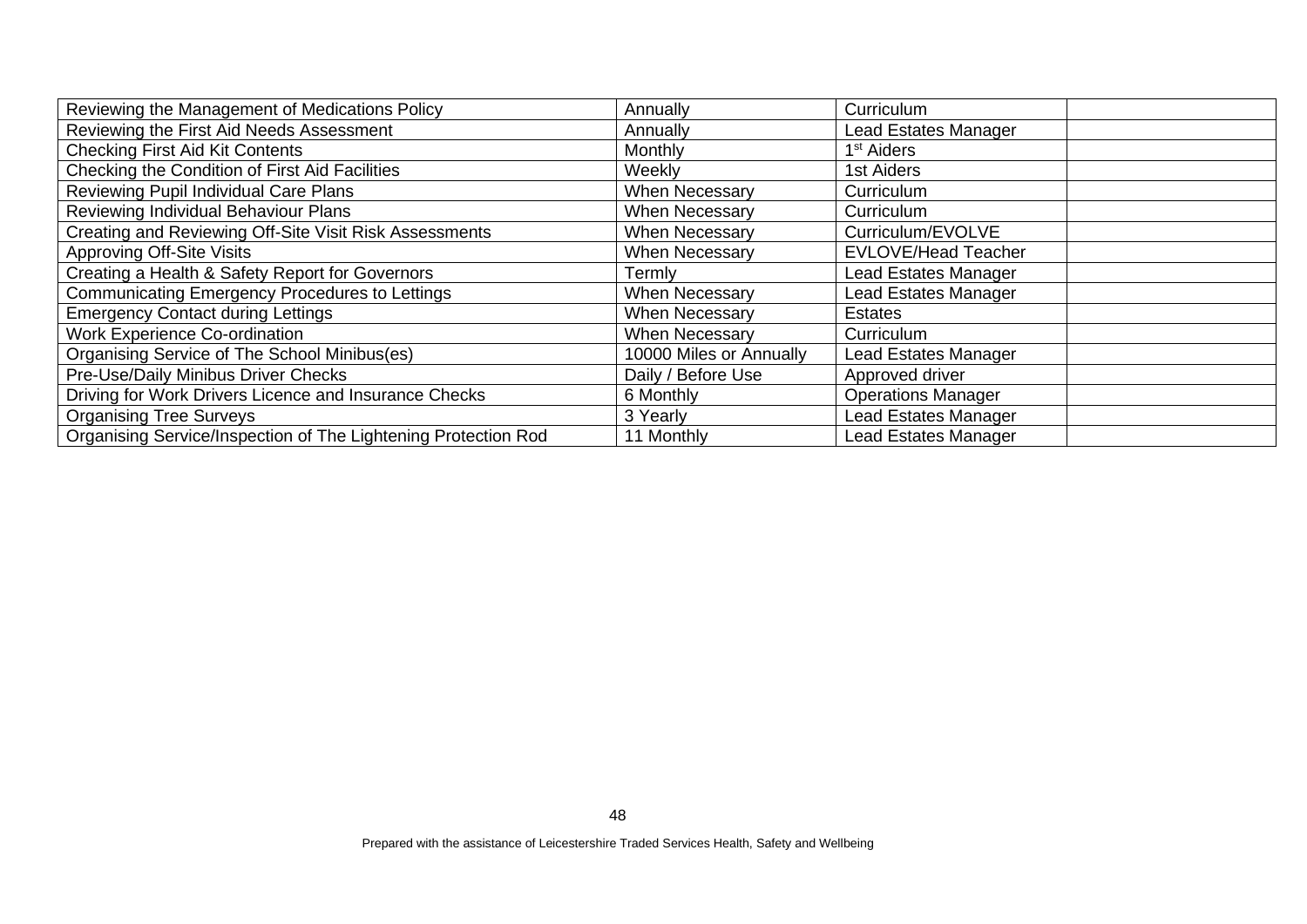| | | | |
|---|---|---|---|
| Reviewing the Management of Medications Policy | Annually | Curriculum | |
| Reviewing the First Aid Needs Assessment | Annually | Lead Estates Manager | |
| Checking First Aid Kit Contents | Monthly | 1st Aiders | |
| Checking the Condition of First Aid Facilities | Weekly | 1st Aiders | |
| Reviewing Pupil Individual Care Plans | When Necessary | Curriculum | |
| Reviewing Individual Behaviour Plans | When Necessary | Curriculum | |
| Creating and Reviewing Off-Site Visit Risk Assessments | When Necessary | Curriculum/EVOLVE | |
| Approving Off-Site Visits | When Necessary | EVLOVE/Head Teacher | |
| Creating a Health & Safety Report for Governors | Termly | Lead Estates Manager | |
| Communicating Emergency Procedures to Lettings | When Necessary | Lead Estates Manager | |
| Emergency Contact during Lettings | When Necessary | Estates | |
| Work Experience Co-ordination | When Necessary | Curriculum | |
| Organising Service of The School Minibus(es) | 10000 Miles or Annually | Lead Estates Manager | |
| Pre-Use/Daily Minibus Driver Checks | Daily / Before Use | Approved driver | |
| Driving for Work Drivers Licence and Insurance Checks | 6 Monthly | Operations Manager | |
| Organising Tree Surveys | 3 Yearly | Lead Estates Manager | |
| Organising Service/Inspection of The Lightening Protection Rod | 11 Monthly | Lead Estates Manager | |

Prepared with the assistance of Leicestershire Traded Services Health, Safety and Wellbeing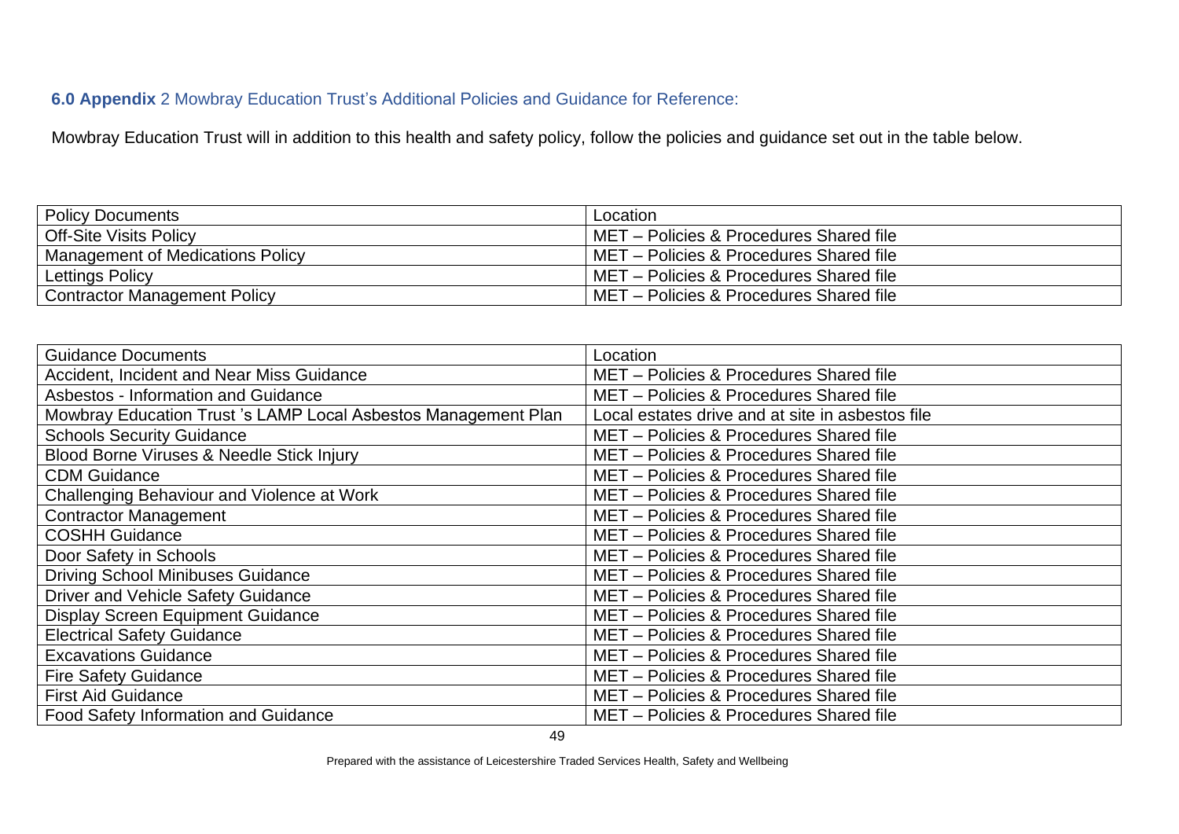## **6.0 Appendix** 2 Mowbray Education Trust's Additional Policies and Guidance for Reference:

Mowbray Education Trust will in addition to this health and safety policy, follow the policies and guidance set out in the table below.

| Policy Documents | Location |
| --- | --- |
| Off-Site Visits Policy | MET – Policies & Procedures Shared file |
| Management of Medications Policy | MET – Policies & Procedures Shared file |
| Lettings Policy | MET – Policies & Procedures Shared file |
| Contractor Management Policy | MET – Policies & Procedures Shared file |

| Guidance Documents | Location |
| --- | --- |
| Accident, Incident and Near Miss Guidance | MET – Policies & Procedures Shared file |
| Asbestos - Information and Guidance | MET – Policies & Procedures Shared file |
| Mowbray Education Trust 's LAMP Local Asbestos Management Plan | Local estates drive and at site in asbestos file |
| Schools Security Guidance | MET – Policies & Procedures Shared file |
| Blood Borne Viruses & Needle Stick Injury | MET – Policies & Procedures Shared file |
| CDM Guidance | MET – Policies & Procedures Shared file |
| Challenging Behaviour and Violence at Work | MET – Policies & Procedures Shared file |
| Contractor Management | MET – Policies & Procedures Shared file |
| COSHH Guidance | MET – Policies & Procedures Shared file |
| Door Safety in Schools | MET – Policies & Procedures Shared file |
| Driving School Minibuses Guidance | MET – Policies & Procedures Shared file |
| Driver and Vehicle Safety Guidance | MET – Policies & Procedures Shared file |
| Display Screen Equipment Guidance | MET – Policies & Procedures Shared file |
| Electrical Safety Guidance | MET – Policies & Procedures Shared file |
| Excavations Guidance | MET – Policies & Procedures Shared file |
| Fire Safety Guidance | MET – Policies & Procedures Shared file |
| First Aid Guidance | MET – Policies & Procedures Shared file |
| Food Safety Information and Guidance | MET – Policies & Procedures Shared file |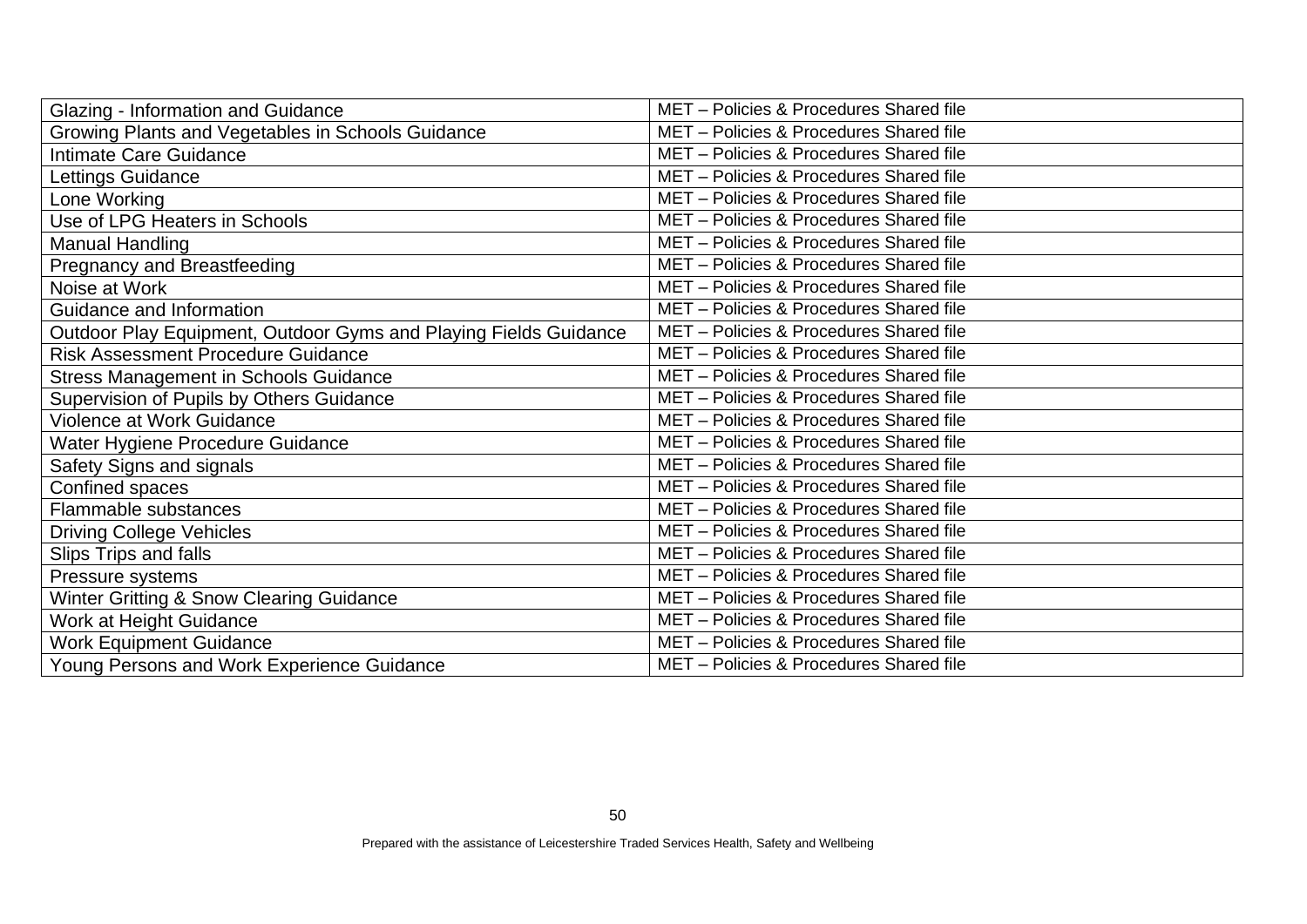| Glazing - Information and Guidance | MET – Policies & Procedures Shared file |
|---|---|
| Growing Plants and Vegetables in Schools Guidance | MET – Policies & Procedures Shared file |
| Intimate Care Guidance | MET – Policies & Procedures Shared file |
| Lettings Guidance | MET – Policies & Procedures Shared file |
| Lone Working | MET – Policies & Procedures Shared file |
| Use of LPG Heaters in Schools | MET – Policies & Procedures Shared file |
| Manual Handling | MET – Policies & Procedures Shared file |
| Pregnancy and Breastfeeding | MET – Policies & Procedures Shared file |
| Noise at Work | MET – Policies & Procedures Shared file |
| Guidance and Information | MET – Policies & Procedures Shared file |
| Outdoor Play Equipment, Outdoor Gyms and Playing Fields Guidance | MET – Policies & Procedures Shared file |
| Risk Assessment Procedure Guidance | MET – Policies & Procedures Shared file |
| Stress Management in Schools Guidance | MET – Policies & Procedures Shared file |
| Supervision of Pupils by Others Guidance | MET – Policies & Procedures Shared file |
| Violence at Work Guidance | MET – Policies & Procedures Shared file |
| Water Hygiene Procedure Guidance | MET – Policies & Procedures Shared file |
| Safety Signs and signals | MET – Policies & Procedures Shared file |
| Confined spaces | MET – Policies & Procedures Shared file |
| Flammable substances | MET – Policies & Procedures Shared file |
| Driving College Vehicles | MET – Policies & Procedures Shared file |
| Slips Trips and falls | MET – Policies & Procedures Shared file |
| Pressure systems | MET – Policies & Procedures Shared file |
| Winter Gritting & Snow Clearing Guidance | MET – Policies & Procedures Shared file |
| Work at Height Guidance | MET – Policies & Procedures Shared file |
| Work Equipment Guidance | MET – Policies & Procedures Shared file |
| Young Persons and Work Experience Guidance | MET – Policies & Procedures Shared file |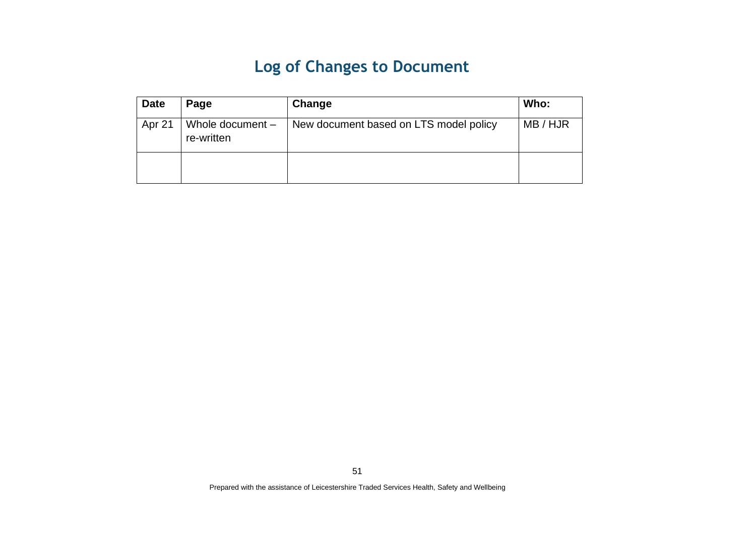# Log of Changes to Document

| Date | Page | Change | Who: |
|---|---|---|---|
| Apr 21 | Whole document – re-written | New document based on LTS model policy | MB / HJR |
| | | | |

Prepared with the assistance of Leicestershire Traded Services Health, Safety and Wellbeing